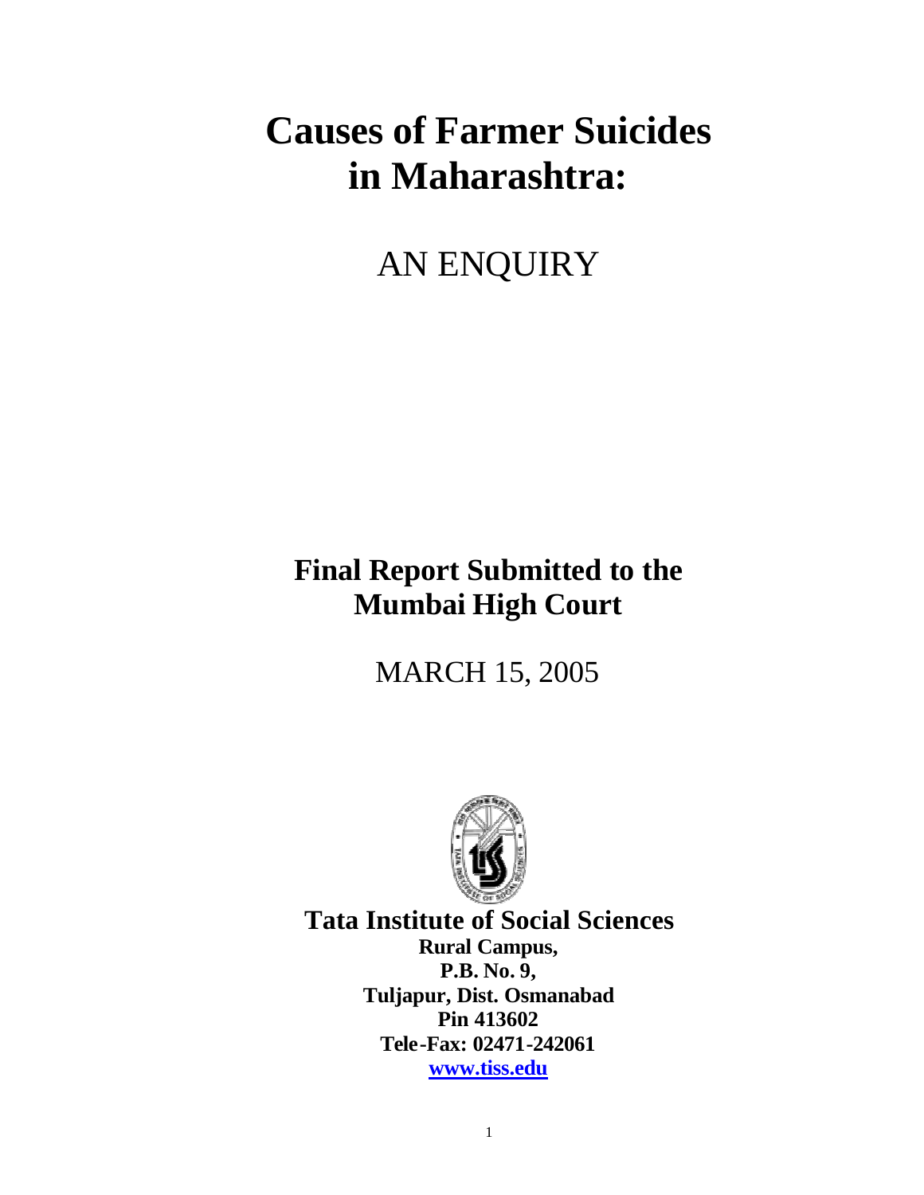# Causes of Farmer Suicides in Maharashtra:

AN ENQUIRY

## Final Report Submitted to the Mumbai High Court

MARCH 15, 2005

**Tata Institute of Social Sciences**

**Rural Campus,**
**P.B. No. 9,**
**Tuljapur, Dist. Osmanabad**
**Pin 413602**
**Tele-Fax: 02471-242061**
**www.tiss.edu**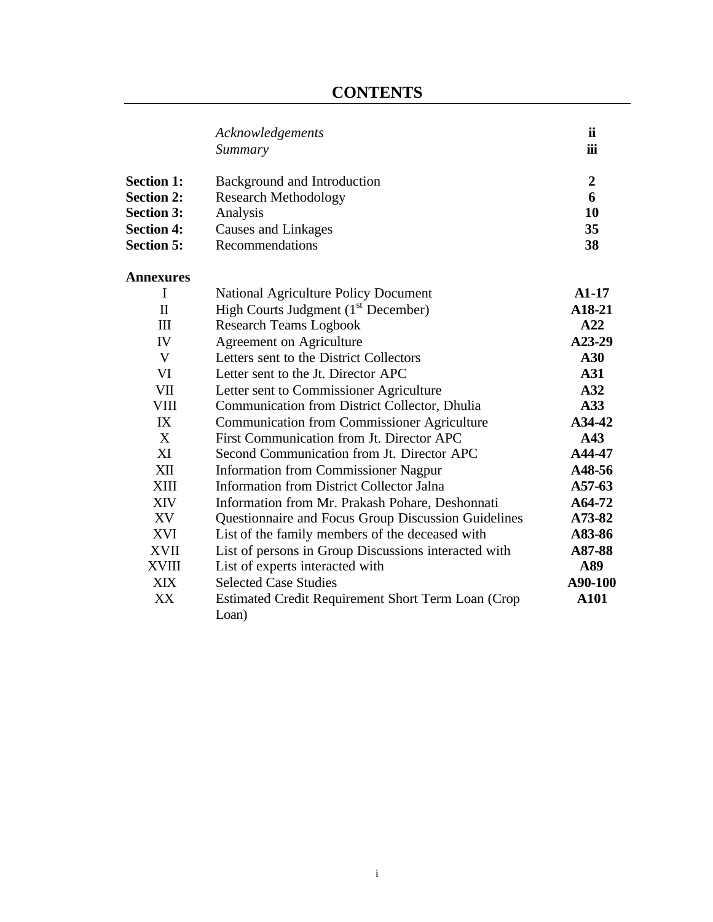# CONTENTS

| | | |
|---|---|---|
| | *Acknowledgements* | **ii** |
| | *Summary* | **iii** |
| **Section 1:** | Background and Introduction | **2** |
| **Section 2:** | Research Methodology | **6** |
| **Section 3:** | Analysis | **10** |
| **Section 4:** | Causes and Linkages | **35** |
| **Section 5:** | Recommendations | **38** |

**Annexures**

| | | |
|---|---|---|
| I | National Agriculture Policy Document | **A1-17** |
| II | High Courts Judgment (1st December) | **A18-21** |
| III | Research Teams Logbook | **A22** |
| IV | Agreement on Agriculture | **A23-29** |
| V | Letters sent to the District Collectors | **A30** |
| VI | Letter sent to the Jt. Director APC | **A31** |
| VII | Letter sent to Commissioner Agriculture | **A32** |
| VIII | Communication from District Collector, Dhulia | **A33** |
| IX | Communication from Commissioner Agriculture | **A34-42** |
| X | First Communication from Jt. Director APC | **A43** |
| XI | Second Communication from Jt. Director APC | **A44-47** |
| XII | Information from Commissioner Nagpur | **A48-56** |
| XIII | Information from District Collector Jalna | **A57-63** |
| XIV | Information from Mr. Prakash Pohare, Deshonnati | **A64-72** |
| XV | Questionnaire and Focus Group Discussion Guidelines | **A73-82** |
| XVI | List of the family members of the deceased with | **A83-86** |
| XVII | List of persons in Group Discussions interacted with | **A87-88** |
| XVIII | List of experts interacted with | **A89** |
| XIX | Selected Case Studies | **A90-100** |
| XX | Estimated Credit Requirement Short Term Loan (Crop Loan) | **A101** |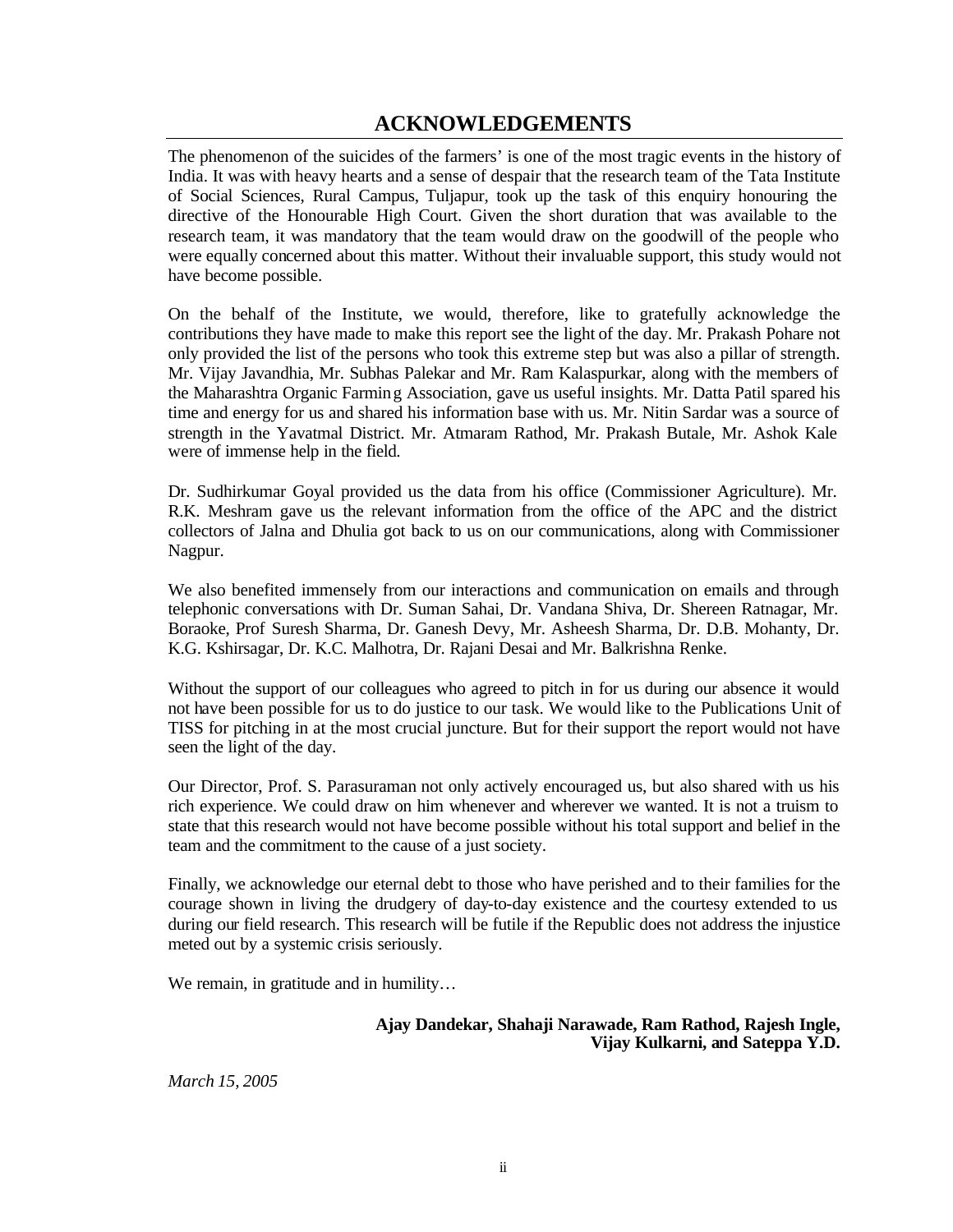# ACKNOWLEDGEMENTS

The phenomenon of the suicides of the farmers' is one of the most tragic events in the history of India. It was with heavy hearts and a sense of despair that the research team of the Tata Institute of Social Sciences, Rural Campus, Tuljapur, took up the task of this enquiry honouring the directive of the Honourable High Court. Given the short duration that was available to the research team, it was mandatory that the team would draw on the goodwill of the people who were equally concerned about this matter. Without their invaluable support, this study would not have become possible.

On the behalf of the Institute, we would, therefore, like to gratefully acknowledge the contributions they have made to make this report see the light of the day. Mr. Prakash Pohare not only provided the list of the persons who took this extreme step but was also a pillar of strength. Mr. Vijay Javandhia, Mr. Subhas Palekar and Mr. Ram Kalaspurkar, along with the members of the Maharashtra Organic Farming Association, gave us useful insights. Mr. Datta Patil spared his time and energy for us and shared his information base with us. Mr. Nitin Sardar was a source of strength in the Yavatmal District. Mr. Atmaram Rathod, Mr. Prakash Butale, Mr. Ashok Kale were of immense help in the field.

Dr. Sudhirkumar Goyal provided us the data from his office (Commissioner Agriculture). Mr. R.K. Meshram gave us the relevant information from the office of the APC and the district collectors of Jalna and Dhulia got back to us on our communications, along with Commissioner Nagpur.

We also benefited immensely from our interactions and communication on emails and through telephonic conversations with Dr. Suman Sahai, Dr. Vandana Shiva, Dr. Shereen Ratnagar, Mr. Boraoke, Prof Suresh Sharma, Dr. Ganesh Devy, Mr. Asheesh Sharma, Dr. D.B. Mohanty, Dr. K.G. Kshirsagar, Dr. K.C. Malhotra, Dr. Rajani Desai and Mr. Balkrishna Renke.

Without the support of our colleagues who agreed to pitch in for us during our absence it would not have been possible for us to do justice to our task. We would like to the Publications Unit of TISS for pitching in at the most crucial juncture. But for their support the report would not have seen the light of the day.

Our Director, Prof. S. Parasuraman not only actively encouraged us, but also shared with us his rich experience. We could draw on him whenever and wherever we wanted. It is not a truism to state that this research would not have become possible without his total support and belief in the team and the commitment to the cause of a just society.

Finally, we acknowledge our eternal debt to those who have perished and to their families for the courage shown in living the drudgery of day-to-day existence and the courtesy extended to us during our field research. This research will be futile if the Republic does not address the injustice meted out by a systemic crisis seriously.

We remain, in gratitude and in humility…

**Ajay Dandekar, Shahaji Narawade, Ram Rathod, Rajesh Ingle,
Vijay Kulkarni, and Sateppa Y.D.**

*March 15, 2005*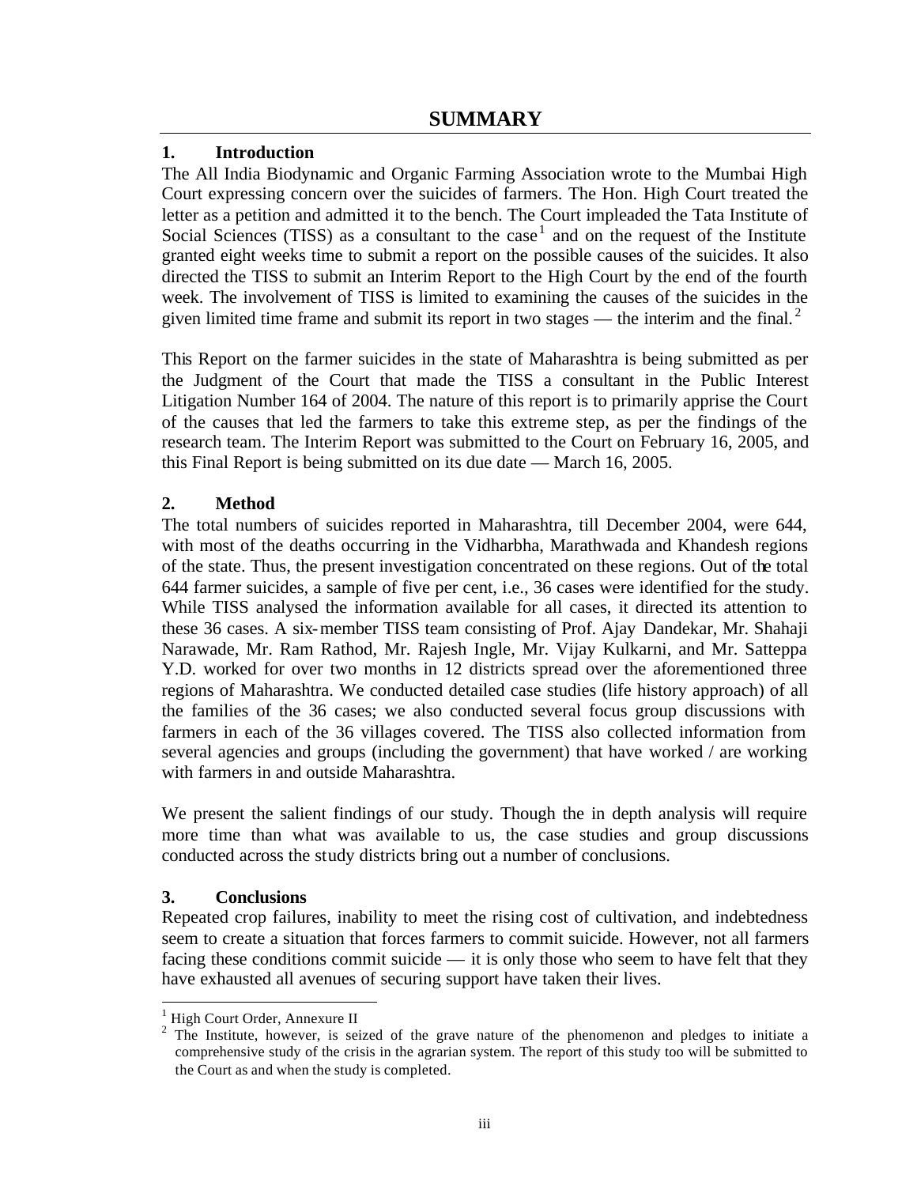## SUMMARY

### 1. Introduction

The All India Biodynamic and Organic Farming Association wrote to the Mumbai High Court expressing concern over the suicides of farmers. The Hon. High Court treated the letter as a petition and admitted it to the bench. The Court impleaded the Tata Institute of Social Sciences (TISS) as a consultant to the case[1] and on the request of the Institute granted eight weeks time to submit a report on the possible causes of the suicides. It also directed the TISS to submit an Interim Report to the High Court by the end of the fourth week. The involvement of TISS is limited to examining the causes of the suicides in the given limited time frame and submit its report in two stages — the interim and the final.[2]

This Report on the farmer suicides in the state of Maharashtra is being submitted as per the Judgment of the Court that made the TISS a consultant in the Public Interest Litigation Number 164 of 2004. The nature of this report is to primarily apprise the Court of the causes that led the farmers to take this extreme step, as per the findings of the research team. The Interim Report was submitted to the Court on February 16, 2005, and this Final Report is being submitted on its due date — March 16, 2005.

### 2. Method

The total numbers of suicides reported in Maharashtra, till December 2004, were 644, with most of the deaths occurring in the Vidharbha, Marathwada and Khandesh regions of the state. Thus, the present investigation concentrated on these regions. Out of the total 644 farmer suicides, a sample of five per cent, i.e., 36 cases were identified for the study. While TISS analysed the information available for all cases, it directed its attention to these 36 cases. A six-member TISS team consisting of Prof. Ajay Dandekar, Mr. Shahaji Narawade, Mr. Ram Rathod, Mr. Rajesh Ingle, Mr. Vijay Kulkarni, and Mr. Satteppa Y.D. worked for over two months in 12 districts spread over the aforementioned three regions of Maharashtra. We conducted detailed case studies (life history approach) of all the families of the 36 cases; we also conducted several focus group discussions with farmers in each of the 36 villages covered. The TISS also collected information from several agencies and groups (including the government) that have worked / are working with farmers in and outside Maharashtra.

We present the salient findings of our study. Though the in depth analysis will require more time than what was available to us, the case studies and group discussions conducted across the study districts bring out a number of conclusions.

### 3. Conclusions

Repeated crop failures, inability to meet the rising cost of cultivation, and indebtedness seem to create a situation that forces farmers to commit suicide. However, not all farmers facing these conditions commit suicide — it is only those who seem to have felt that they have exhausted all avenues of securing support have taken their lives.

---

[1] High Court Order, Annexure II

[2] The Institute, however, is seized of the grave nature of the phenomenon and pledges to initiate a comprehensive study of the crisis in the agrarian system. The report of this study too will be submitted to the Court as and when the study is completed.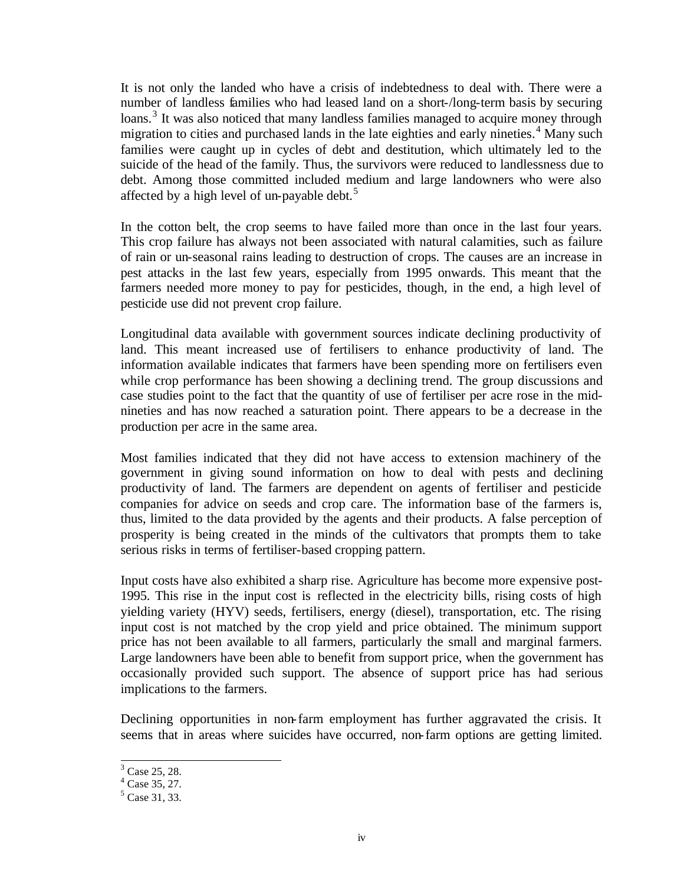It is not only the landed who have a crisis of indebtedness to deal with. There were a number of landless families who had leased land on a short-/long-term basis by securing loans.[3] It was also noticed that many landless families managed to acquire money through migration to cities and purchased lands in the late eighties and early nineties.[4] Many such families were caught up in cycles of debt and destitution, which ultimately led to the suicide of the head of the family. Thus, the survivors were reduced to landlessness due to debt. Among those committed included medium and large landowners who were also affected by a high level of un-payable debt.[5]

In the cotton belt, the crop seems to have failed more than once in the last four years. This crop failure has always not been associated with natural calamities, such as failure of rain or un-seasonal rains leading to destruction of crops. The causes are an increase in pest attacks in the last few years, especially from 1995 onwards. This meant that the farmers needed more money to pay for pesticides, though, in the end, a high level of pesticide use did not prevent crop failure.

Longitudinal data available with government sources indicate declining productivity of land. This meant increased use of fertilisers to enhance productivity of land. The information available indicates that farmers have been spending more on fertilisers even while crop performance has been showing a declining trend. The group discussions and case studies point to the fact that the quantity of use of fertiliser per acre rose in the mid-nineties and has now reached a saturation point. There appears to be a decrease in the production per acre in the same area.

Most families indicated that they did not have access to extension machinery of the government in giving sound information on how to deal with pests and declining productivity of land. The farmers are dependent on agents of fertiliser and pesticide companies for advice on seeds and crop care. The information base of the farmers is, thus, limited to the data provided by the agents and their products. A false perception of prosperity is being created in the minds of the cultivators that prompts them to take serious risks in terms of fertiliser-based cropping pattern.

Input costs have also exhibited a sharp rise. Agriculture has become more expensive post-1995. This rise in the input cost is reflected in the electricity bills, rising costs of high yielding variety (HYV) seeds, fertilisers, energy (diesel), transportation, etc. The rising input cost is not matched by the crop yield and price obtained. The minimum support price has not been available to all farmers, particularly the small and marginal farmers. Large landowners have been able to benefit from support price, when the government has occasionally provided such support. The absence of support price has had serious implications to the farmers.

Declining opportunities in non-farm employment has further aggravated the crisis. It seems that in areas where suicides have occurred, non-farm options are getting limited.

[3] Case 25, 28.

[4] Case 35, 27.

[5] Case 31, 33.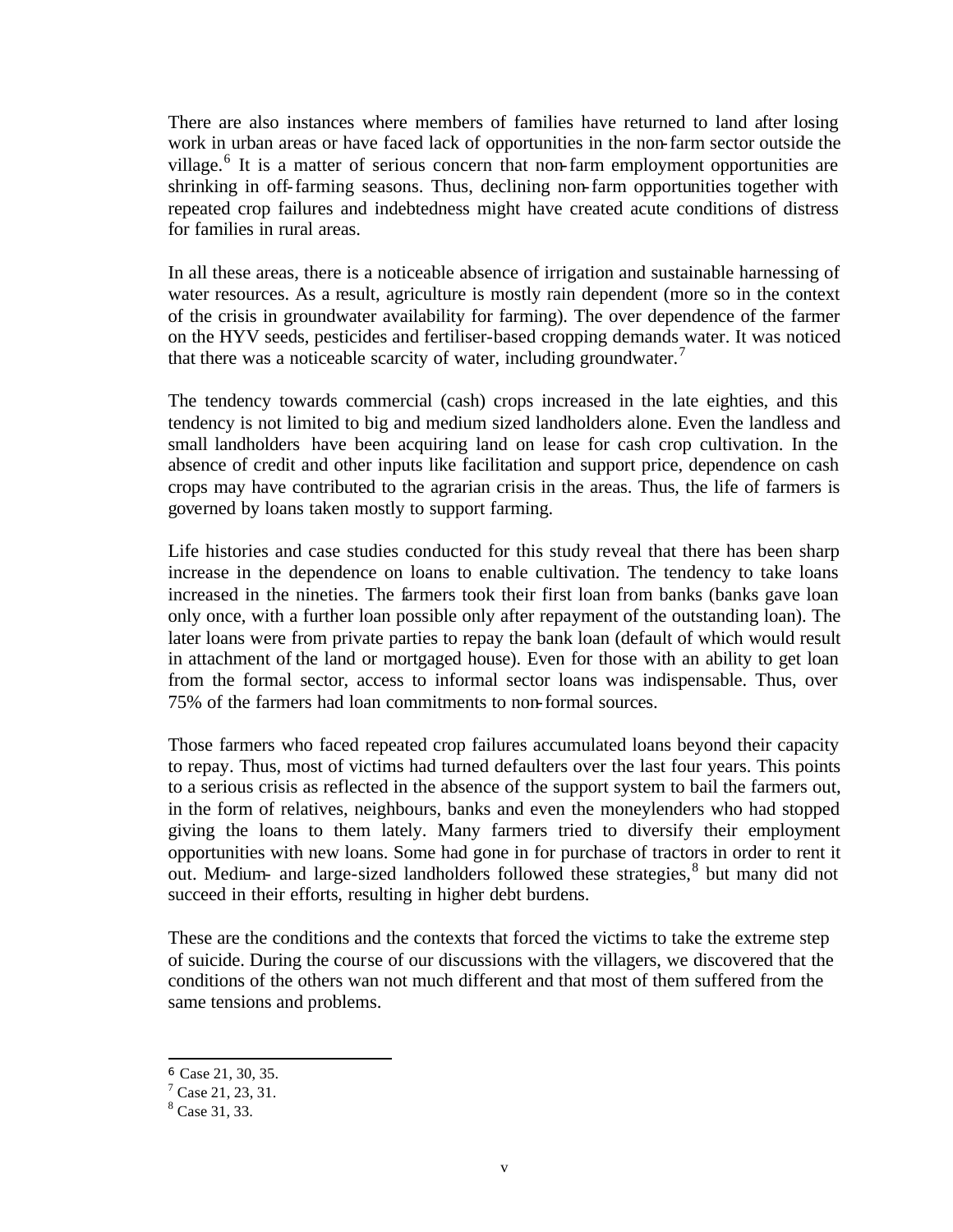There are also instances where members of families have returned to land after losing work in urban areas or have faced lack of opportunities in the non-farm sector outside the village.[6] It is a matter of serious concern that non-farm employment opportunities are shrinking in off-farming seasons. Thus, declining non-farm opportunities together with repeated crop failures and indebtedness might have created acute conditions of distress for families in rural areas.

In all these areas, there is a noticeable absence of irrigation and sustainable harnessing of water resources. As a result, agriculture is mostly rain dependent (more so in the context of the crisis in groundwater availability for farming). The over dependence of the farmer on the HYV seeds, pesticides and fertiliser-based cropping demands water. It was noticed that there was a noticeable scarcity of water, including groundwater.[7]

The tendency towards commercial (cash) crops increased in the late eighties, and this tendency is not limited to big and medium sized landholders alone. Even the landless and small landholders have been acquiring land on lease for cash crop cultivation. In the absence of credit and other inputs like facilitation and support price, dependence on cash crops may have contributed to the agrarian crisis in the areas. Thus, the life of farmers is governed by loans taken mostly to support farming.

Life histories and case studies conducted for this study reveal that there has been sharp increase in the dependence on loans to enable cultivation. The tendency to take loans increased in the nineties. The farmers took their first loan from banks (banks gave loan only once, with a further loan possible only after repayment of the outstanding loan). The later loans were from private parties to repay the bank loan (default of which would result in attachment of the land or mortgaged house). Even for those with an ability to get loan from the formal sector, access to informal sector loans was indispensable. Thus, over 75% of the farmers had loan commitments to non-formal sources.

Those farmers who faced repeated crop failures accumulated loans beyond their capacity to repay. Thus, most of victims had turned defaulters over the last four years. This points to a serious crisis as reflected in the absence of the support system to bail the farmers out, in the form of relatives, neighbours, banks and even the moneylenders who had stopped giving the loans to them lately. Many farmers tried to diversify their employment opportunities with new loans. Some had gone in for purchase of tractors in order to rent it out. Medium- and large-sized landholders followed these strategies,[8] but many did not succeed in their efforts, resulting in higher debt burdens.

These are the conditions and the contexts that forced the victims to take the extreme step of suicide. During the course of our discussions with the villagers, we discovered that the conditions of the others wan not much different and that most of them suffered from the same tensions and problems.

---

[6] Case 21, 30, 35.

[7] Case 21, 23, 31.

[8] Case 31, 33.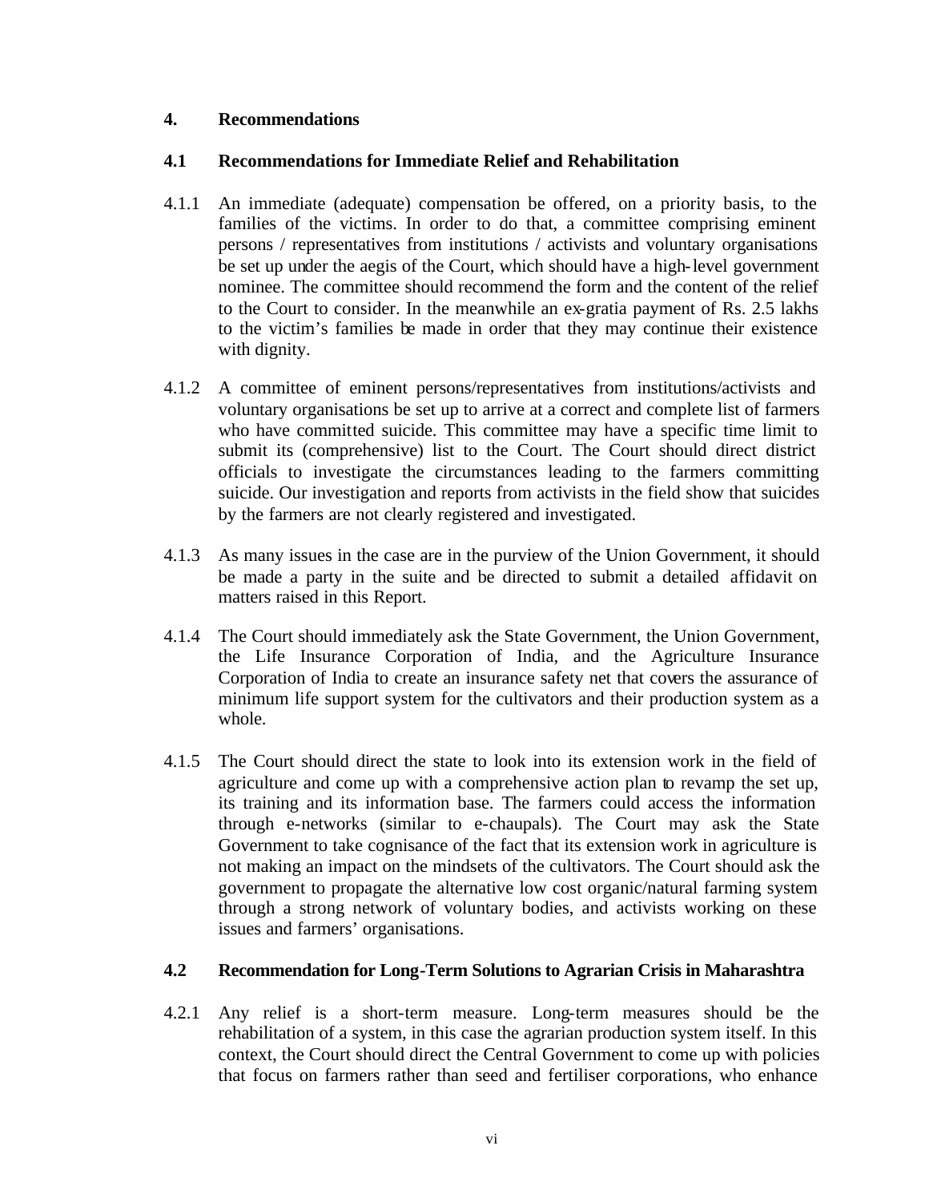## 4. Recommendations

### 4.1 Recommendations for Immediate Relief and Rehabilitation

4.1.1 An immediate (adequate) compensation be offered, on a priority basis, to the families of the victims. In order to do that, a committee comprising eminent persons / representatives from institutions / activists and voluntary organisations be set up under the aegis of the Court, which should have a high-level government nominee. The committee should recommend the form and the content of the relief to the Court to consider. In the meanwhile an ex-gratia payment of Rs. 2.5 lakhs to the victim's families be made in order that they may continue their existence with dignity.

4.1.2 A committee of eminent persons/representatives from institutions/activists and voluntary organisations be set up to arrive at a correct and complete list of farmers who have committed suicide. This committee may have a specific time limit to submit its (comprehensive) list to the Court. The Court should direct district officials to investigate the circumstances leading to the farmers committing suicide. Our investigation and reports from activists in the field show that suicides by the farmers are not clearly registered and investigated.

4.1.3 As many issues in the case are in the purview of the Union Government, it should be made a party in the suite and be directed to submit a detailed affidavit on matters raised in this Report.

4.1.4 The Court should immediately ask the State Government, the Union Government, the Life Insurance Corporation of India, and the Agriculture Insurance Corporation of India to create an insurance safety net that covers the assurance of minimum life support system for the cultivators and their production system as a whole.

4.1.5 The Court should direct the state to look into its extension work in the field of agriculture and come up with a comprehensive action plan to revamp the set up, its training and its information base. The farmers could access the information through e-networks (similar to e-chaupals). The Court may ask the State Government to take cognisance of the fact that its extension work in agriculture is not making an impact on the mindsets of the cultivators. The Court should ask the government to propagate the alternative low cost organic/natural farming system through a strong network of voluntary bodies, and activists working on these issues and farmers' organisations.

### 4.2 Recommendation for Long-Term Solutions to Agrarian Crisis in Maharashtra

4.2.1 Any relief is a short-term measure. Long-term measures should be the rehabilitation of a system, in this case the agrarian production system itself. In this context, the Court should direct the Central Government to come up with policies that focus on farmers rather than seed and fertiliser corporations, who enhance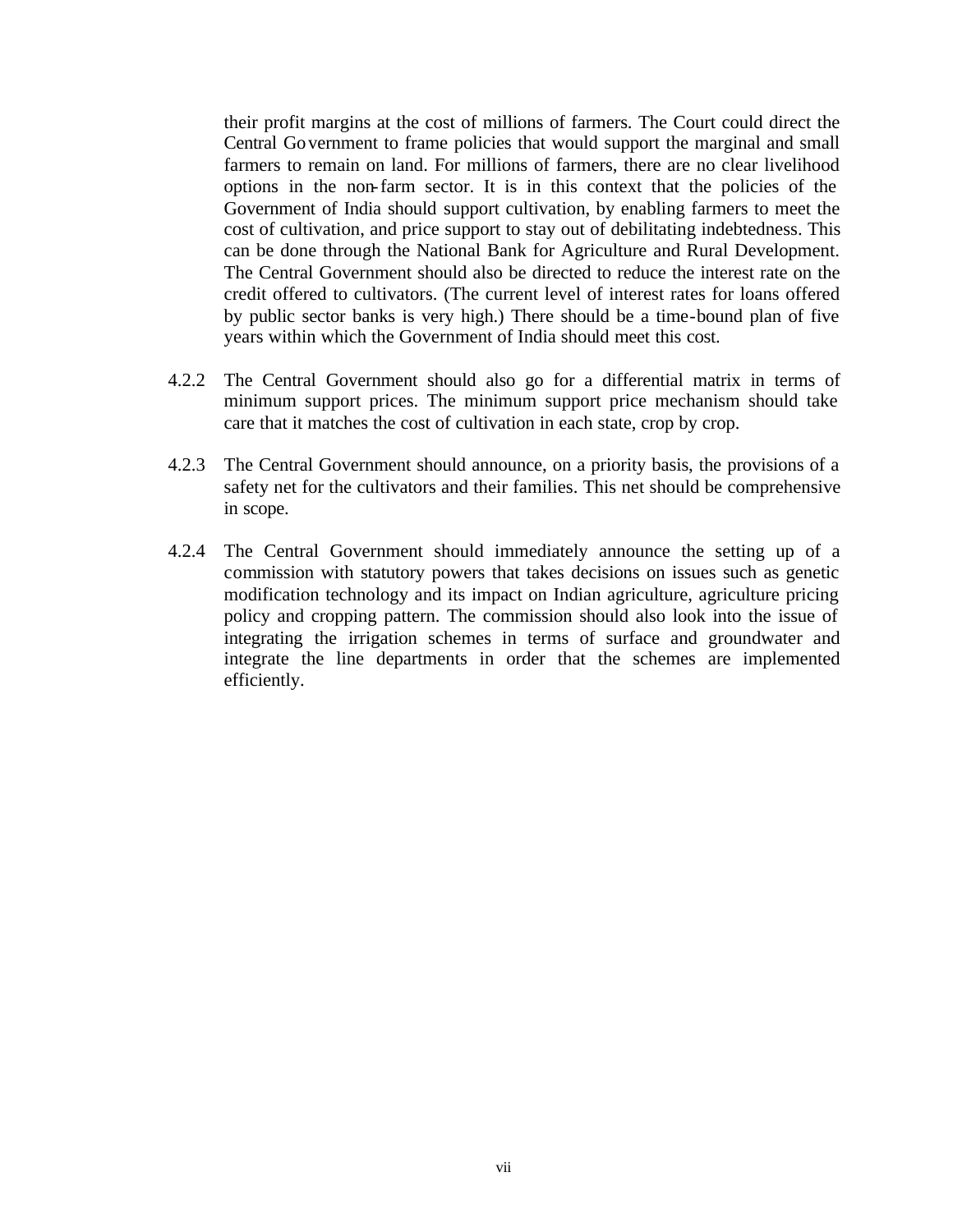their profit margins at the cost of millions of farmers. The Court could direct the Central Government to frame policies that would support the marginal and small farmers to remain on land. For millions of farmers, there are no clear livelihood options in the non-farm sector. It is in this context that the policies of the Government of India should support cultivation, by enabling farmers to meet the cost of cultivation, and price support to stay out of debilitating indebtedness. This can be done through the National Bank for Agriculture and Rural Development. The Central Government should also be directed to reduce the interest rate on the credit offered to cultivators. (The current level of interest rates for loans offered by public sector banks is very high.) There should be a time-bound plan of five years within which the Government of India should meet this cost.

4.2.2 The Central Government should also go for a differential matrix in terms of minimum support prices. The minimum support price mechanism should take care that it matches the cost of cultivation in each state, crop by crop.

4.2.3 The Central Government should announce, on a priority basis, the provisions of a safety net for the cultivators and their families. This net should be comprehensive in scope.

4.2.4 The Central Government should immediately announce the setting up of a commission with statutory powers that takes decisions on issues such as genetic modification technology and its impact on Indian agriculture, agriculture pricing policy and cropping pattern. The commission should also look into the issue of integrating the irrigation schemes in terms of surface and groundwater and integrate the line departments in order that the schemes are implemented efficiently.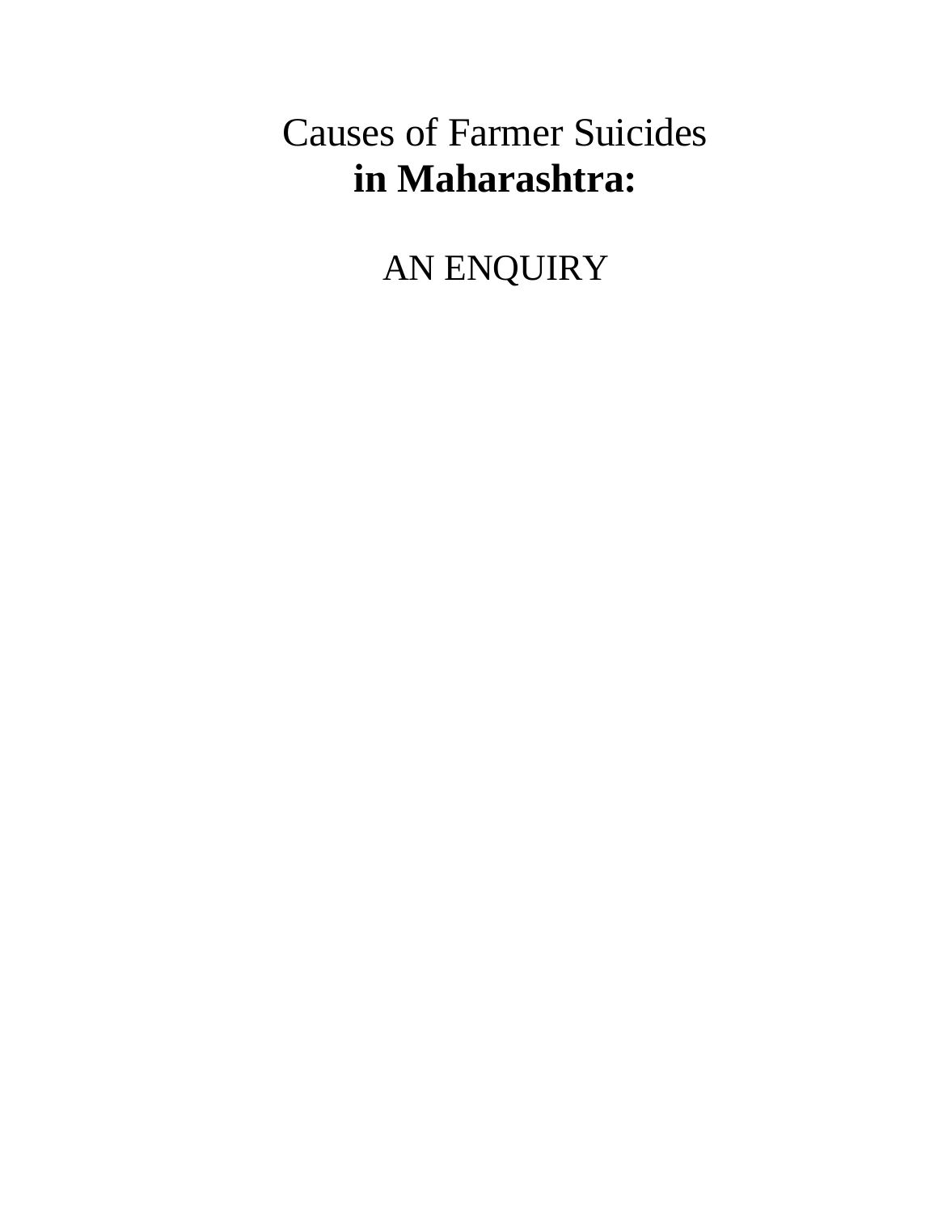# Causes of Farmer Suicides **in Maharashtra:**

## AN ENQUIRY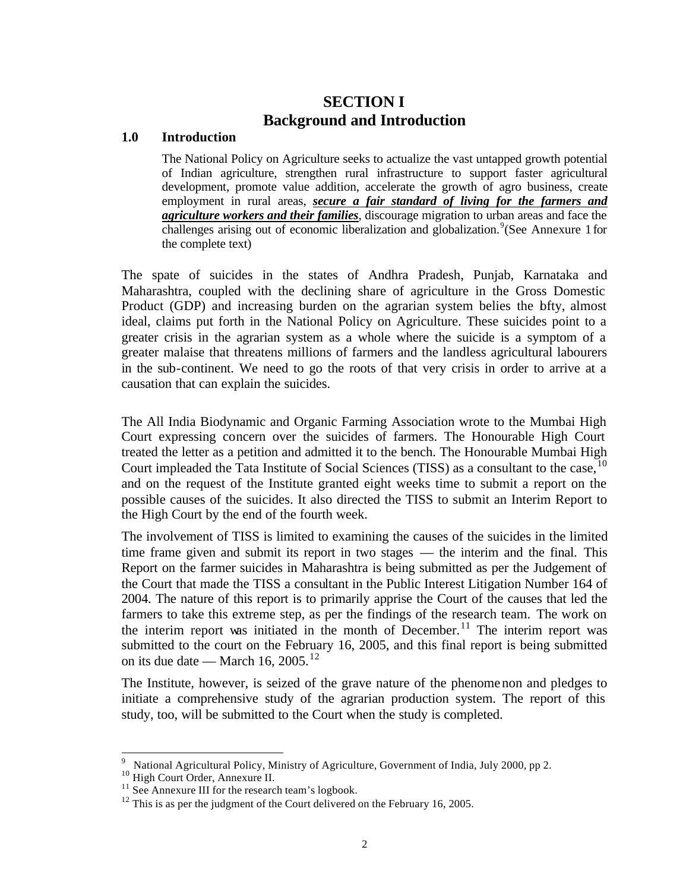# SECTION I
# Background and Introduction

## 1.0 Introduction

The National Policy on Agriculture seeks to actualize the vast untapped growth potential of Indian agriculture, strengthen rural infrastructure to support faster agricultural development, promote value addition, accelerate the growth of agro business, create employment in rural areas, ***secure a fair standard of living for the farmers and agriculture workers and their families***, discourage migration to urban areas and face the challenges arising out of economic liberalization and globalization.[9](See Annexure 1 for the complete text)

The spate of suicides in the states of Andhra Pradesh, Punjab, Karnataka and Maharashtra, coupled with the declining share of agriculture in the Gross Domestic Product (GDP) and increasing burden on the agrarian system belies the bfty, almost ideal, claims put forth in the National Policy on Agriculture. These suicides point to a greater crisis in the agrarian system as a whole where the suicide is a symptom of a greater malaise that threatens millions of farmers and the landless agricultural labourers in the sub-continent. We need to go the roots of that very crisis in order to arrive at a causation that can explain the suicides.

The All India Biodynamic and Organic Farming Association wrote to the Mumbai High Court expressing concern over the suicides of farmers. The Honourable High Court treated the letter as a petition and admitted it to the bench. The Honourable Mumbai High Court impleaded the Tata Institute of Social Sciences (TISS) as a consultant to the case,[10] and on the request of the Institute granted eight weeks time to submit a report on the possible causes of the suicides. It also directed the TISS to submit an Interim Report to the High Court by the end of the fourth week.

The involvement of TISS is limited to examining the causes of the suicides in the limited time frame given and submit its report in two stages — the interim and the final. This Report on the farmer suicides in Maharashtra is being submitted as per the Judgement of the Court that made the TISS a consultant in the Public Interest Litigation Number 164 of 2004. The nature of this report is to primarily apprise the Court of the causes that led the farmers to take this extreme step, as per the findings of the research team. The work on the interim report was initiated in the month of December.[11] The interim report was submitted to the court on the February 16, 2005, and this final report is being submitted on its due date — March 16, 2005.[12]

The Institute, however, is seized of the grave nature of the phenomenon and pledges to initiate a comprehensive study of the agrarian production system. The report of this study, too, will be submitted to the Court when the study is completed.

---

[9] National Agricultural Policy, Ministry of Agriculture, Government of India, July 2000, pp 2.
[10] High Court Order, Annexure II.
[11] See Annexure III for the research team's logbook.
[12] This is as per the judgment of the Court delivered on the February 16, 2005.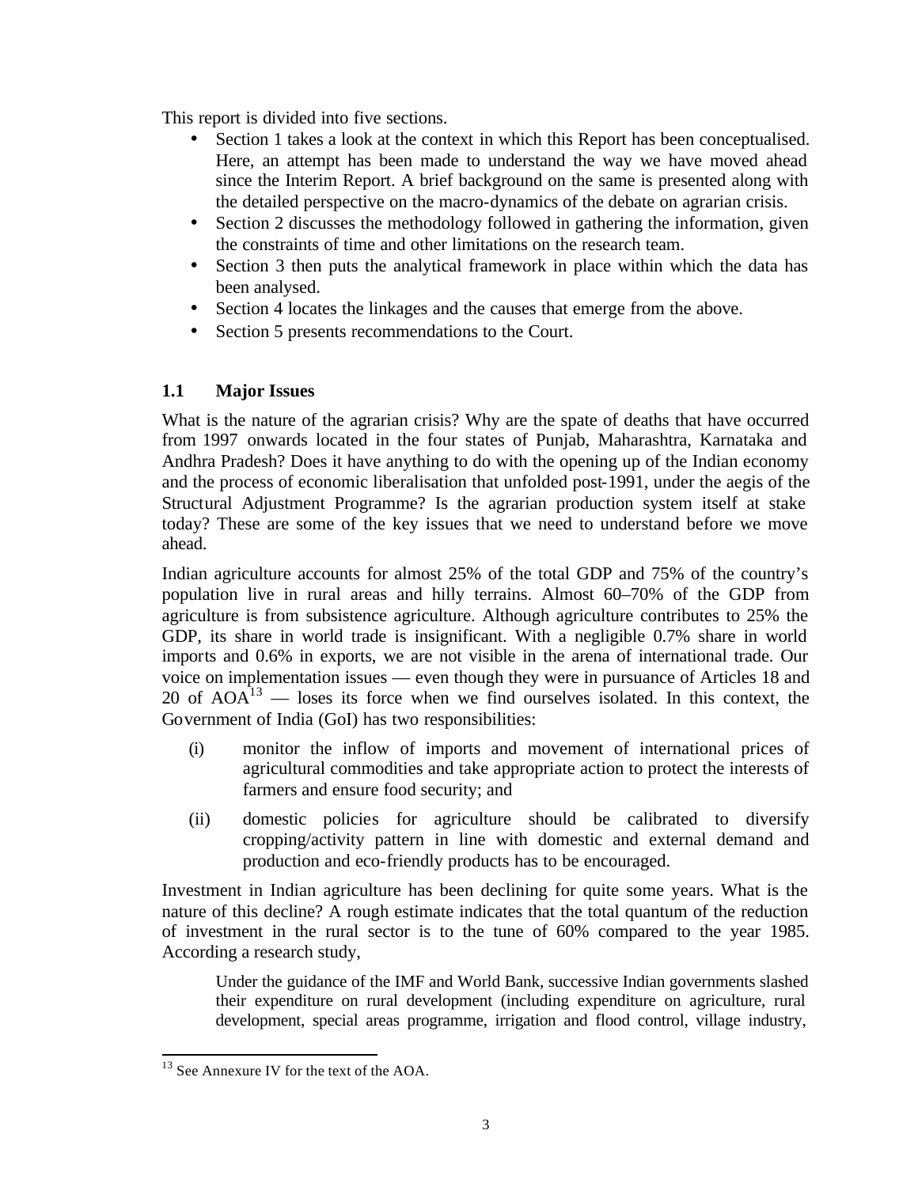This report is divided into five sections.

- Section 1 takes a look at the context in which this Report has been conceptualised. Here, an attempt has been made to understand the way we have moved ahead since the Interim Report. A brief background on the same is presented along with the detailed perspective on the macro-dynamics of the debate on agrarian crisis.
- Section 2 discusses the methodology followed in gathering the information, given the constraints of time and other limitations on the research team.
- Section 3 then puts the analytical framework in place within which the data has been analysed.
- Section 4 locates the linkages and the causes that emerge from the above.
- Section 5 presents recommendations to the Court.

### 1.1 Major Issues

What is the nature of the agrarian crisis? Why are the spate of deaths that have occurred from 1997 onwards located in the four states of Punjab, Maharashtra, Karnataka and Andhra Pradesh? Does it have anything to do with the opening up of the Indian economy and the process of economic liberalisation that unfolded post-1991, under the aegis of the Structural Adjustment Programme? Is the agrarian production system itself at stake today? These are some of the key issues that we need to understand before we move ahead.

Indian agriculture accounts for almost 25% of the total GDP and 75% of the country's population live in rural areas and hilly terrains. Almost 60–70% of the GDP from agriculture is from subsistence agriculture. Although agriculture contributes to 25% the GDP, its share in world trade is insignificant. With a negligible 0.7% share in world imports and 0.6% in exports, we are not visible in the arena of international trade. Our voice on implementation issues — even though they were in pursuance of Articles 18 and 20 of AOA[13] — loses its force when we find ourselves isolated. In this context, the Government of India (GoI) has two responsibilities:

(i) monitor the inflow of imports and movement of international prices of agricultural commodities and take appropriate action to protect the interests of farmers and ensure food security; and

(ii) domestic policies for agriculture should be calibrated to diversify cropping/activity pattern in line with domestic and external demand and production and eco-friendly products has to be encouraged.

Investment in Indian agriculture has been declining for quite some years. What is the nature of this decline? A rough estimate indicates that the total quantum of the reduction of investment in the rural sector is to the tune of 60% compared to the year 1985. According a research study,

> Under the guidance of the IMF and World Bank, successive Indian governments slashed their expenditure on rural development (including expenditure on agriculture, rural development, special areas programme, irrigation and flood control, village industry,

[13] See Annexure IV for the text of the AOA.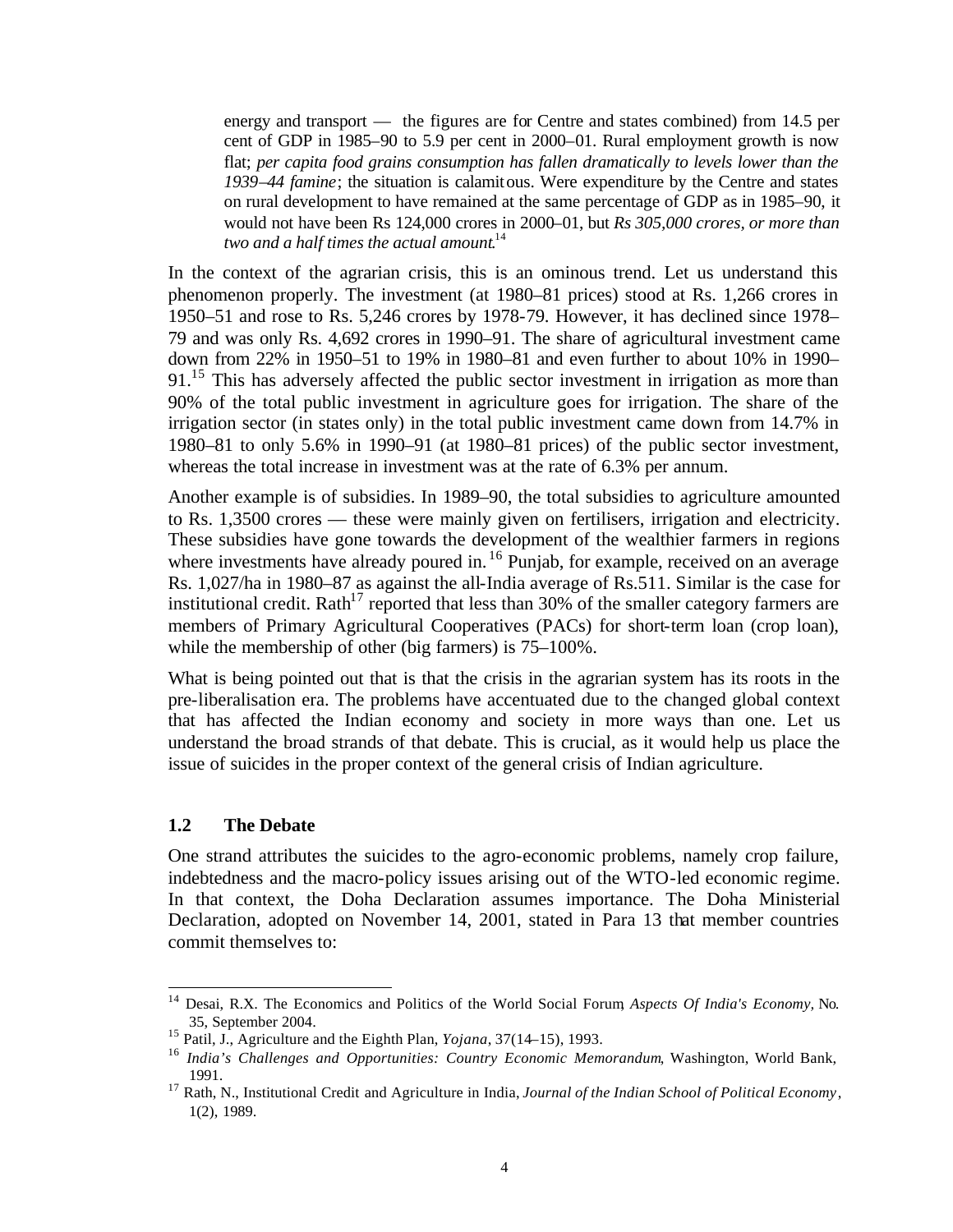> energy and transport — the figures are for Centre and states combined) from 14.5 per cent of GDP in 1985–90 to 5.9 per cent in 2000–01. Rural employment growth is now flat; *per capita food grains consumption has fallen dramatically to levels lower than the 1939–44 famine*; the situation is calamitous. Were expenditure by the Centre and states on rural development to have remained at the same percentage of GDP as in 1985–90, it would not have been Rs 124,000 crores in 2000–01, but *Rs 305,000 crores, or more than two and a half times the actual amount*.[14]

In the context of the agrarian crisis, this is an ominous trend. Let us understand this phenomenon properly. The investment (at 1980–81 prices) stood at Rs. 1,266 crores in 1950–51 and rose to Rs. 5,246 crores by 1978-79. However, it has declined since 1978–79 and was only Rs. 4,692 crores in 1990–91. The share of agricultural investment came down from 22% in 1950–51 to 19% in 1980–81 and even further to about 10% in 1990–91.[15] This has adversely affected the public sector investment in irrigation as more than 90% of the total public investment in agriculture goes for irrigation. The share of the irrigation sector (in states only) in the total public investment came down from 14.7% in 1980–81 to only 5.6% in 1990–91 (at 1980–81 prices) of the public sector investment, whereas the total increase in investment was at the rate of 6.3% per annum.

Another example is of subsidies. In 1989–90, the total subsidies to agriculture amounted to Rs. 1,3500 crores — these were mainly given on fertilisers, irrigation and electricity. These subsidies have gone towards the development of the wealthier farmers in regions where investments have already poured in.[16] Punjab, for example, received on an average Rs. 1,027/ha in 1980–87 as against the all-India average of Rs.511. Similar is the case for institutional credit. Rath[17] reported that less than 30% of the smaller category farmers are members of Primary Agricultural Cooperatives (PACs) for short-term loan (crop loan), while the membership of other (big farmers) is 75–100%.

What is being pointed out that is that the crisis in the agrarian system has its roots in the pre-liberalisation era. The problems have accentuated due to the changed global context that has affected the Indian economy and society in more ways than one. Let us understand the broad strands of that debate. This is crucial, as it would help us place the issue of suicides in the proper context of the general crisis of Indian agriculture.

### 1.2 The Debate

One strand attributes the suicides to the agro-economic problems, namely crop failure, indebtedness and the macro-policy issues arising out of the WTO-led economic regime. In that context, the Doha Declaration assumes importance. The Doha Ministerial Declaration, adopted on November 14, 2001, stated in Para 13 that member countries commit themselves to:

---

[14] Desai, R.X. The Economics and Politics of the World Social Forum, *Aspects Of India's Economy*, No. 35, September 2004.

[15] Patil, J., Agriculture and the Eighth Plan, *Yojana*, 37(14–15), 1993.

[16] *India's Challenges and Opportunities: Country Economic Memorandum*, Washington, World Bank, 1991.

[17] Rath, N., Institutional Credit and Agriculture in India, *Journal of the Indian School of Political Economy*, 1(2), 1989.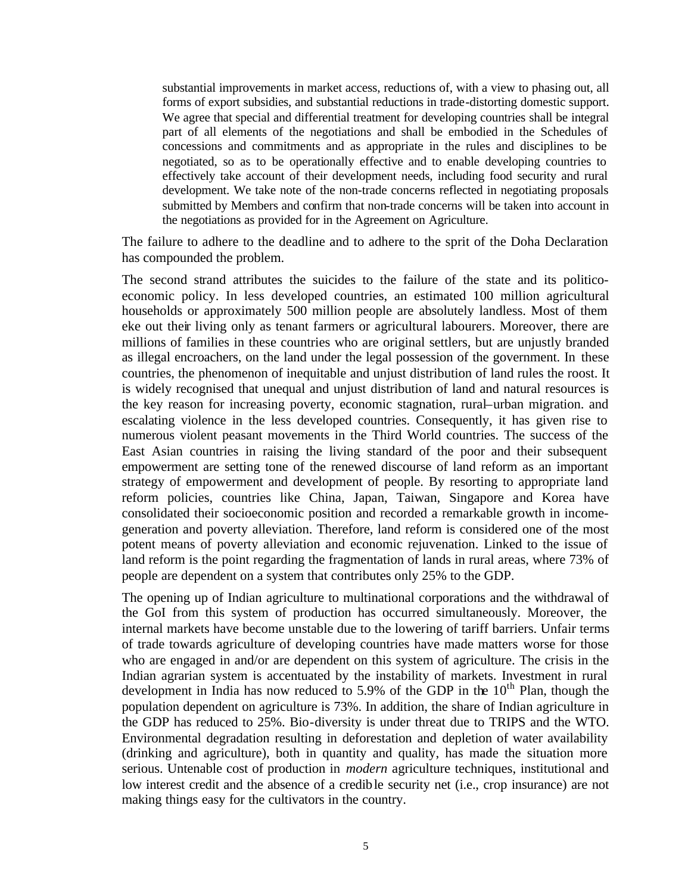> substantial improvements in market access, reductions of, with a view to phasing out, all forms of export subsidies, and substantial reductions in trade-distorting domestic support. We agree that special and differential treatment for developing countries shall be integral part of all elements of the negotiations and shall be embodied in the Schedules of concessions and commitments and as appropriate in the rules and disciplines to be negotiated, so as to be operationally effective and to enable developing countries to effectively take account of their development needs, including food security and rural development. We take note of the non-trade concerns reflected in negotiating proposals submitted by Members and confirm that non-trade concerns will be taken into account in the negotiations as provided for in the Agreement on Agriculture.

The failure to adhere to the deadline and to adhere to the sprit of the Doha Declaration has compounded the problem.

The second strand attributes the suicides to the failure of the state and its politico-economic policy. In less developed countries, an estimated 100 million agricultural households or approximately 500 million people are absolutely landless. Most of them eke out their living only as tenant farmers or agricultural labourers. Moreover, there are millions of families in these countries who are original settlers, but are unjustly branded as illegal encroachers, on the land under the legal possession of the government. In these countries, the phenomenon of inequitable and unjust distribution of land rules the roost. It is widely recognised that unequal and unjust distribution of land and natural resources is the key reason for increasing poverty, economic stagnation, rural–urban migration. and escalating violence in the less developed countries. Consequently, it has given rise to numerous violent peasant movements in the Third World countries. The success of the East Asian countries in raising the living standard of the poor and their subsequent empowerment are setting tone of the renewed discourse of land reform as an important strategy of empowerment and development of people. By resorting to appropriate land reform policies, countries like China, Japan, Taiwan, Singapore and Korea have consolidated their socioeconomic position and recorded a remarkable growth in income-generation and poverty alleviation. Therefore, land reform is considered one of the most potent means of poverty alleviation and economic rejuvenation. Linked to the issue of land reform is the point regarding the fragmentation of lands in rural areas, where 73% of people are dependent on a system that contributes only 25% to the GDP.

The opening up of Indian agriculture to multinational corporations and the withdrawal of the GoI from this system of production has occurred simultaneously. Moreover, the internal markets have become unstable due to the lowering of tariff barriers. Unfair terms of trade towards agriculture of developing countries have made matters worse for those who are engaged in and/or are dependent on this system of agriculture. The crisis in the Indian agrarian system is accentuated by the instability of markets. Investment in rural development in India has now reduced to 5.9% of the GDP in the 10$^{th}$ Plan, though the population dependent on agriculture is 73%. In addition, the share of Indian agriculture in the GDP has reduced to 25%. Bio-diversity is under threat due to TRIPS and the WTO. Environmental degradation resulting in deforestation and depletion of water availability (drinking and agriculture), both in quantity and quality, has made the situation more serious. Untenable cost of production in *modern* agriculture techniques, institutional and low interest credit and the absence of a credible security net (i.e., crop insurance) are not making things easy for the cultivators in the country.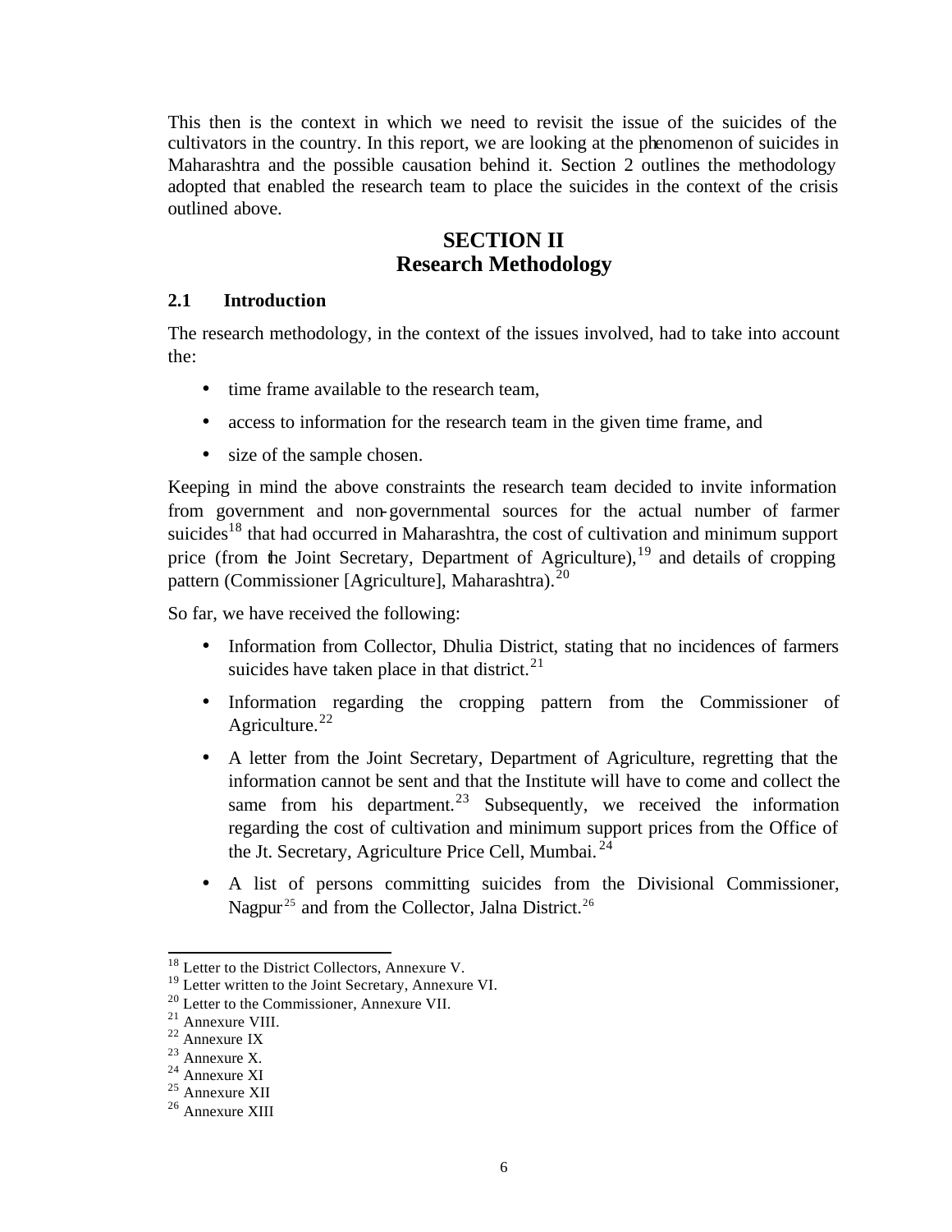This then is the context in which we need to revisit the issue of the suicides of the cultivators in the country. In this report, we are looking at the phenomenon of suicides in Maharashtra and the possible causation behind it. Section 2 outlines the methodology adopted that enabled the research team to place the suicides in the context of the crisis outlined above.

## SECTION II
## Research Methodology

### 2.1 Introduction

The research methodology, in the context of the issues involved, had to take into account the:

- time frame available to the research team,
- access to information for the research team in the given time frame, and
- size of the sample chosen.

Keeping in mind the above constraints the research team decided to invite information from government and non-governmental sources for the actual number of farmer suicides[18] that had occurred in Maharashtra, the cost of cultivation and minimum support price (from the Joint Secretary, Department of Agriculture),[19] and details of cropping pattern (Commissioner [Agriculture], Maharashtra).[20]

So far, we have received the following:

- Information from Collector, Dhulia District, stating that no incidences of farmers suicides have taken place in that district.[21]
- Information regarding the cropping pattern from the Commissioner of Agriculture.[22]
- A letter from the Joint Secretary, Department of Agriculture, regretting that the information cannot be sent and that the Institute will have to come and collect the same from his department.[23] Subsequently, we received the information regarding the cost of cultivation and minimum support prices from the Office of the Jt. Secretary, Agriculture Price Cell, Mumbai.[24]
- A list of persons committing suicides from the Divisional Commissioner, Nagpur[25] and from the Collector, Jalna District.[26]

---

[18] Letter to the District Collectors, Annexure V.
[19] Letter written to the Joint Secretary, Annexure VI.
[20] Letter to the Commissioner, Annexure VII.
[21] Annexure VIII.
[22] Annexure IX
[23] Annexure X.
[24] Annexure XI
[25] Annexure XII
[26] Annexure XIII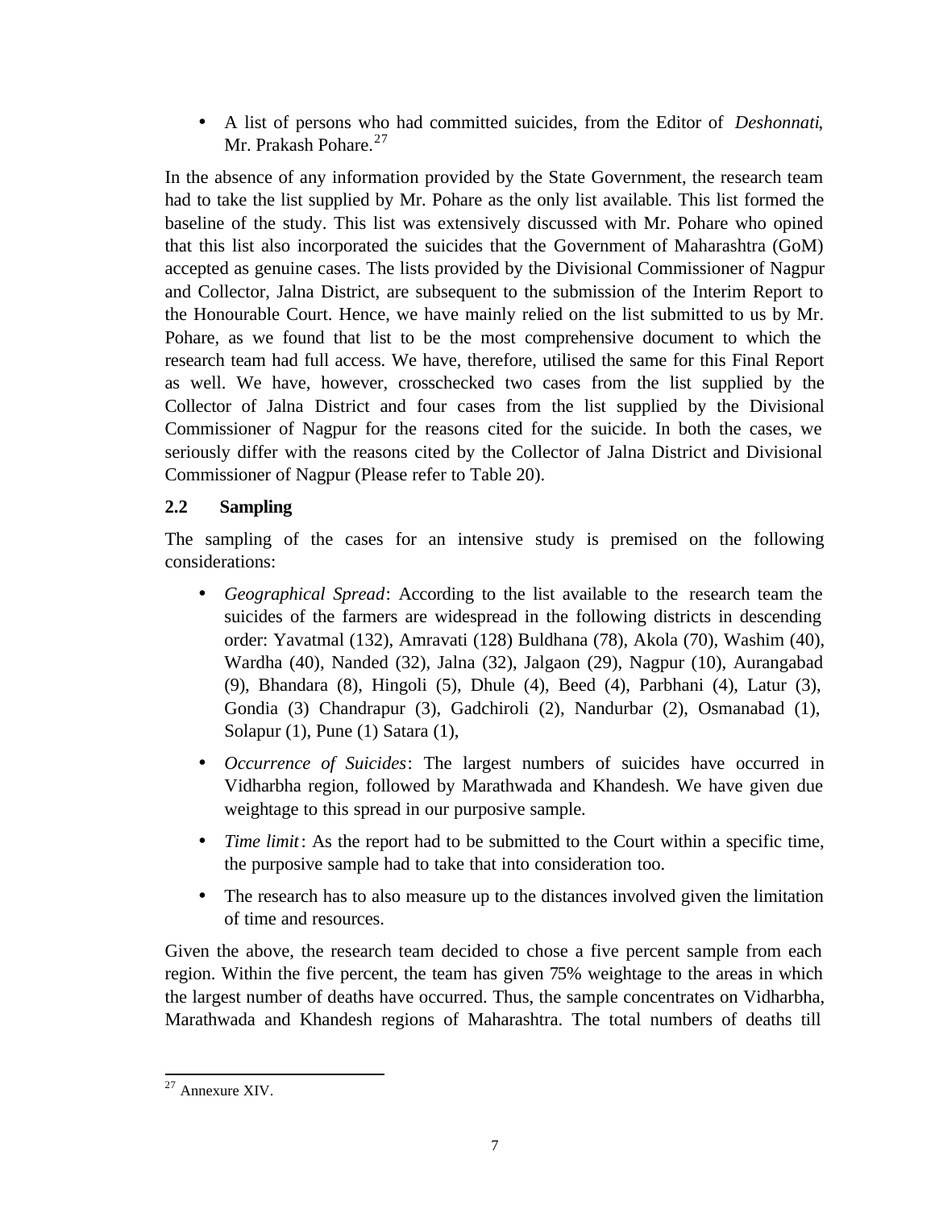- A list of persons who had committed suicides, from the Editor of *Deshonnati*, Mr. Prakash Pohare.[27]

In the absence of any information provided by the State Government, the research team had to take the list supplied by Mr. Pohare as the only list available. This list formed the baseline of the study. This list was extensively discussed with Mr. Pohare who opined that this list also incorporated the suicides that the Government of Maharashtra (GoM) accepted as genuine cases. The lists provided by the Divisional Commissioner of Nagpur and Collector, Jalna District, are subsequent to the submission of the Interim Report to the Honourable Court. Hence, we have mainly relied on the list submitted to us by Mr. Pohare, as we found that list to be the most comprehensive document to which the research team had full access. We have, therefore, utilised the same for this Final Report as well. We have, however, crosschecked two cases from the list supplied by the Collector of Jalna District and four cases from the list supplied by the Divisional Commissioner of Nagpur for the reasons cited for the suicide. In both the cases, we seriously differ with the reasons cited by the Collector of Jalna District and Divisional Commissioner of Nagpur (Please refer to Table 20).

## 2.2 Sampling

The sampling of the cases for an intensive study is premised on the following considerations:

- *Geographical Spread*: According to the list available to the research team the suicides of the farmers are widespread in the following districts in descending order: Yavatmal (132), Amravati (128) Buldhana (78), Akola (70), Washim (40), Wardha (40), Nanded (32), Jalna (32), Jalgaon (29), Nagpur (10), Aurangabad (9), Bhandara (8), Hingoli (5), Dhule (4), Beed (4), Parbhani (4), Latur (3), Gondia (3) Chandrapur (3), Gadchiroli (2), Nandurbar (2), Osmanabad (1), Solapur (1), Pune (1) Satara (1),
- *Occurrence of Suicides*: The largest numbers of suicides have occurred in Vidharbha region, followed by Marathwada and Khandesh. We have given due weightage to this spread in our purposive sample.
- *Time limit*: As the report had to be submitted to the Court within a specific time, the purposive sample had to take that into consideration too.
- The research has to also measure up to the distances involved given the limitation of time and resources.

Given the above, the research team decided to chose a five percent sample from each region. Within the five percent, the team has given 75% weightage to the areas in which the largest number of deaths have occurred. Thus, the sample concentrates on Vidharbha, Marathwada and Khandesh regions of Maharashtra. The total numbers of deaths till

[27] Annexure XIV.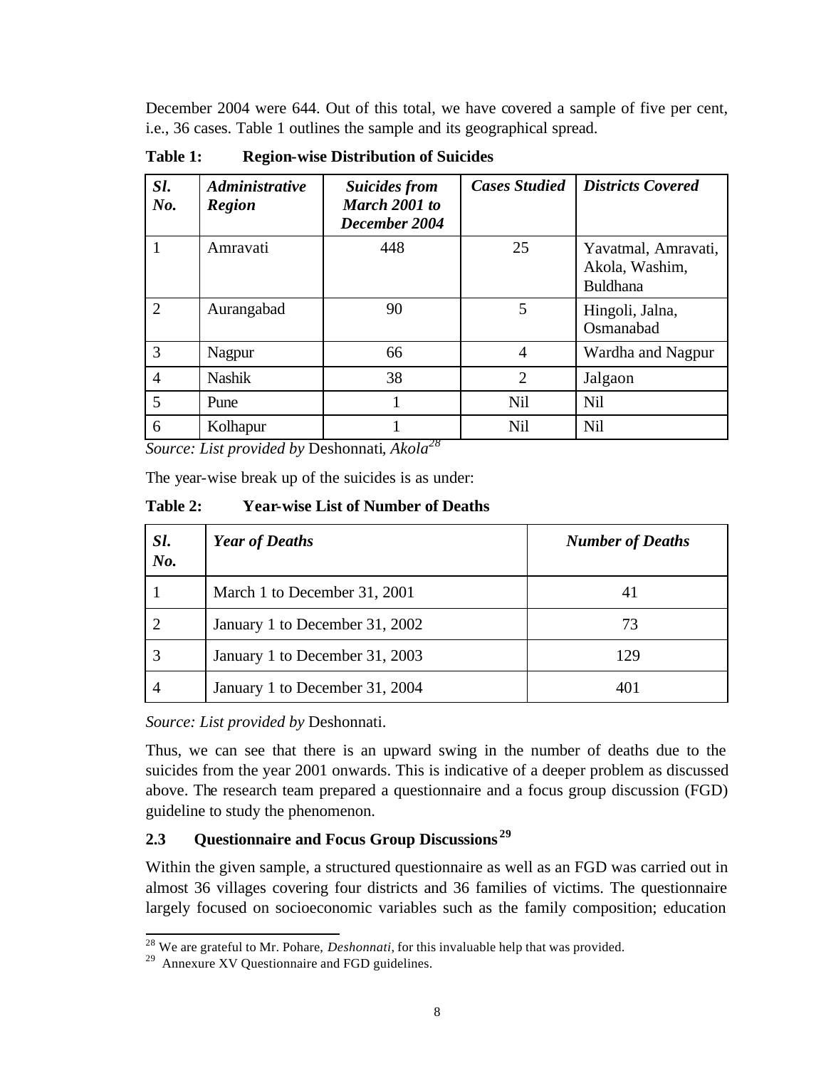December 2004 were 644. Out of this total, we have covered a sample of five per cent, i.e., 36 cases. Table 1 outlines the sample and its geographical spread.

**Table 1: Region-wise Distribution of Suicides**

| *Sl. No.* | *Administrative Region* | *Suicides from March 2001 to December 2004* | *Cases Studied* | *Districts Covered* |
|---|---|---|---|---|
| 1 | Amravati | 448 | 25 | Yavatmal, Amravati, Akola, Washim, Buldhana |
| 2 | Aurangabad | 90 | 5 | Hingoli, Jalna, Osmanabad |
| 3 | Nagpur | 66 | 4 | Wardha and Nagpur |
| 4 | Nashik | 38 | 2 | Jalgaon |
| 5 | Pune | 1 | Nil | Nil |
| 6 | Kolhapur | 1 | Nil | Nil |

*Source: List provided by* Deshonnati*, Akola*[28]

The year-wise break up of the suicides is as under:

**Table 2: Year-wise List of Number of Deaths**

| *Sl. No.* | *Year of Deaths* | *Number of Deaths* |
|---|---|---|
| 1 | March 1 to December 31, 2001 | 41 |
| 2 | January 1 to December 31, 2002 | 73 |
| 3 | January 1 to December 31, 2003 | 129 |
| 4 | January 1 to December 31, 2004 | 401 |

*Source: List provided by* Deshonnati.

Thus, we can see that there is an upward swing in the number of deaths due to the suicides from the year 2001 onwards. This is indicative of a deeper problem as discussed above. The research team prepared a questionnaire and a focus group discussion (FGD) guideline to study the phenomenon.

### 2.3 Questionnaire and Focus Group Discussions[29]

Within the given sample, a structured questionnaire as well as an FGD was carried out in almost 36 villages covering four districts and 36 families of victims. The questionnaire largely focused on socioeconomic variables such as the family composition; education

---

[28] We are grateful to Mr. Pohare, *Deshonnati*, for this invaluable help that was provided.

[29] Annexure XV Questionnaire and FGD guidelines.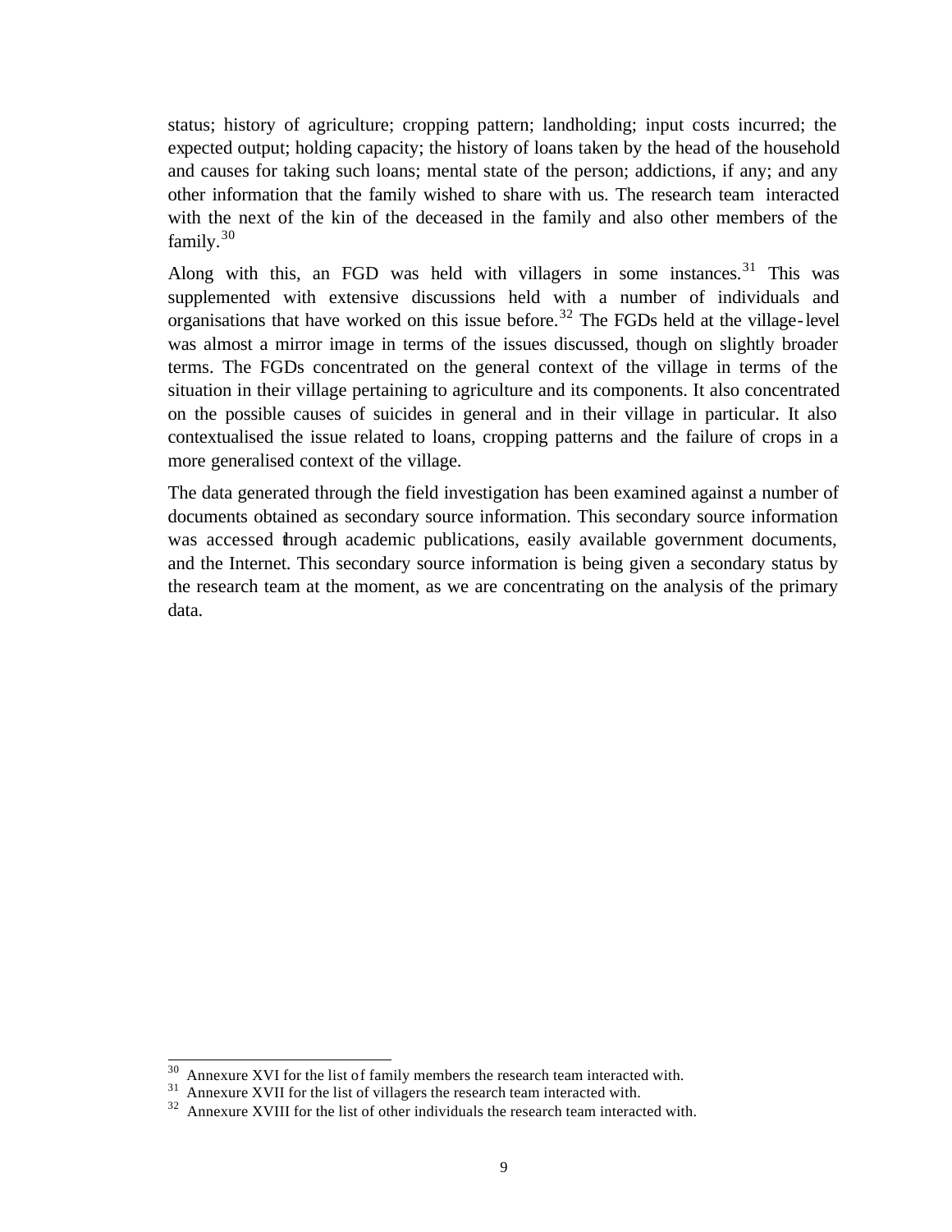status; history of agriculture; cropping pattern; landholding; input costs incurred; the expected output; holding capacity; the history of loans taken by the head of the household and causes for taking such loans; mental state of the person; addictions, if any; and any other information that the family wished to share with us. The research team interacted with the next of the kin of the deceased in the family and also other members of the family.[30]

Along with this, an FGD was held with villagers in some instances.[31] This was supplemented with extensive discussions held with a number of individuals and organisations that have worked on this issue before.[32] The FGDs held at the village-level was almost a mirror image in terms of the issues discussed, though on slightly broader terms. The FGDs concentrated on the general context of the village in terms of the situation in their village pertaining to agriculture and its components. It also concentrated on the possible causes of suicides in general and in their village in particular. It also contextualised the issue related to loans, cropping patterns and the failure of crops in a more generalised context of the village.

The data generated through the field investigation has been examined against a number of documents obtained as secondary source information. This secondary source information was accessed through academic publications, easily available government documents, and the Internet. This secondary source information is being given a secondary status by the research team at the moment, as we are concentrating on the analysis of the primary data.

---

[30] Annexure XVI for the list of family members the research team interacted with.

[31] Annexure XVII for the list of villagers the research team interacted with.

[32] Annexure XVIII for the list of other individuals the research team interacted with.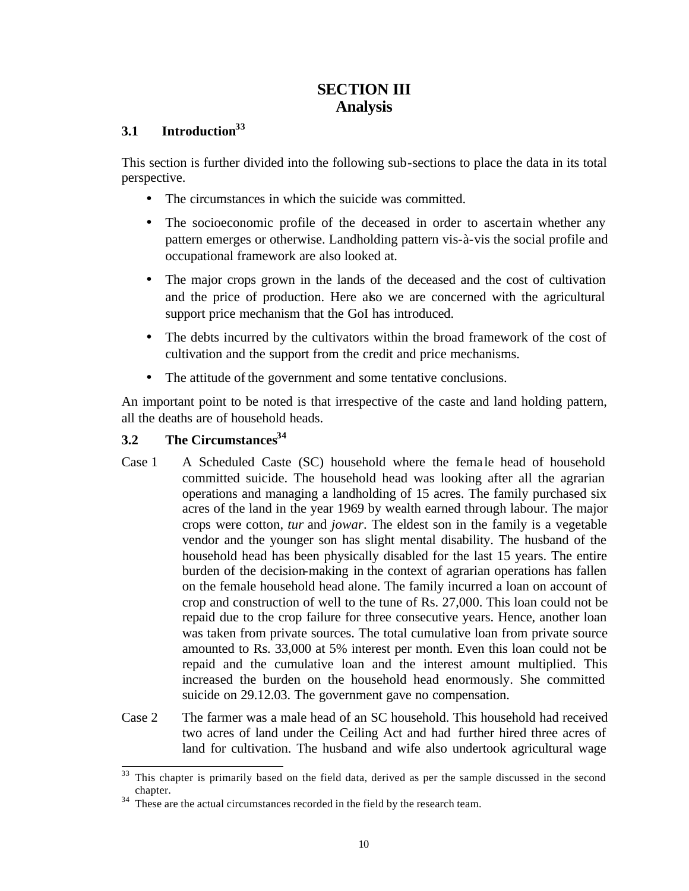# SECTION III
# Analysis

## 3.1 Introduction[33]

This section is further divided into the following sub-sections to place the data in its total perspective.

- The circumstances in which the suicide was committed.
- The socioeconomic profile of the deceased in order to ascertain whether any pattern emerges or otherwise. Landholding pattern vis-à-vis the social profile and occupational framework are also looked at.
- The major crops grown in the lands of the deceased and the cost of cultivation and the price of production. Here also we are concerned with the agricultural support price mechanism that the GoI has introduced.
- The debts incurred by the cultivators within the broad framework of the cost of cultivation and the support from the credit and price mechanisms.
- The attitude of the government and some tentative conclusions.

An important point to be noted is that irrespective of the caste and land holding pattern, all the deaths are of household heads.

## 3.2 The Circumstances[34]

Case 1 A Scheduled Caste (SC) household where the female head of household committed suicide. The household head was looking after all the agrarian operations and managing a landholding of 15 acres. The family purchased six acres of the land in the year 1969 by wealth earned through labour. The major crops were cotton, *tur* and *jowar*. The eldest son in the family is a vegetable vendor and the younger son has slight mental disability. The husband of the household head has been physically disabled for the last 15 years. The entire burden of the decision-making in the context of agrarian operations has fallen on the female household head alone. The family incurred a loan on account of crop and construction of well to the tune of Rs. 27,000. This loan could not be repaid due to the crop failure for three consecutive years. Hence, another loan was taken from private sources. The total cumulative loan from private source amounted to Rs. 33,000 at 5% interest per month. Even this loan could not be repaid and the cumulative loan and the interest amount multiplied. This increased the burden on the household head enormously. She committed suicide on 29.12.03. The government gave no compensation.

Case 2 The farmer was a male head of an SC household. This household had received two acres of land under the Ceiling Act and had further hired three acres of land for cultivation. The husband and wife also undertook agricultural wage

[33] This chapter is primarily based on the field data, derived as per the sample discussed in the second chapter.

[34] These are the actual circumstances recorded in the field by the research team.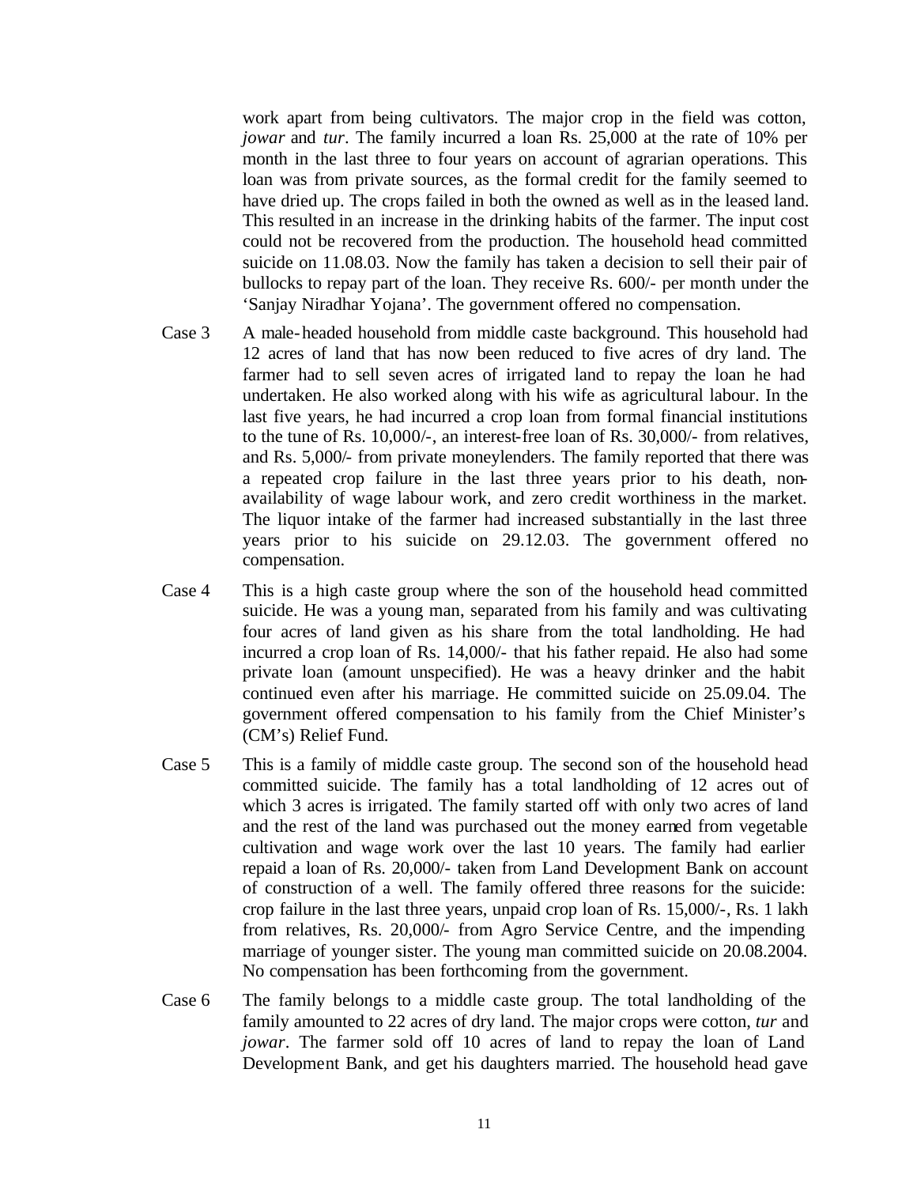work apart from being cultivators. The major crop in the field was cotton, *jowar* and *tur*. The family incurred a loan Rs. 25,000 at the rate of 10% per month in the last three to four years on account of agrarian operations. This loan was from private sources, as the formal credit for the family seemed to have dried up. The crops failed in both the owned as well as in the leased land. This resulted in an increase in the drinking habits of the farmer. The input cost could not be recovered from the production. The household head committed suicide on 11.08.03. Now the family has taken a decision to sell their pair of bullocks to repay part of the loan. They receive Rs. 600/- per month under the 'Sanjay Niradhar Yojana'. The government offered no compensation.

Case 3 A male-headed household from middle caste background. This household had 12 acres of land that has now been reduced to five acres of dry land. The farmer had to sell seven acres of irrigated land to repay the loan he had undertaken. He also worked along with his wife as agricultural labour. In the last five years, he had incurred a crop loan from formal financial institutions to the tune of Rs. 10,000/-, an interest-free loan of Rs. 30,000/- from relatives, and Rs. 5,000/- from private moneylenders. The family reported that there was a repeated crop failure in the last three years prior to his death, non-availability of wage labour work, and zero credit worthiness in the market. The liquor intake of the farmer had increased substantially in the last three years prior to his suicide on 29.12.03. The government offered no compensation.

Case 4 This is a high caste group where the son of the household head committed suicide. He was a young man, separated from his family and was cultivating four acres of land given as his share from the total landholding. He had incurred a crop loan of Rs. 14,000/- that his father repaid. He also had some private loan (amount unspecified). He was a heavy drinker and the habit continued even after his marriage. He committed suicide on 25.09.04. The government offered compensation to his family from the Chief Minister's (CM's) Relief Fund.

Case 5 This is a family of middle caste group. The second son of the household head committed suicide. The family has a total landholding of 12 acres out of which 3 acres is irrigated. The family started off with only two acres of land and the rest of the land was purchased out the money earned from vegetable cultivation and wage work over the last 10 years. The family had earlier repaid a loan of Rs. 20,000/- taken from Land Development Bank on account of construction of a well. The family offered three reasons for the suicide: crop failure in the last three years, unpaid crop loan of Rs. 15,000/-, Rs. 1 lakh from relatives, Rs. 20,000/- from Agro Service Centre, and the impending marriage of younger sister. The young man committed suicide on 20.08.2004. No compensation has been forthcoming from the government.

Case 6 The family belongs to a middle caste group. The total landholding of the family amounted to 22 acres of dry land. The major crops were cotton, *tur* and *jowar*. The farmer sold off 10 acres of land to repay the loan of Land Development Bank, and get his daughters married. The household head gave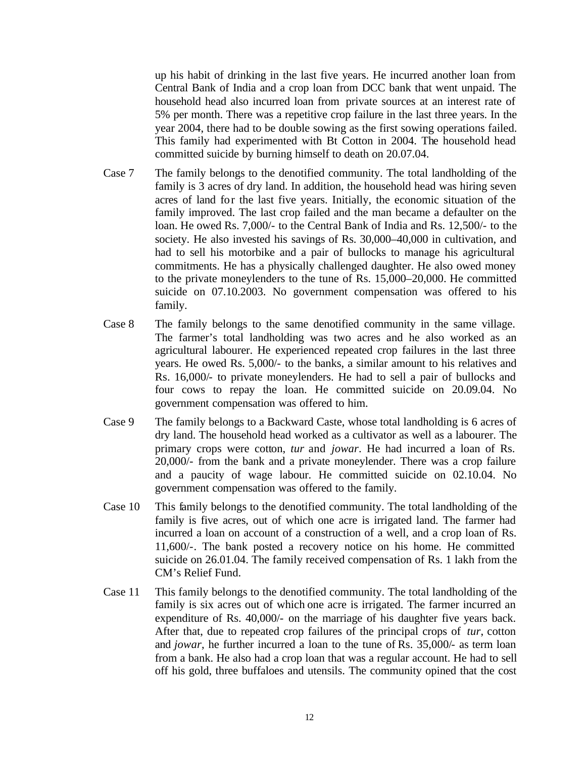up his habit of drinking in the last five years. He incurred another loan from Central Bank of India and a crop loan from DCC bank that went unpaid. The household head also incurred loan from private sources at an interest rate of 5% per month. There was a repetitive crop failure in the last three years. In the year 2004, there had to be double sowing as the first sowing operations failed. This family had experimented with Bt Cotton in 2004. The household head committed suicide by burning himself to death on 20.07.04.

Case 7 The family belongs to the denotified community. The total landholding of the family is 3 acres of dry land. In addition, the household head was hiring seven acres of land for the last five years. Initially, the economic situation of the family improved. The last crop failed and the man became a defaulter on the loan. He owed Rs. 7,000/- to the Central Bank of India and Rs. 12,500/- to the society. He also invested his savings of Rs. 30,000–40,000 in cultivation, and had to sell his motorbike and a pair of bullocks to manage his agricultural commitments. He has a physically challenged daughter. He also owed money to the private moneylenders to the tune of Rs. 15,000–20,000. He committed suicide on 07.10.2003. No government compensation was offered to his family.

Case 8 The family belongs to the same denotified community in the same village. The farmer's total landholding was two acres and he also worked as an agricultural labourer. He experienced repeated crop failures in the last three years. He owed Rs. 5,000/- to the banks, a similar amount to his relatives and Rs. 16,000/- to private moneylenders. He had to sell a pair of bullocks and four cows to repay the loan. He committed suicide on 20.09.04. No government compensation was offered to him.

Case 9 The family belongs to a Backward Caste, whose total landholding is 6 acres of dry land. The household head worked as a cultivator as well as a labourer. The primary crops were cotton, *tur* and *jowar*. He had incurred a loan of Rs. 20,000/- from the bank and a private moneylender. There was a crop failure and a paucity of wage labour. He committed suicide on 02.10.04. No government compensation was offered to the family.

Case 10 This family belongs to the denotified community. The total landholding of the family is five acres, out of which one acre is irrigated land. The farmer had incurred a loan on account of a construction of a well, and a crop loan of Rs. 11,600/-. The bank posted a recovery notice on his home. He committed suicide on 26.01.04. The family received compensation of Rs. 1 lakh from the CM's Relief Fund.

Case 11 This family belongs to the denotified community. The total landholding of the family is six acres out of which one acre is irrigated. The farmer incurred an expenditure of Rs. 40,000/- on the marriage of his daughter five years back. After that, due to repeated crop failures of the principal crops of *tur*, cotton and *jowar*, he further incurred a loan to the tune of Rs. 35,000/- as term loan from a bank. He also had a crop loan that was a regular account. He had to sell off his gold, three buffaloes and utensils. The community opined that the cost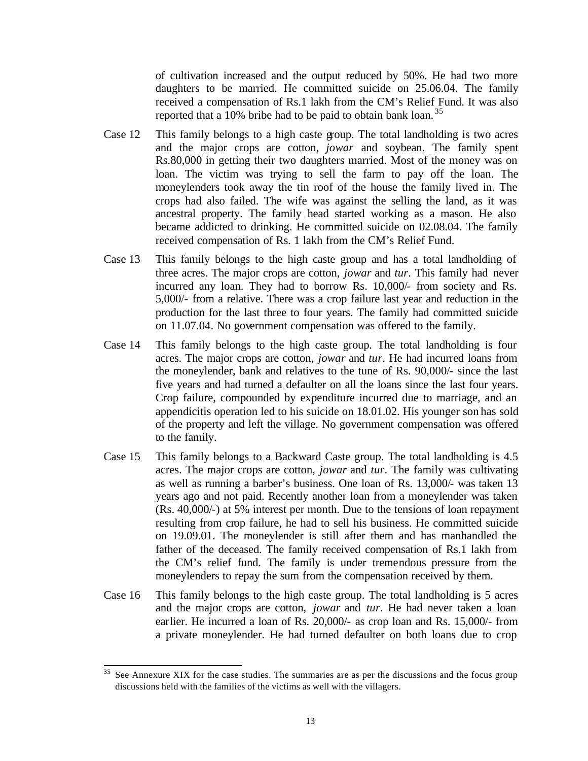of cultivation increased and the output reduced by 50%. He had two more daughters to be married. He committed suicide on 25.06.04. The family received a compensation of Rs.1 lakh from the CM's Relief Fund. It was also reported that a 10% bribe had to be paid to obtain bank loan.[35]

Case 12 This family belongs to a high caste group. The total landholding is two acres and the major crops are cotton, *jowar* and soybean. The family spent Rs.80,000 in getting their two daughters married. Most of the money was on loan. The victim was trying to sell the farm to pay off the loan. The moneylenders took away the tin roof of the house the family lived in. The crops had also failed. The wife was against the selling the land, as it was ancestral property. The family head started working as a mason. He also became addicted to drinking. He committed suicide on 02.08.04. The family received compensation of Rs. 1 lakh from the CM's Relief Fund.

Case 13 This family belongs to the high caste group and has a total landholding of three acres. The major crops are cotton, *jowar* and *tur*. This family had never incurred any loan. They had to borrow Rs. 10,000/- from society and Rs. 5,000/- from a relative. There was a crop failure last year and reduction in the production for the last three to four years. The family had committed suicide on 11.07.04. No government compensation was offered to the family.

Case 14 This family belongs to the high caste group. The total landholding is four acres. The major crops are cotton, *jowar* and *tur*. He had incurred loans from the moneylender, bank and relatives to the tune of Rs. 90,000/- since the last five years and had turned a defaulter on all the loans since the last four years. Crop failure, compounded by expenditure incurred due to marriage, and an appendicitis operation led to his suicide on 18.01.02. His younger son has sold of the property and left the village. No government compensation was offered to the family.

Case 15 This family belongs to a Backward Caste group. The total landholding is 4.5 acres. The major crops are cotton, *jowar* and *tur*. The family was cultivating as well as running a barber's business. One loan of Rs. 13,000/- was taken 13 years ago and not paid. Recently another loan from a moneylender was taken (Rs. 40,000/-) at 5% interest per month. Due to the tensions of loan repayment resulting from crop failure, he had to sell his business. He committed suicide on 19.09.01. The moneylender is still after them and has manhandled the father of the deceased. The family received compensation of Rs.1 lakh from the CM's relief fund. The family is under tremendous pressure from the moneylenders to repay the sum from the compensation received by them.

Case 16 This family belongs to the high caste group. The total landholding is 5 acres and the major crops are cotton, *jowar* and *tur*. He had never taken a loan earlier. He incurred a loan of Rs. 20,000/- as crop loan and Rs. 15,000/- from a private moneylender. He had turned defaulter on both loans due to crop

[35] See Annexure XIX for the case studies. The summaries are as per the discussions and the focus group discussions held with the families of the victims as well with the villagers.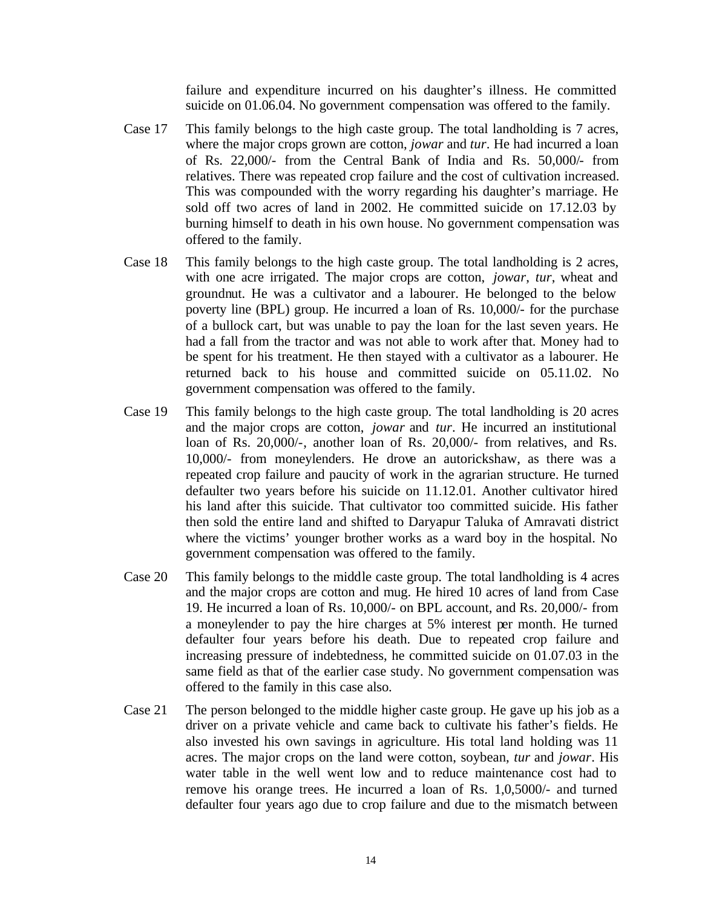failure and expenditure incurred on his daughter's illness. He committed suicide on 01.06.04. No government compensation was offered to the family.

Case 17 This family belongs to the high caste group. The total landholding is 7 acres, where the major crops grown are cotton, *jowar* and *tur*. He had incurred a loan of Rs. 22,000/- from the Central Bank of India and Rs. 50,000/- from relatives. There was repeated crop failure and the cost of cultivation increased. This was compounded with the worry regarding his daughter's marriage. He sold off two acres of land in 2002. He committed suicide on 17.12.03 by burning himself to death in his own house. No government compensation was offered to the family.

Case 18 This family belongs to the high caste group. The total landholding is 2 acres, with one acre irrigated. The major crops are cotton, *jowar*, *tur*, wheat and groundnut. He was a cultivator and a labourer. He belonged to the below poverty line (BPL) group. He incurred a loan of Rs. 10,000/- for the purchase of a bullock cart, but was unable to pay the loan for the last seven years. He had a fall from the tractor and was not able to work after that. Money had to be spent for his treatment. He then stayed with a cultivator as a labourer. He returned back to his house and committed suicide on 05.11.02. No government compensation was offered to the family.

Case 19 This family belongs to the high caste group. The total landholding is 20 acres and the major crops are cotton, *jowar* and *tur*. He incurred an institutional loan of Rs. 20,000/-, another loan of Rs. 20,000/- from relatives, and Rs. 10,000/- from moneylenders. He drove an autorickshaw, as there was a repeated crop failure and paucity of work in the agrarian structure. He turned defaulter two years before his suicide on 11.12.01. Another cultivator hired his land after this suicide. That cultivator too committed suicide. His father then sold the entire land and shifted to Daryapur Taluka of Amravati district where the victims' younger brother works as a ward boy in the hospital. No government compensation was offered to the family.

Case 20 This family belongs to the middle caste group. The total landholding is 4 acres and the major crops are cotton and mug. He hired 10 acres of land from Case 19. He incurred a loan of Rs. 10,000/- on BPL account, and Rs. 20,000/- from a moneylender to pay the hire charges at 5% interest per month. He turned defaulter four years before his death. Due to repeated crop failure and increasing pressure of indebtedness, he committed suicide on 01.07.03 in the same field as that of the earlier case study. No government compensation was offered to the family in this case also.

Case 21 The person belonged to the middle higher caste group. He gave up his job as a driver on a private vehicle and came back to cultivate his father's fields. He also invested his own savings in agriculture. His total land holding was 11 acres. The major crops on the land were cotton, soybean, *tur* and *jowar*. His water table in the well went low and to reduce maintenance cost had to remove his orange trees. He incurred a loan of Rs. 1,0,5000/- and turned defaulter four years ago due to crop failure and due to the mismatch between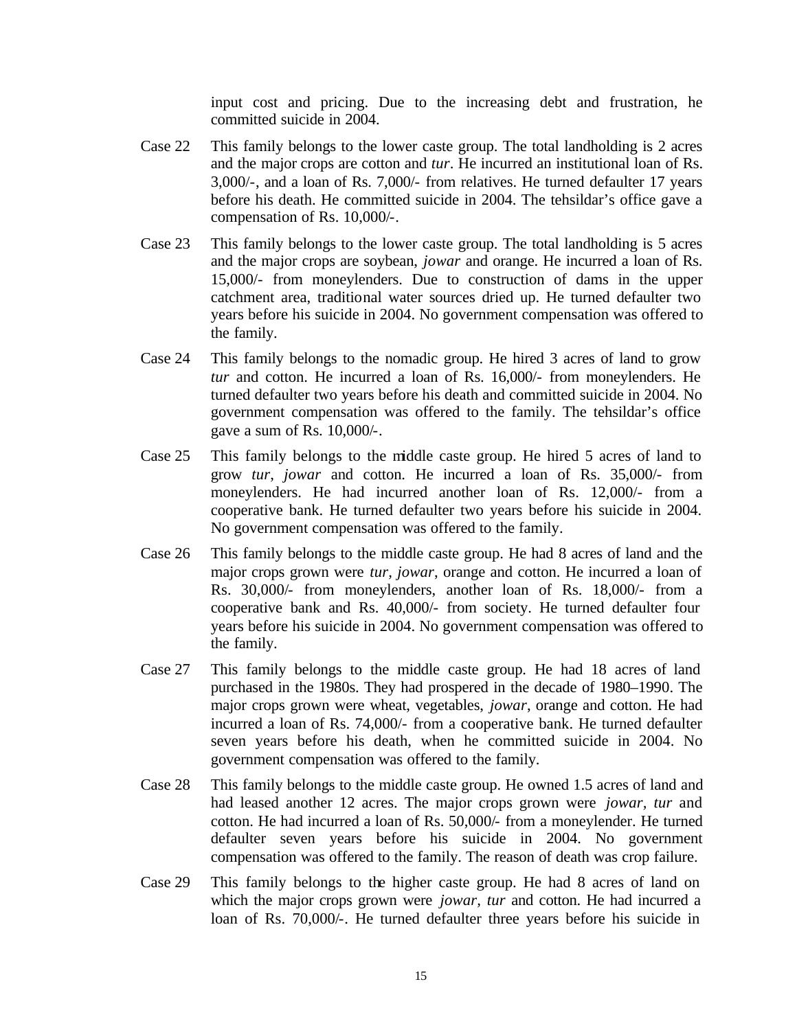input cost and pricing. Due to the increasing debt and frustration, he committed suicide in 2004.

Case 22 This family belongs to the lower caste group. The total landholding is 2 acres and the major crops are cotton and *tur*. He incurred an institutional loan of Rs. 3,000/-, and a loan of Rs. 7,000/- from relatives. He turned defaulter 17 years before his death. He committed suicide in 2004. The tehsildar's office gave a compensation of Rs. 10,000/-.

Case 23 This family belongs to the lower caste group. The total landholding is 5 acres and the major crops are soybean, *jowar* and orange. He incurred a loan of Rs. 15,000/- from moneylenders. Due to construction of dams in the upper catchment area, traditional water sources dried up. He turned defaulter two years before his suicide in 2004. No government compensation was offered to the family.

Case 24 This family belongs to the nomadic group. He hired 3 acres of land to grow *tur* and cotton. He incurred a loan of Rs. 16,000/- from moneylenders. He turned defaulter two years before his death and committed suicide in 2004. No government compensation was offered to the family. The tehsildar's office gave a sum of Rs. 10,000/-.

Case 25 This family belongs to the middle caste group. He hired 5 acres of land to grow *tur*, *jowar* and cotton. He incurred a loan of Rs. 35,000/- from moneylenders. He had incurred another loan of Rs. 12,000/- from a cooperative bank. He turned defaulter two years before his suicide in 2004. No government compensation was offered to the family.

Case 26 This family belongs to the middle caste group. He had 8 acres of land and the major crops grown were *tur*, *jowar*, orange and cotton. He incurred a loan of Rs. 30,000/- from moneylenders, another loan of Rs. 18,000/- from a cooperative bank and Rs. 40,000/- from society. He turned defaulter four years before his suicide in 2004. No government compensation was offered to the family.

Case 27 This family belongs to the middle caste group. He had 18 acres of land purchased in the 1980s. They had prospered in the decade of 1980–1990. The major crops grown were wheat, vegetables, *jowar*, orange and cotton. He had incurred a loan of Rs. 74,000/- from a cooperative bank. He turned defaulter seven years before his death, when he committed suicide in 2004. No government compensation was offered to the family.

Case 28 This family belongs to the middle caste group. He owned 1.5 acres of land and had leased another 12 acres. The major crops grown were *jowar*, *tur* and cotton. He had incurred a loan of Rs. 50,000/- from a moneylender. He turned defaulter seven years before his suicide in 2004. No government compensation was offered to the family. The reason of death was crop failure.

Case 29 This family belongs to the higher caste group. He had 8 acres of land on which the major crops grown were *jowar*, *tur* and cotton. He had incurred a loan of Rs. 70,000/-. He turned defaulter three years before his suicide in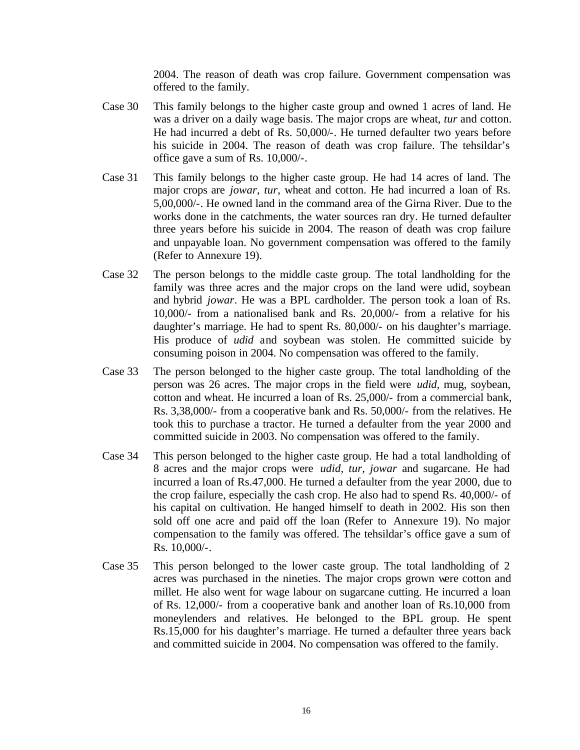2004. The reason of death was crop failure. Government compensation was offered to the family.

Case 30 This family belongs to the higher caste group and owned 1 acres of land. He was a driver on a daily wage basis. The major crops are wheat, *tur* and cotton. He had incurred a debt of Rs. 50,000/-. He turned defaulter two years before his suicide in 2004. The reason of death was crop failure. The tehsildar's office gave a sum of Rs. 10,000/-.

Case 31 This family belongs to the higher caste group. He had 14 acres of land. The major crops are *jowar, tur*, wheat and cotton. He had incurred a loan of Rs. 5,00,000/-. He owned land in the command area of the Girna River. Due to the works done in the catchments, the water sources ran dry. He turned defaulter three years before his suicide in 2004. The reason of death was crop failure and unpayable loan. No government compensation was offered to the family (Refer to Annexure 19).

Case 32 The person belongs to the middle caste group. The total landholding for the family was three acres and the major crops on the land were udid, soybean and hybrid *jowar*. He was a BPL cardholder. The person took a loan of Rs. 10,000/- from a nationalised bank and Rs. 20,000/- from a relative for his daughter's marriage. He had to spent Rs. 80,000/- on his daughter's marriage. His produce of *udid* and soybean was stolen. He committed suicide by consuming poison in 2004. No compensation was offered to the family.

Case 33 The person belonged to the higher caste group. The total landholding of the person was 26 acres. The major crops in the field were *udid*, mug, soybean, cotton and wheat. He incurred a loan of Rs. 25,000/- from a commercial bank, Rs. 3,38,000/- from a cooperative bank and Rs. 50,000/- from the relatives. He took this to purchase a tractor. He turned a defaulter from the year 2000 and committed suicide in 2003. No compensation was offered to the family.

Case 34 This person belonged to the higher caste group. He had a total landholding of 8 acres and the major crops were *udid, tur, jowar* and sugarcane. He had incurred a loan of Rs.47,000. He turned a defaulter from the year 2000, due to the crop failure, especially the cash crop. He also had to spend Rs. 40,000/- of his capital on cultivation. He hanged himself to death in 2002. His son then sold off one acre and paid off the loan (Refer to Annexure 19). No major compensation to the family was offered. The tehsildar's office gave a sum of Rs. 10,000/-.

Case 35 This person belonged to the lower caste group. The total landholding of 2 acres was purchased in the nineties. The major crops grown were cotton and millet. He also went for wage labour on sugarcane cutting. He incurred a loan of Rs. 12,000/- from a cooperative bank and another loan of Rs.10,000 from moneylenders and relatives. He belonged to the BPL group. He spent Rs.15,000 for his daughter's marriage. He turned a defaulter three years back and committed suicide in 2004. No compensation was offered to the family.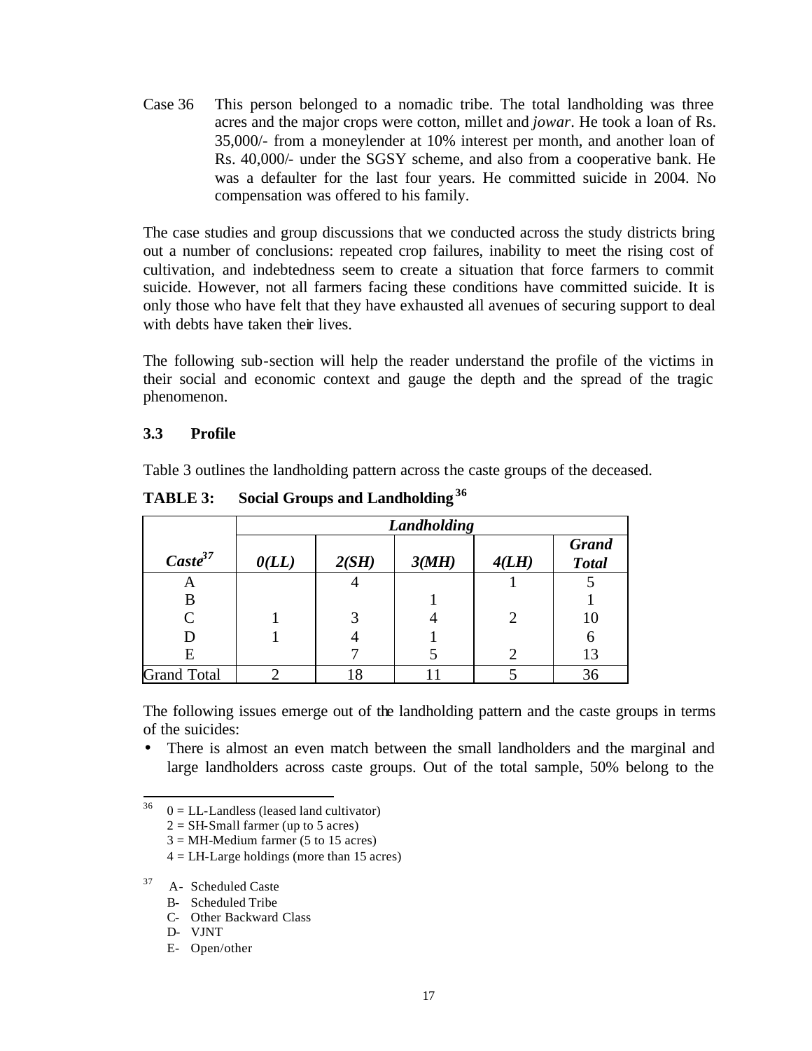Case 36 This person belonged to a nomadic tribe. The total landholding was three acres and the major crops were cotton, millet and *jowar*. He took a loan of Rs. 35,000/- from a moneylender at 10% interest per month, and another loan of Rs. 40,000/- under the SGSY scheme, and also from a cooperative bank. He was a defaulter for the last four years. He committed suicide in 2004. No compensation was offered to his family.

The case studies and group discussions that we conducted across the study districts bring out a number of conclusions: repeated crop failures, inability to meet the rising cost of cultivation, and indebtedness seem to create a situation that force farmers to commit suicide. However, not all farmers facing these conditions have committed suicide. It is only those who have felt that they have exhausted all avenues of securing support to deal with debts have taken their lives.

The following sub-section will help the reader understand the profile of the victims in their social and economic context and gauge the depth and the spread of the tragic phenomenon.

### 3.3 Profile

Table 3 outlines the landholding pattern across the caste groups of the deceased.

**TABLE 3: Social Groups and Landholding**[36]

| | ***Landholding*** | | | | |
|---|---|---|---|---|---|
| ***Caste***[37] | ***0(LL)*** | ***2(SH)*** | ***3(MH)*** | ***4(LH)*** | ***Grand Total*** |
| A | | 4 | | 1 | 5 |
| B | | | 1 | | 1 |
| C | 1 | 3 | 4 | 2 | 10 |
| D | 1 | 4 | 1 | | 6 |
| E | | 7 | 5 | 2 | 13 |
| Grand Total | 2 | 18 | 11 | 5 | 36 |

The following issues emerge out of the landholding pattern and the caste groups in terms of the suicides:

- There is almost an even match between the small landholders and the marginal and large landholders across caste groups. Out of the total sample, 50% belong to the

---

[36] 0 = LL-Landless (leased land cultivator)
2 = SH-Small farmer (up to 5 acres)
3 = MH-Medium farmer (5 to 15 acres)
4 = LH-Large holdings (more than 15 acres)

[37] A- Scheduled Caste
B- Scheduled Tribe
C- Other Backward Class
D- VJNT
E- Open/other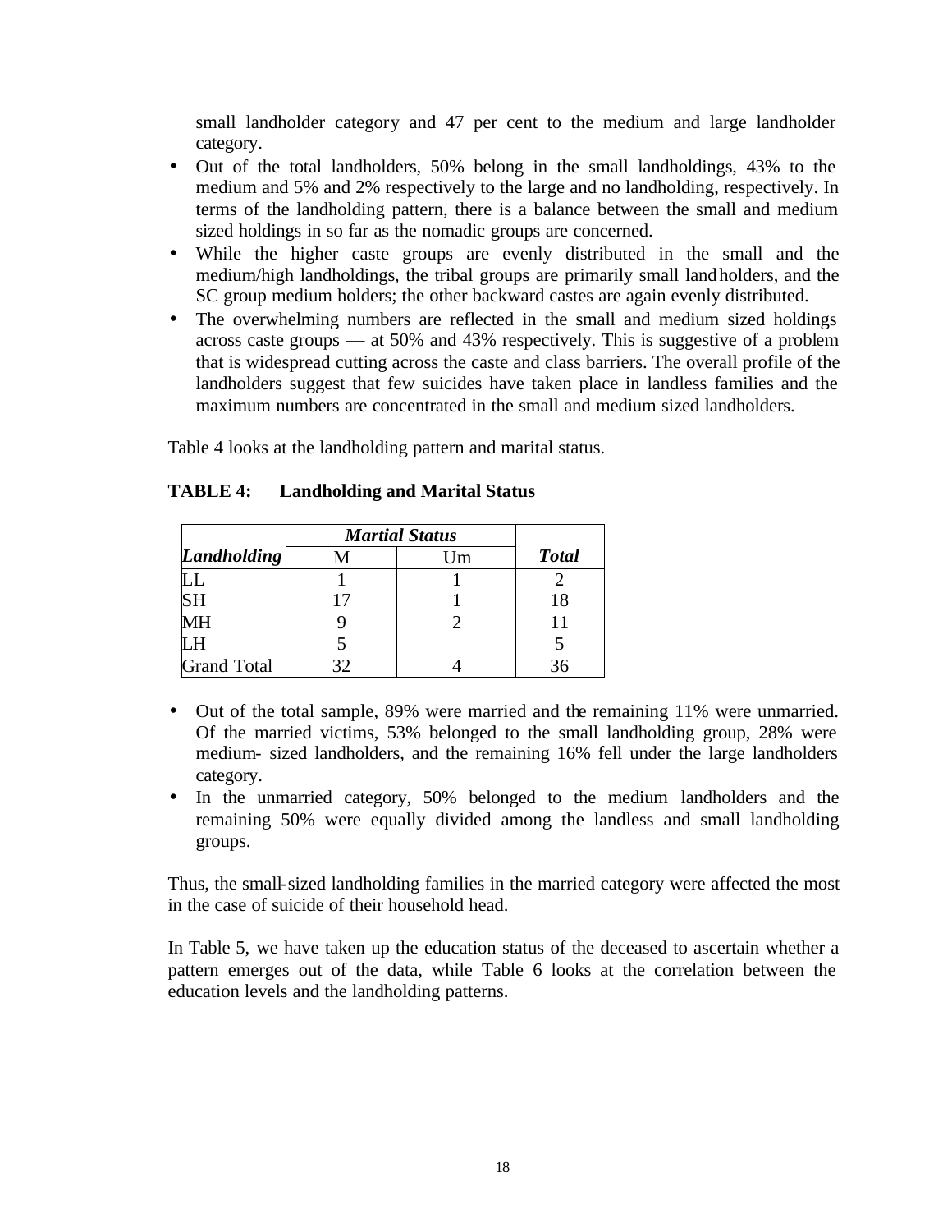small landholder category and 47 per cent to the medium and large landholder category.

- Out of the total landholders, 50% belong in the small landholdings, 43% to the medium and 5% and 2% respectively to the large and no landholding, respectively. In terms of the landholding pattern, there is a balance between the small and medium sized holdings in so far as the nomadic groups are concerned.
- While the higher caste groups are evenly distributed in the small and the medium/high landholdings, the tribal groups are primarily small land holders, and the SC group medium holders; the other backward castes are again evenly distributed.
- The overwhelming numbers are reflected in the small and medium sized holdings across caste groups — at 50% and 43% respectively. This is suggestive of a problem that is widespread cutting across the caste and class barriers. The overall profile of the landholders suggest that few suicides have taken place in landless families and the maximum numbers are concentrated in the small and medium sized landholders.

Table 4 looks at the landholding pattern and marital status.

**TABLE 4: Landholding and Marital Status**

| | ***Martial Status*** | | |
|---|---|---|---|
| ***Landholding*** | M | Um | ***Total*** |
| LL | 1 | 1 | 2 |
| SH | 17 | 1 | 18 |
| MH | 9 | 2 | 11 |
| LH | 5 | | 5 |
| Grand Total | 32 | 4 | 36 |

- Out of the total sample, 89% were married and the remaining 11% were unmarried. Of the married victims, 53% belonged to the small landholding group, 28% were medium- sized landholders, and the remaining 16% fell under the large landholders category.
- In the unmarried category, 50% belonged to the medium landholders and the remaining 50% were equally divided among the landless and small landholding groups.

Thus, the small-sized landholding families in the married category were affected the most in the case of suicide of their household head.

In Table 5, we have taken up the education status of the deceased to ascertain whether a pattern emerges out of the data, while Table 6 looks at the correlation between the education levels and the landholding patterns.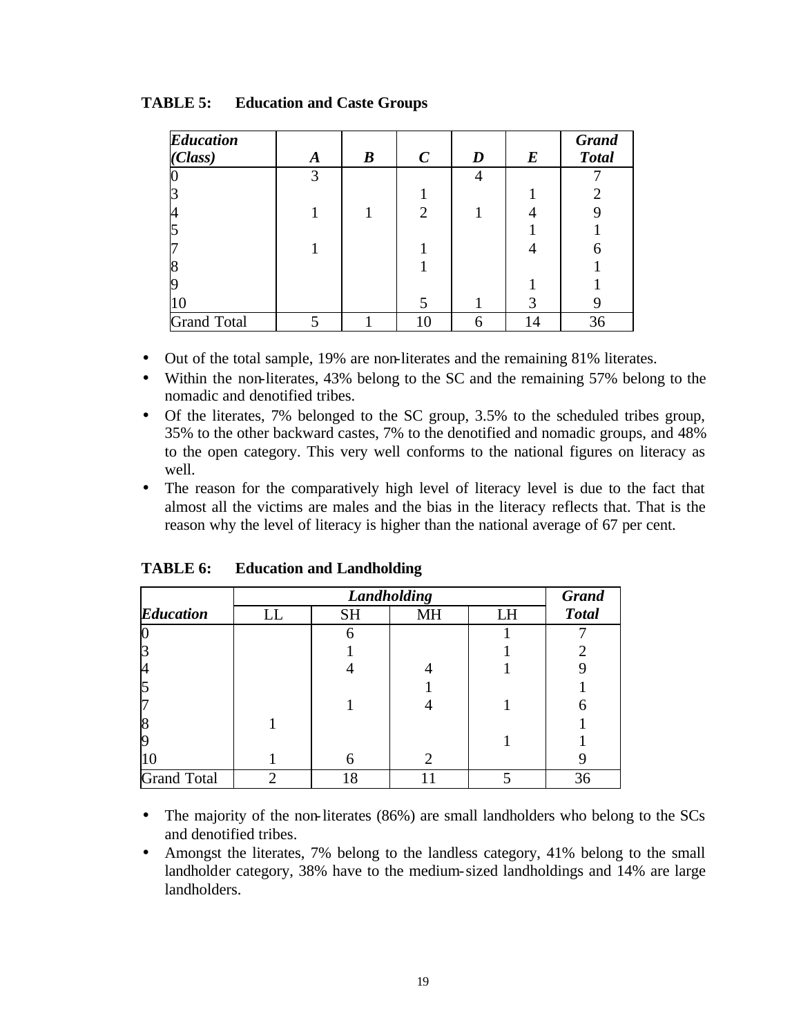**TABLE 5: Education and Caste Groups**

| *Education (Class)* | *A* | *B* | *C* | *D* | *E* | *Grand Total* |
|---|---|---|---|---|---|---|
| 0 | 3 | | | 4 | | 7 |
| 3 | | | 1 | | 1 | 2 |
| 4 | 1 | 1 | 2 | 1 | 4 | 9 |
| 5 | | | | | 1 | 1 |
| 7 | 1 | | 1 | | 4 | 6 |
| 8 | | | 1 | | | 1 |
| 9 | | | | | 1 | 1 |
| 10 | | | 5 | 1 | 3 | 9 |
| Grand Total | 5 | 1 | 10 | 6 | 14 | 36 |

- Out of the total sample, 19% are non-literates and the remaining 81% literates.
- Within the non-literates, 43% belong to the SC and the remaining 57% belong to the nomadic and denotified tribes.
- Of the literates, 7% belonged to the SC group, 3.5% to the scheduled tribes group, 35% to the other backward castes, 7% to the denotified and nomadic groups, and 48% to the open category. This very well conforms to the national figures on literacy as well.
- The reason for the comparatively high level of literacy level is due to the fact that almost all the victims are males and the bias in the literacy reflects that. That is the reason why the level of literacy is higher than the national average of 67 per cent.

**TABLE 6: Education and Landholding**

| | *Landholding* | | | | *Grand* |
|---|---|---|---|---|---|
| *Education* | LL | SH | MH | LH | *Total* |
| 0 | | 6 | | 1 | 7 |
| 3 | | 1 | | 1 | 2 |
| 4 | | 4 | 4 | 1 | 9 |
| 5 | | | 1 | | 1 |
| 7 | | 1 | 4 | 1 | 6 |
| 8 | 1 | | | | 1 |
| 9 | | | | 1 | 1 |
| 10 | 1 | 6 | 2 | | 9 |
| Grand Total | 2 | 18 | 11 | 5 | 36 |

- The majority of the non-literates (86%) are small landholders who belong to the SCs and denotified tribes.
- Amongst the literates, 7% belong to the landless category, 41% belong to the small landholder category, 38% have to the medium-sized landholdings and 14% are large landholders.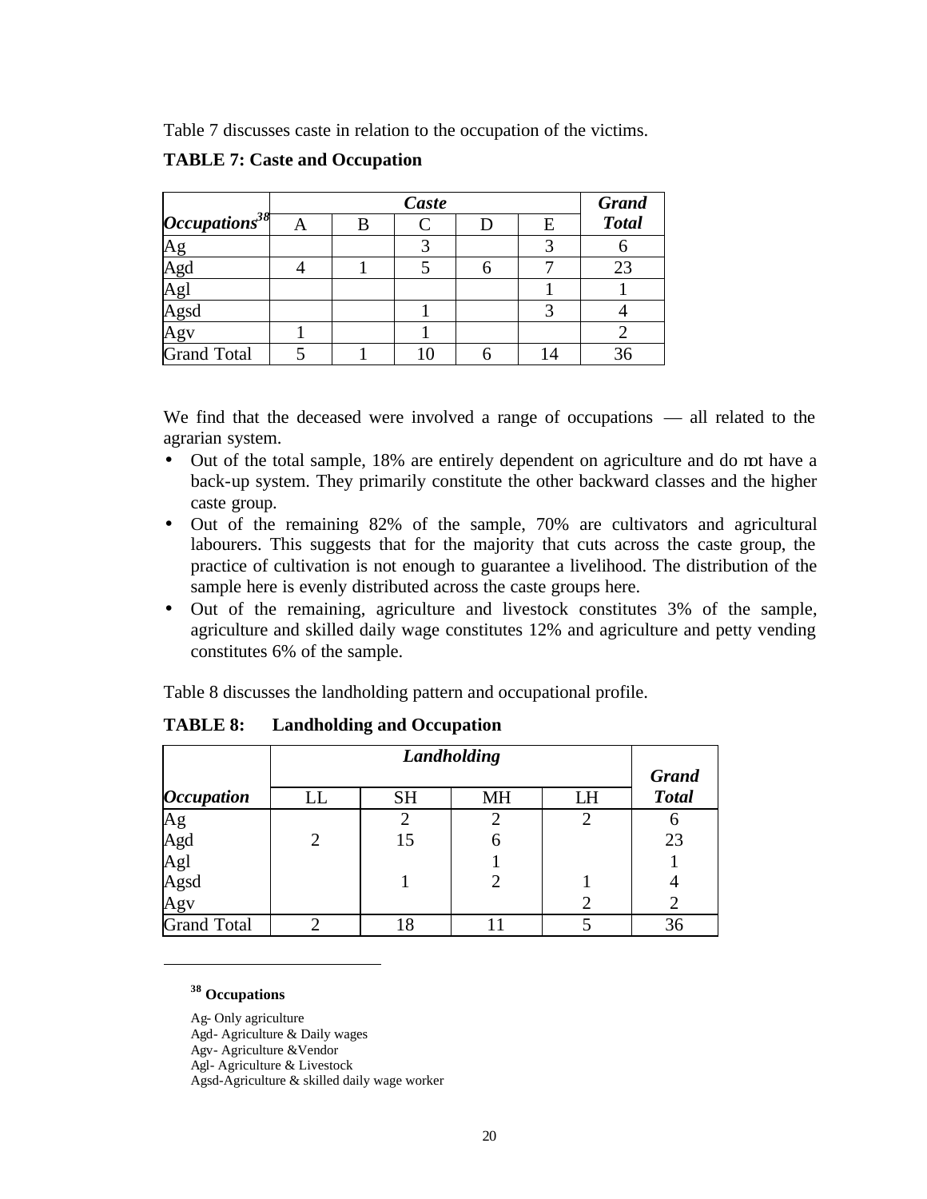Table 7 discusses caste in relation to the occupation of the victims.

**TABLE 7: Caste and Occupation**

| | *Caste* | | | | | *Grand* |
|---|---|---|---|---|---|---|
| *Occupations*[38] | A | B | C | D | E | *Total* |
| Ag | | | 3 | | 3 | 6 |
| Agd | 4 | 1 | 5 | 6 | 7 | 23 |
| Agl | | | | | 1 | 1 |
| Agsd | | | 1 | | 3 | 4 |
| Agv | 1 | | 1 | | | 2 |
| Grand Total | 5 | 1 | 10 | 6 | 14 | 36 |

We find that the deceased were involved a range of occupations — all related to the agrarian system.

- Out of the total sample, 18% are entirely dependent on agriculture and do not have a back-up system. They primarily constitute the other backward classes and the higher caste group.
- Out of the remaining 82% of the sample, 70% are cultivators and agricultural labourers. This suggests that for the majority that cuts across the caste group, the practice of cultivation is not enough to guarantee a livelihood. The distribution of the sample here is evenly distributed across the caste groups here.
- Out of the remaining, agriculture and livestock constitutes 3% of the sample, agriculture and skilled daily wage constitutes 12% and agriculture and petty vending constitutes 6% of the sample.

Table 8 discusses the landholding pattern and occupational profile.

**TABLE 8: Landholding and Occupation**

| | *Landholding* | | | | *Grand* |
|---|---|---|---|---|---|
| *Occupation* | LL | SH | MH | LH | *Total* |
| Ag | | 2 | 2 | 2 | 6 |
| Agd | 2 | 15 | 6 | | 23 |
| Agl | | | 1 | | 1 |
| Agsd | | 1 | 2 | 1 | 4 |
| Agv | | | | 2 | 2 |
| Grand Total | 2 | 18 | 11 | 5 | 36 |

---

[38] **Occupations**

Ag- Only agriculture
Agd- Agriculture & Daily wages
Agv- Agriculture &Vendor
Agl- Agriculture & Livestock
Agsd-Agriculture & skilled daily wage worker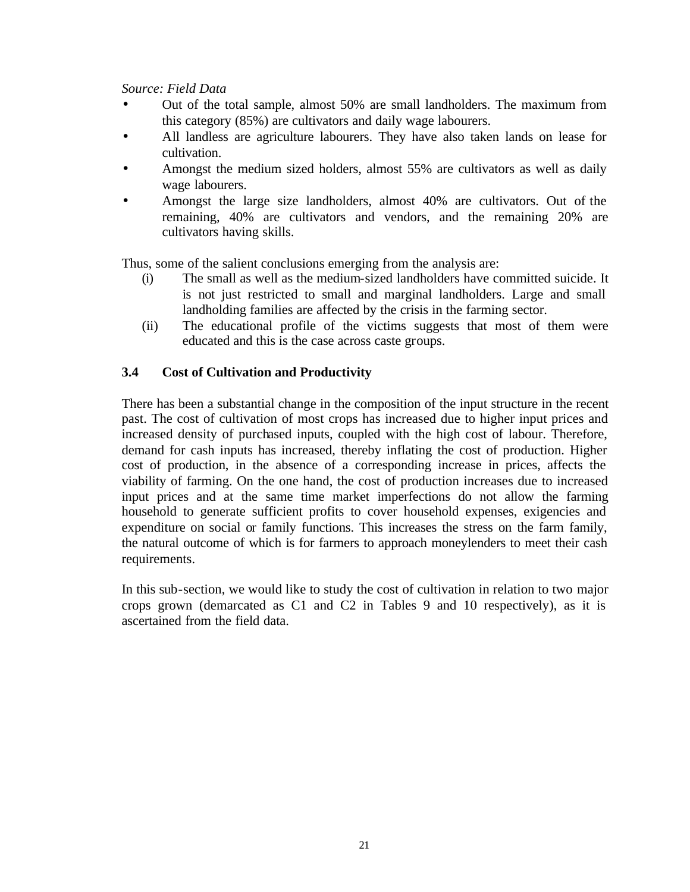*Source: Field Data*

- Out of the total sample, almost 50% are small landholders. The maximum from this category (85%) are cultivators and daily wage labourers.
- All landless are agriculture labourers. They have also taken lands on lease for cultivation.
- Amongst the medium sized holders, almost 55% are cultivators as well as daily wage labourers.
- Amongst the large size landholders, almost 40% are cultivators. Out of the remaining, 40% are cultivators and vendors, and the remaining 20% are cultivators having skills.

Thus, some of the salient conclusions emerging from the analysis are:

(i) The small as well as the medium-sized landholders have committed suicide. It is not just restricted to small and marginal landholders. Large and small landholding families are affected by the crisis in the farming sector.

(ii) The educational profile of the victims suggests that most of them were educated and this is the case across caste groups.

### 3.4 Cost of Cultivation and Productivity

There has been a substantial change in the composition of the input structure in the recent past. The cost of cultivation of most crops has increased due to higher input prices and increased density of purchased inputs, coupled with the high cost of labour. Therefore, demand for cash inputs has increased, thereby inflating the cost of production. Higher cost of production, in the absence of a corresponding increase in prices, affects the viability of farming. On the one hand, the cost of production increases due to increased input prices and at the same time market imperfections do not allow the farming household to generate sufficient profits to cover household expenses, exigencies and expenditure on social or family functions. This increases the stress on the farm family, the natural outcome of which is for farmers to approach moneylenders to meet their cash requirements.

In this sub-section, we would like to study the cost of cultivation in relation to two major crops grown (demarcated as C1 and C2 in Tables 9 and 10 respectively), as it is ascertained from the field data.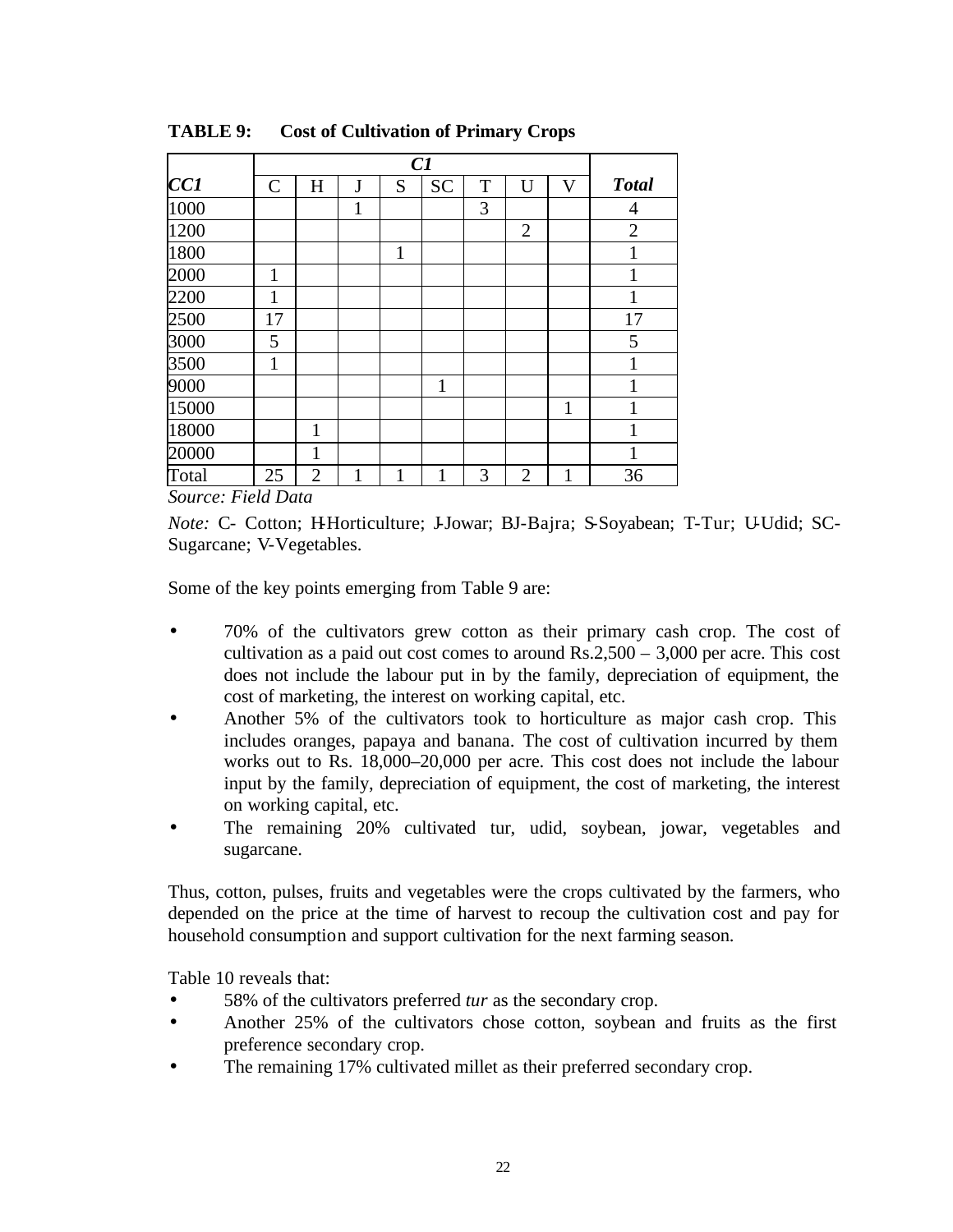**TABLE 9: Cost of Cultivation of Primary Crops**

| | *C1* | | | | | | | | |
|---|---|---|---|---|---|---|---|---|---|
| ***CC1*** | C | H | J | S | SC | T | U | V | ***Total*** |
| 1000 | | | 1 | | | 3 | | | 4 |
| 1200 | | | | | | | 2 | | 2 |
| 1800 | | | | 1 | | | | | 1 |
| 2000 | 1 | | | | | | | | 1 |
| 2200 | 1 | | | | | | | | 1 |
| 2500 | 17 | | | | | | | | 17 |
| 3000 | 5 | | | | | | | | 5 |
| 3500 | 1 | | | | | | | | 1 |
| 9000 | | | | | 1 | | | | 1 |
| 15000 | | | | | | | | 1 | 1 |
| 18000 | | 1 | | | | | | | 1 |
| 20000 | | 1 | | | | | | | 1 |
| Total | 25 | 2 | 1 | 1 | 1 | 3 | 2 | 1 | 36 |

*Source: Field Data*

*Note:* C- Cotton; H-Horticulture; J-Jowar; BJ-Bajra; S-Soyabean; T-Tur; U-Udid; SC-Sugarcane; V-Vegetables.

Some of the key points emerging from Table 9 are:

- 70% of the cultivators grew cotton as their primary cash crop. The cost of cultivation as a paid out cost comes to around Rs.2,500 – 3,000 per acre. This cost does not include the labour put in by the family, depreciation of equipment, the cost of marketing, the interest on working capital, etc.
- Another 5% of the cultivators took to horticulture as major cash crop. This includes oranges, papaya and banana. The cost of cultivation incurred by them works out to Rs. 18,000–20,000 per acre. This cost does not include the labour input by the family, depreciation of equipment, the cost of marketing, the interest on working capital, etc.
- The remaining 20% cultivated tur, udid, soybean, jowar, vegetables and sugarcane.

Thus, cotton, pulses, fruits and vegetables were the crops cultivated by the farmers, who depended on the price at the time of harvest to recoup the cultivation cost and pay for household consumption and support cultivation for the next farming season.

Table 10 reveals that:

- 58% of the cultivators preferred *tur* as the secondary crop.
- Another 25% of the cultivators chose cotton, soybean and fruits as the first preference secondary crop.
- The remaining 17% cultivated millet as their preferred secondary crop.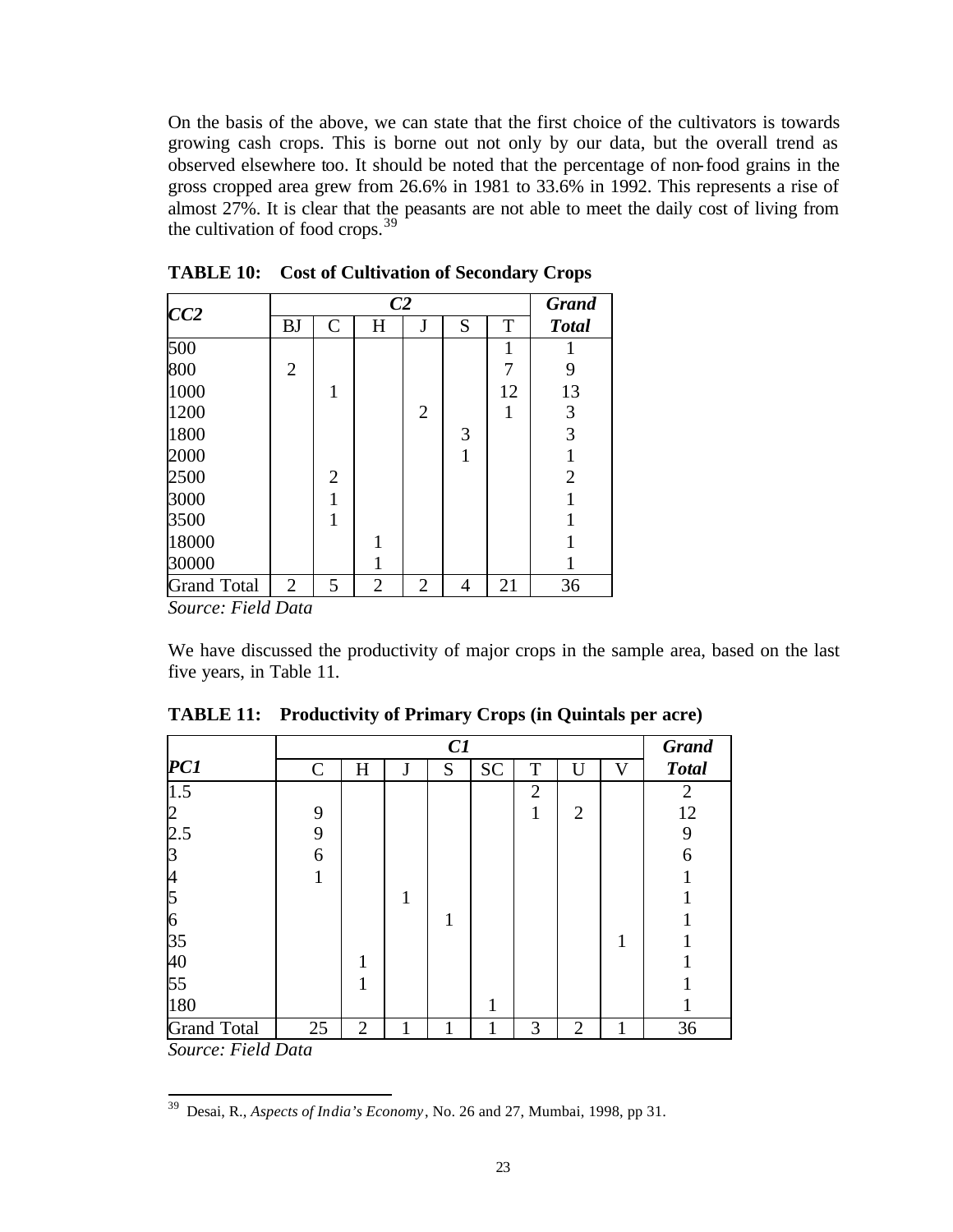On the basis of the above, we can state that the first choice of the cultivators is towards growing cash crops. This is borne out not only by our data, but the overall trend as observed elsewhere too. It should be noted that the percentage of non-food grains in the gross cropped area grew from 26.6% in 1981 to 33.6% in 1992. This represents a rise of almost 27%. It is clear that the peasants are not able to meet the daily cost of living from the cultivation of food crops.[39]

**TABLE 10: Cost of Cultivation of Secondary Crops**

| ***CC2*** | ***C2*** | | | | | | ***Grand Total*** |
|---|---|---|---|---|---|---|---|
| | BJ | C | H | J | S | T | |
| 500 | | | | | | 1 | 1 |
| 800 | 2 | | | | | 7 | 9 |
| 1000 | | 1 | | | | 12 | 13 |
| 1200 | | | | 2 | | 1 | 3 |
| 1800 | | | | | 3 | | 3 |
| 2000 | | | | | 1 | | 1 |
| 2500 | | 2 | | | | | 2 |
| 3000 | | 1 | | | | | 1 |
| 3500 | | 1 | | | | | 1 |
| 18000 | | | 1 | | | | 1 |
| 30000 | | | 1 | | | | 1 |
| Grand Total | 2 | 5 | 2 | 2 | 4 | 21 | 36 |

*Source: Field Data*

We have discussed the productivity of major crops in the sample area, based on the last five years, in Table 11.

**TABLE 11: Productivity of Primary Crops (in Quintals per acre)**

| ***PC1*** | ***C1*** | | | | | | | | ***Grand Total*** |
|---|---|---|---|---|---|---|---|---|---|
| | C | H | J | S | SC | T | U | V | |
| 1.5 | | | | | | 2 | | | 2 |
| 2 | 9 | | | | | 1 | 2 | | 12 |
| 2.5 | 9 | | | | | | | | 9 |
| 3 | 6 | | | | | | | | 6 |
| 4 | 1 | | | | | | | | 1 |
| 5 | | | 1 | | | | | | 1 |
| 6 | | | | 1 | | | | | 1 |
| 35 | | | | | | | | 1 | 1 |
| 40 | | 1 | | | | | | | 1 |
| 55 | | 1 | | | | | | | 1 |
| 180 | | | | | 1 | | | | 1 |
| Grand Total | 25 | 2 | 1 | 1 | 1 | 3 | 2 | 1 | 36 |

*Source: Field Data*

---

[39] Desai, R., *Aspects of India's Economy*, No. 26 and 27, Mumbai, 1998, pp 31.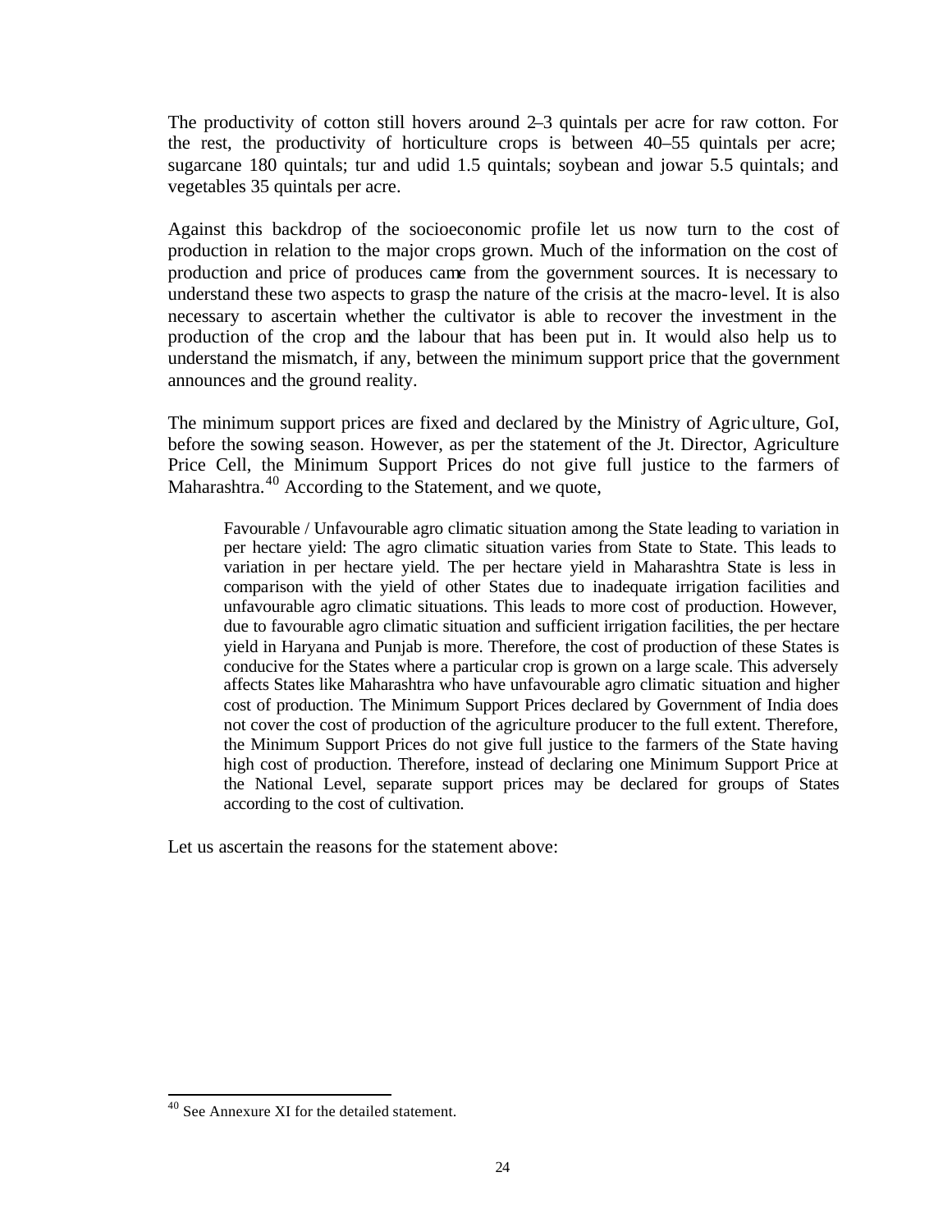The productivity of cotton still hovers around 2–3 quintals per acre for raw cotton. For the rest, the productivity of horticulture crops is between 40–55 quintals per acre; sugarcane 180 quintals; tur and udid 1.5 quintals; soybean and jowar 5.5 quintals; and vegetables 35 quintals per acre.

Against this backdrop of the socioeconomic profile let us now turn to the cost of production in relation to the major crops grown. Much of the information on the cost of production and price of produces came from the government sources. It is necessary to understand these two aspects to grasp the nature of the crisis at the macro-level. It is also necessary to ascertain whether the cultivator is able to recover the investment in the production of the crop and the labour that has been put in. It would also help us to understand the mismatch, if any, between the minimum support price that the government announces and the ground reality.

The minimum support prices are fixed and declared by the Ministry of Agriculture, GoI, before the sowing season. However, as per the statement of the Jt. Director, Agriculture Price Cell, the Minimum Support Prices do not give full justice to the farmers of Maharashtra.[40] According to the Statement, and we quote,

> Favourable / Unfavourable agro climatic situation among the State leading to variation in per hectare yield: The agro climatic situation varies from State to State. This leads to variation in per hectare yield. The per hectare yield in Maharashtra State is less in comparison with the yield of other States due to inadequate irrigation facilities and unfavourable agro climatic situations. This leads to more cost of production. However, due to favourable agro climatic situation and sufficient irrigation facilities, the per hectare yield in Haryana and Punjab is more. Therefore, the cost of production of these States is conducive for the States where a particular crop is grown on a large scale. This adversely affects States like Maharashtra who have unfavourable agro climatic situation and higher cost of production. The Minimum Support Prices declared by Government of India does not cover the cost of production of the agriculture producer to the full extent. Therefore, the Minimum Support Prices do not give full justice to the farmers of the State having high cost of production. Therefore, instead of declaring one Minimum Support Price at the National Level, separate support prices may be declared for groups of States according to the cost of cultivation.

Let us ascertain the reasons for the statement above:

[40] See Annexure XI for the detailed statement.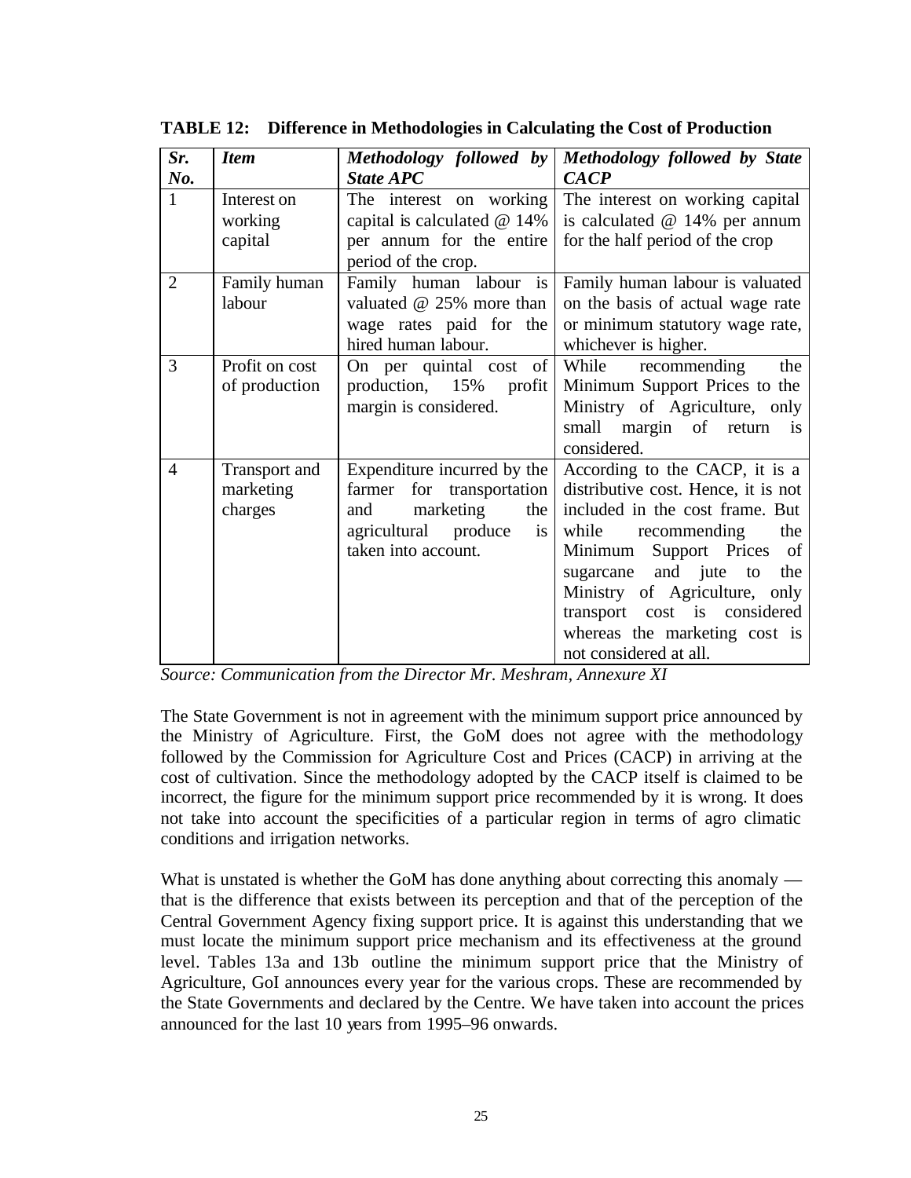**TABLE 12: Difference in Methodologies in Calculating the Cost of Production**

| *Sr. No.* | *Item* | *Methodology followed by State APC* | *Methodology followed by State CACP* |
|---|---|---|---|
| 1 | Interest on working capital | The interest on working capital is calculated @ 14% per annum for the entire period of the crop. | The interest on working capital is calculated @ 14% per annum for the half period of the crop |
| 2 | Family human labour | Family human labour is valuated @ 25% more than wage rates paid for the hired human labour. | Family human labour is valuated on the basis of actual wage rate or minimum statutory wage rate, whichever is higher. |
| 3 | Profit on cost of production | On per quintal cost of production, 15% profit margin is considered. | While recommending the Minimum Support Prices to the Ministry of Agriculture, only small margin of return is considered. |
| 4 | Transport and marketing charges | Expenditure incurred by the farmer for transportation and marketing the agricultural produce is taken into account. | According to the CACP, it is a distributive cost. Hence, it is not included in the cost frame. But while recommending the Minimum Support Prices of sugarcane and jute to the Ministry of Agriculture, only transport cost is considered whereas the marketing cost is not considered at all. |

*Source: Communication from the Director Mr. Meshram, Annexure XI*

The State Government is not in agreement with the minimum support price announced by the Ministry of Agriculture. First, the GoM does not agree with the methodology followed by the Commission for Agriculture Cost and Prices (CACP) in arriving at the cost of cultivation. Since the methodology adopted by the CACP itself is claimed to be incorrect, the figure for the minimum support price recommended by it is wrong. It does not take into account the specificities of a particular region in terms of agro climatic conditions and irrigation networks.

What is unstated is whether the GoM has done anything about correcting this anomaly — that is the difference that exists between its perception and that of the perception of the Central Government Agency fixing support price. It is against this understanding that we must locate the minimum support price mechanism and its effectiveness at the ground level. Tables 13a and 13b outline the minimum support price that the Ministry of Agriculture, GoI announces every year for the various crops. These are recommended by the State Governments and declared by the Centre. We have taken into account the prices announced for the last 10 years from 1995–96 onwards.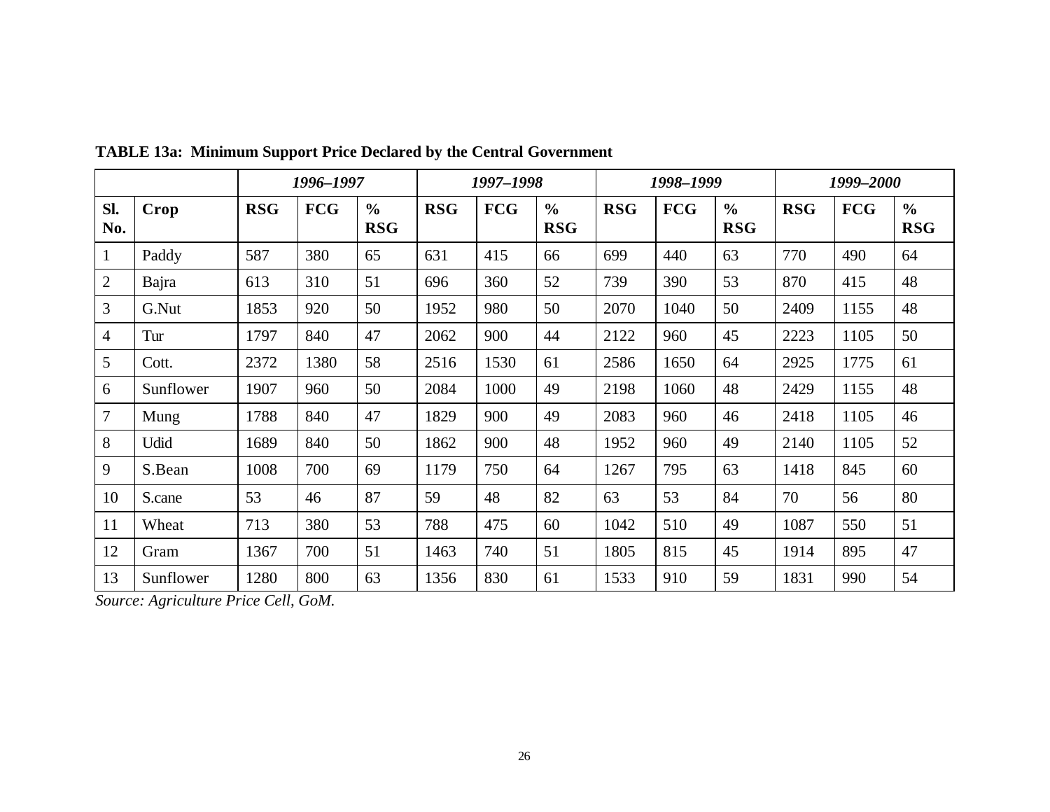**TABLE 13a: Minimum Support Price Declared by the Central Government**

| | | *1996–1997* | | | *1997–1998* | | | *1998–1999* | | | *1999–2000* | | |
|---|---|---|---|---|---|---|---|---|---|---|---|---|---|
| **Sl. No.** | **Crop** | **RSG** | **FCG** | **% RSG** | **RSG** | **FCG** | **% RSG** | **RSG** | **FCG** | **% RSG** | **RSG** | **FCG** | **% RSG** |
| 1 | Paddy | 587 | 380 | 65 | 631 | 415 | 66 | 699 | 440 | 63 | 770 | 490 | 64 |
| 2 | Bajra | 613 | 310 | 51 | 696 | 360 | 52 | 739 | 390 | 53 | 870 | 415 | 48 |
| 3 | G.Nut | 1853 | 920 | 50 | 1952 | 980 | 50 | 2070 | 1040 | 50 | 2409 | 1155 | 48 |
| 4 | Tur | 1797 | 840 | 47 | 2062 | 900 | 44 | 2122 | 960 | 45 | 2223 | 1105 | 50 |
| 5 | Cott. | 2372 | 1380 | 58 | 2516 | 1530 | 61 | 2586 | 1650 | 64 | 2925 | 1775 | 61 |
| 6 | Sunflower | 1907 | 960 | 50 | 2084 | 1000 | 49 | 2198 | 1060 | 48 | 2429 | 1155 | 48 |
| 7 | Mung | 1788 | 840 | 47 | 1829 | 900 | 49 | 2083 | 960 | 46 | 2418 | 1105 | 46 |
| 8 | Udid | 1689 | 840 | 50 | 1862 | 900 | 48 | 1952 | 960 | 49 | 2140 | 1105 | 52 |
| 9 | S.Bean | 1008 | 700 | 69 | 1179 | 750 | 64 | 1267 | 795 | 63 | 1418 | 845 | 60 |
| 10 | S.cane | 53 | 46 | 87 | 59 | 48 | 82 | 63 | 53 | 84 | 70 | 56 | 80 |
| 11 | Wheat | 713 | 380 | 53 | 788 | 475 | 60 | 1042 | 510 | 49 | 1087 | 550 | 51 |
| 12 | Gram | 1367 | 700 | 51 | 1463 | 740 | 51 | 1805 | 815 | 45 | 1914 | 895 | 47 |
| 13 | Sunflower | 1280 | 800 | 63 | 1356 | 830 | 61 | 1533 | 910 | 59 | 1831 | 990 | 54 |

*Source: Agriculture Price Cell, GoM.*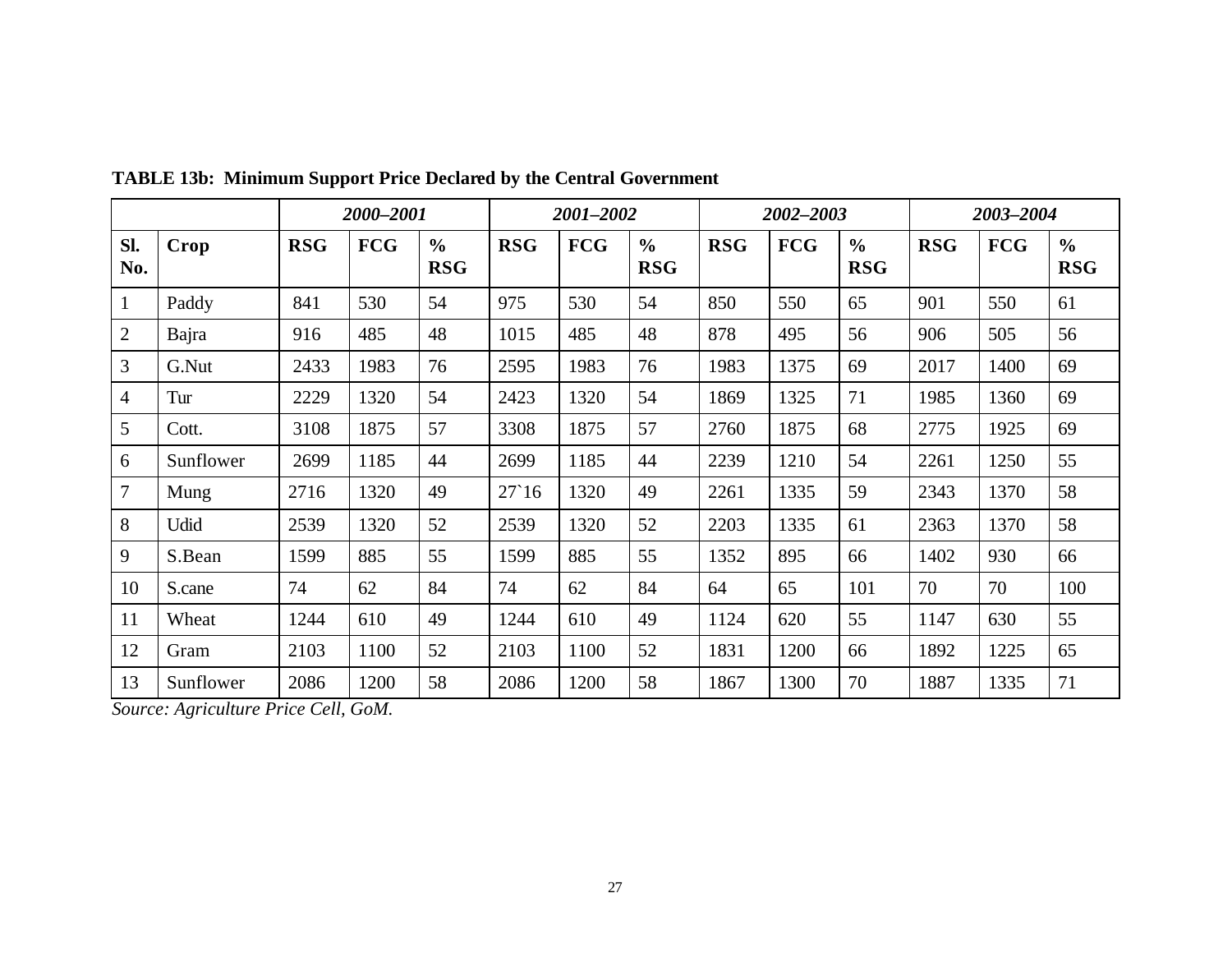**TABLE 13b: Minimum Support Price Declared by the Central Government**

| | | *2000–2001* | | | *2001–2002* | | | *2002–2003* | | | *2003–2004* | | |
|---|---|---|---|---|---|---|---|---|---|---|---|---|---|
| **Sl. No.** | **Crop** | **RSG** | **FCG** | **% RSG** | **RSG** | **FCG** | **% RSG** | **RSG** | **FCG** | **% RSG** | **RSG** | **FCG** | **% RSG** |
| 1 | Paddy | 841 | 530 | 54 | 975 | 530 | 54 | 850 | 550 | 65 | 901 | 550 | 61 |
| 2 | Bajra | 916 | 485 | 48 | 1015 | 485 | 48 | 878 | 495 | 56 | 906 | 505 | 56 |
| 3 | G.Nut | 2433 | 1983 | 76 | 2595 | 1983 | 76 | 1983 | 1375 | 69 | 2017 | 1400 | 69 |
| 4 | Tur | 2229 | 1320 | 54 | 2423 | 1320 | 54 | 1869 | 1325 | 71 | 1985 | 1360 | 69 |
| 5 | Cott. | 3108 | 1875 | 57 | 3308 | 1875 | 57 | 2760 | 1875 | 68 | 2775 | 1925 | 69 |
| 6 | Sunflower | 2699 | 1185 | 44 | 2699 | 1185 | 44 | 2239 | 1210 | 54 | 2261 | 1250 | 55 |
| 7 | Mung | 2716 | 1320 | 49 | 27`16 | 1320 | 49 | 2261 | 1335 | 59 | 2343 | 1370 | 58 |
| 8 | Udid | 2539 | 1320 | 52 | 2539 | 1320 | 52 | 2203 | 1335 | 61 | 2363 | 1370 | 58 |
| 9 | S.Bean | 1599 | 885 | 55 | 1599 | 885 | 55 | 1352 | 895 | 66 | 1402 | 930 | 66 |
| 10 | S.cane | 74 | 62 | 84 | 74 | 62 | 84 | 64 | 65 | 101 | 70 | 70 | 100 |
| 11 | Wheat | 1244 | 610 | 49 | 1244 | 610 | 49 | 1124 | 620 | 55 | 1147 | 630 | 55 |
| 12 | Gram | 2103 | 1100 | 52 | 2103 | 1100 | 52 | 1831 | 1200 | 66 | 1892 | 1225 | 65 |
| 13 | Sunflower | 2086 | 1200 | 58 | 2086 | 1200 | 58 | 1867 | 1300 | 70 | 1887 | 1335 | 71 |

*Source: Agriculture Price Cell, GoM.*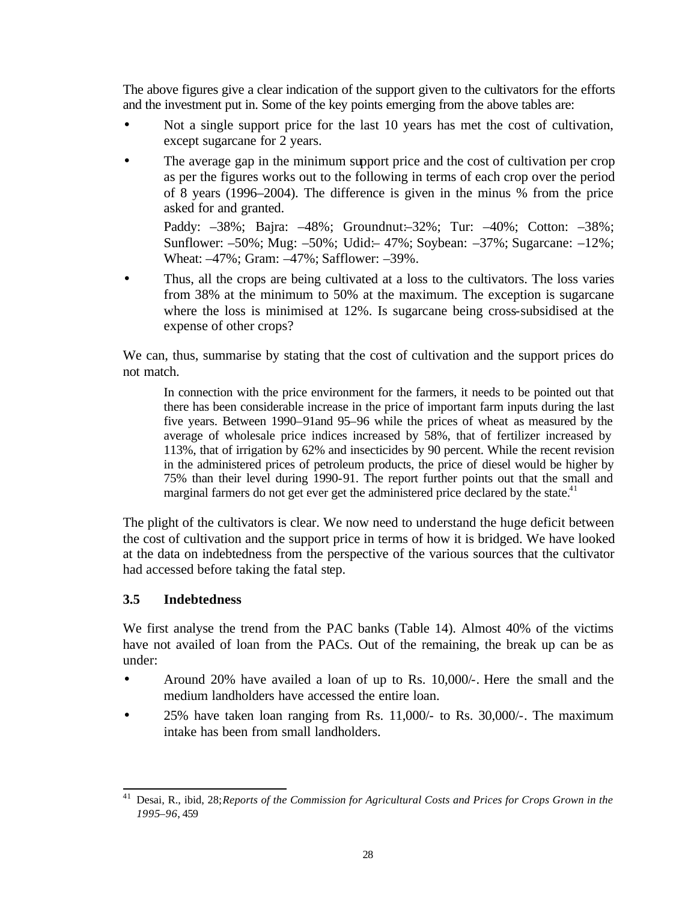The above figures give a clear indication of the support given to the cultivators for the efforts and the investment put in. Some of the key points emerging from the above tables are:

- Not a single support price for the last 10 years has met the cost of cultivation, except sugarcane for 2 years.
- The average gap in the minimum support price and the cost of cultivation per crop as per the figures works out to the following in terms of each crop over the period of 8 years (1996–2004). The difference is given in the minus % from the price asked for and granted.

  Paddy: –38%; Bajra: –48%; Groundnut:–32%; Tur: –40%; Cotton: –38%; Sunflower: –50%; Mug: –50%; Udid:– 47%; Soybean: –37%; Sugarcane: –12%; Wheat: –47%; Gram: –47%; Safflower: –39%.
- Thus, all the crops are being cultivated at a loss to the cultivators. The loss varies from 38% at the minimum to 50% at the maximum. The exception is sugarcane where the loss is minimised at 12%. Is sugarcane being cross-subsidised at the expense of other crops?

We can, thus, summarise by stating that the cost of cultivation and the support prices do not match.

> In connection with the price environment for the farmers, it needs to be pointed out that there has been considerable increase in the price of important farm inputs during the last five years. Between 1990–91and 95–96 while the prices of wheat as measured by the average of wholesale price indices increased by 58%, that of fertilizer increased by 113%, that of irrigation by 62% and insecticides by 90 percent. While the recent revision in the administered prices of petroleum products, the price of diesel would be higher by 75% than their level during 1990-91. The report further points out that the small and marginal farmers do not get ever get the administered price declared by the state.[41]

The plight of the cultivators is clear. We now need to understand the huge deficit between the cost of cultivation and the support price in terms of how it is bridged. We have looked at the data on indebtedness from the perspective of the various sources that the cultivator had accessed before taking the fatal step.

### 3.5 Indebtedness

We first analyse the trend from the PAC banks (Table 14). Almost 40% of the victims have not availed of loan from the PACs. Out of the remaining, the break up can be as under:

- Around 20% have availed a loan of up to Rs. 10,000/-. Here the small and the medium landholders have accessed the entire loan.
- 25% have taken loan ranging from Rs. 11,000/- to Rs. 30,000/-. The maximum intake has been from small landholders.

---

[41] Desai, R., ibid, 28; *Reports of the Commission for Agricultural Costs and Prices for Crops Grown in the 1995–96*, 459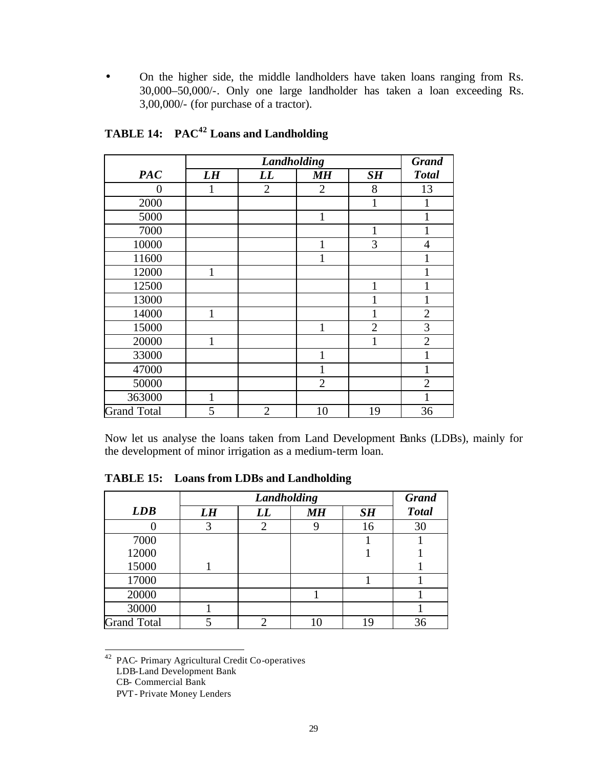- On the higher side, the middle landholders have taken loans ranging from Rs. 30,000–50,000/-. Only one large landholder has taken a loan exceeding Rs. 3,00,000/- (for purchase of a tractor).

**TABLE 14: PAC[42] Loans and Landholding**

| | *Landholding* | | | | *Grand* |
|---|---|---|---|---|---|
| ***PAC*** | ***LH*** | ***LL*** | ***MH*** | ***SH*** | ***Total*** |
| 0 | 1 | 2 | 2 | 8 | 13 |
| 2000 | | | | 1 | 1 |
| 5000 | | | 1 | | 1 |
| 7000 | | | | 1 | 1 |
| 10000 | | | 1 | 3 | 4 |
| 11600 | | | 1 | | 1 |
| 12000 | 1 | | | | 1 |
| 12500 | | | | 1 | 1 |
| 13000 | | | | 1 | 1 |
| 14000 | 1 | | | 1 | 2 |
| 15000 | | | 1 | 2 | 3 |
| 20000 | 1 | | | 1 | 2 |
| 33000 | | | 1 | | 1 |
| 47000 | | | 1 | | 1 |
| 50000 | | | 2 | | 2 |
| 363000 | 1 | | | | 1 |
| Grand Total | 5 | 2 | 10 | 19 | 36 |

Now let us analyse the loans taken from Land Development Banks (LDBs), mainly for the development of minor irrigation as a medium-term loan.

**TABLE 15: Loans from LDBs and Landholding**

| | *Landholding* | | | | *Grand* |
|---|---|---|---|---|---|
| ***LDB*** | ***LH*** | ***LL*** | ***MH*** | ***SH*** | ***Total*** |
| 0 | 3 | 2 | 9 | 16 | 30 |
| 7000 | | | | 1 | 1 |
| 12000 | | | | 1 | 1 |
| 15000 | 1 | | | | 1 |
| 17000 | | | | 1 | 1 |
| 20000 | | | 1 | | 1 |
| 30000 | 1 | | | | 1 |
| Grand Total | 5 | 2 | 10 | 19 | 36 |

[42] PAC- Primary Agricultural Credit Co-operatives
LDB-Land Development Bank
CB- Commercial Bank
PVT- Private Money Lenders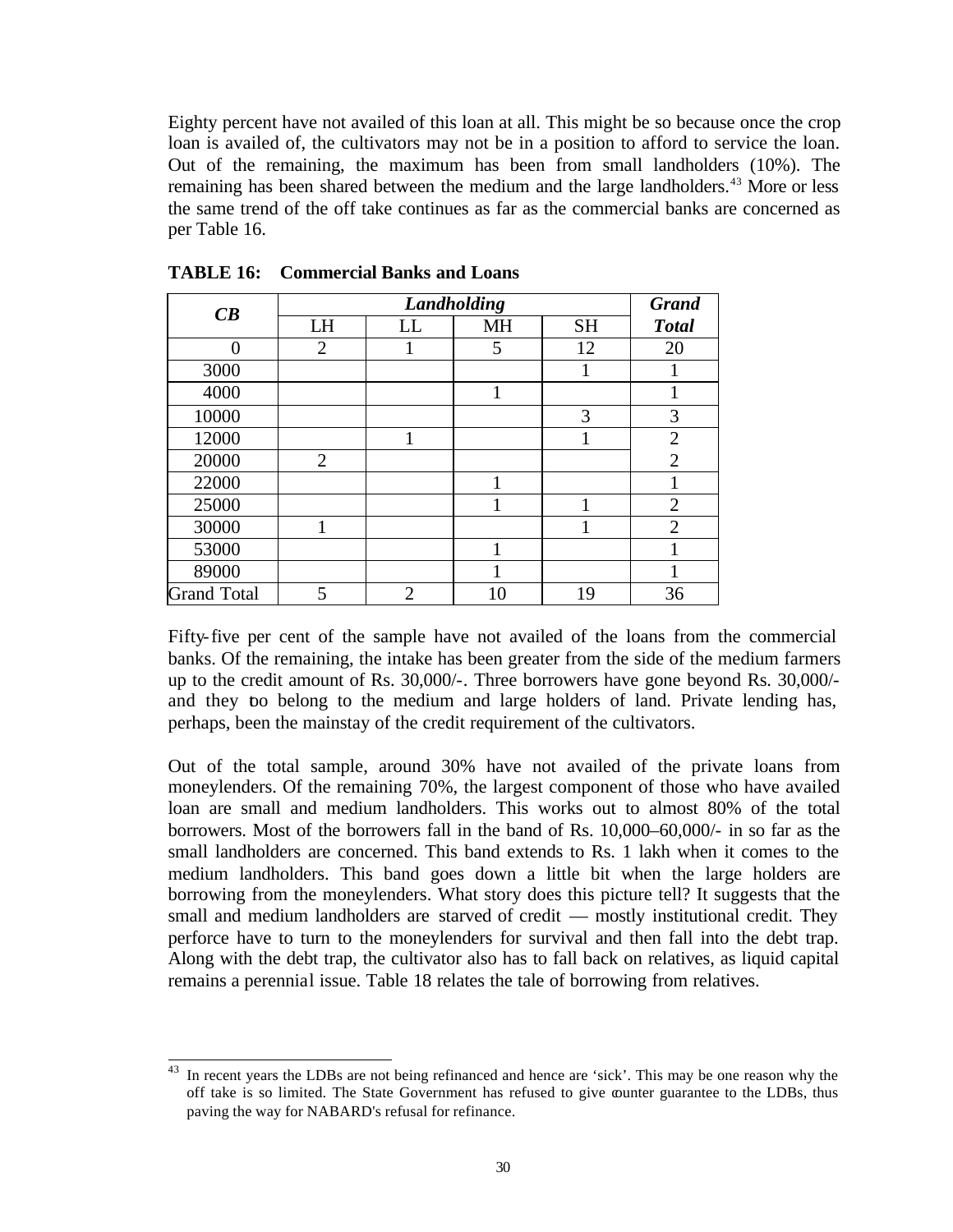Eighty percent have not availed of this loan at all. This might be so because once the crop loan is availed of, the cultivators may not be in a position to afford to service the loan. Out of the remaining, the maximum has been from small landholders (10%). The remaining has been shared between the medium and the large landholders.[43] More or less the same trend of the off take continues as far as the commercial banks are concerned as per Table 16.

**TABLE 16: Commercial Banks and Loans**

| ***CB*** | ***Landholding*** | | | | ***Grand Total*** |
|---|---|---|---|---|---|
| | LH | LL | MH | SH | |
| 0 | 2 | 1 | 5 | 12 | 20 |
| 3000 | | | | 1 | 1 |
| 4000 | | | 1 | | 1 |
| 10000 | | | | 3 | 3 |
| 12000 | | 1 | | 1 | 2 |
| 20000 | 2 | | | | 2 |
| 22000 | | | 1 | | 1 |
| 25000 | | | 1 | 1 | 2 |
| 30000 | 1 | | | 1 | 2 |
| 53000 | | | 1 | | 1 |
| 89000 | | | 1 | | 1 |
| Grand Total | 5 | 2 | 10 | 19 | 36 |

Fifty-five per cent of the sample have not availed of the loans from the commercial banks. Of the remaining, the intake has been greater from the side of the medium farmers up to the credit amount of Rs. 30,000/-. Three borrowers have gone beyond Rs. 30,000/- and they too belong to the medium and large holders of land. Private lending has, perhaps, been the mainstay of the credit requirement of the cultivators.

Out of the total sample, around 30% have not availed of the private loans from moneylenders. Of the remaining 70%, the largest component of those who have availed loan are small and medium landholders. This works out to almost 80% of the total borrowers. Most of the borrowers fall in the band of Rs. 10,000–60,000/- in so far as the small landholders are concerned. This band extends to Rs. 1 lakh when it comes to the medium landholders. This band goes down a little bit when the large holders are borrowing from the moneylenders. What story does this picture tell? It suggests that the small and medium landholders are starved of credit — mostly institutional credit. They perforce have to turn to the moneylenders for survival and then fall into the debt trap. Along with the debt trap, the cultivator also has to fall back on relatives, as liquid capital remains a perennial issue. Table 18 relates the tale of borrowing from relatives.

---

[43] In recent years the LDBs are not being refinanced and hence are 'sick'. This may be one reason why the off take is so limited. The State Government has refused to give counter guarantee to the LDBs, thus paving the way for NABARD's refusal for refinance.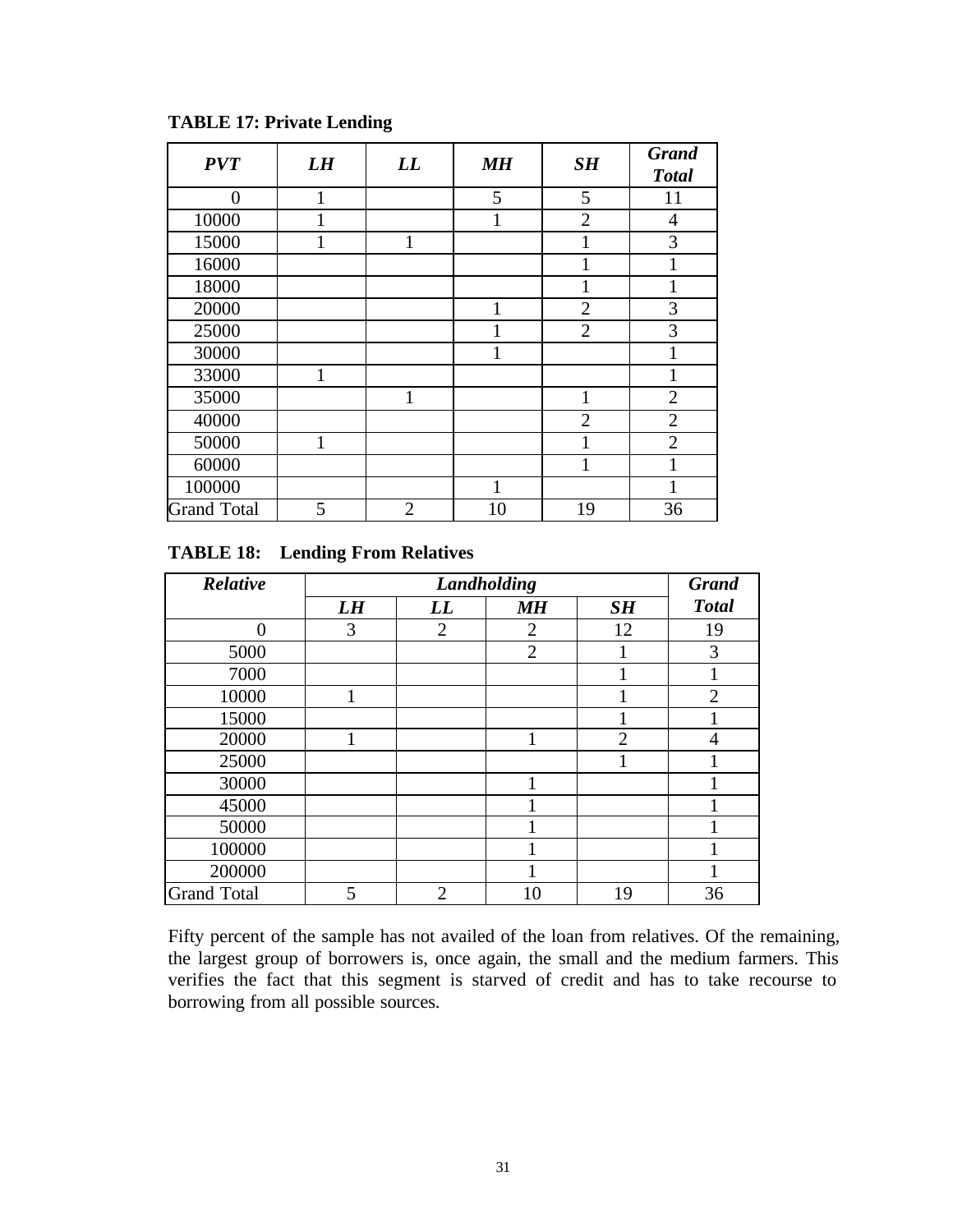**TABLE 17: Private Lending**

| *PVT* | *LH* | *LL* | *MH* | *SH* | *Grand Total* |
|---|---|---|---|---|---|
| 0 | 1 | | 5 | 5 | 11 |
| 10000 | 1 | | 1 | 2 | 4 |
| 15000 | 1 | 1 | | 1 | 3 |
| 16000 | | | | 1 | 1 |
| 18000 | | | | 1 | 1 |
| 20000 | | | 1 | 2 | 3 |
| 25000 | | | 1 | 2 | 3 |
| 30000 | | | 1 | | 1 |
| 33000 | 1 | | | | 1 |
| 35000 | | 1 | | 1 | 2 |
| 40000 | | | | 2 | 2 |
| 50000 | 1 | | | 1 | 2 |
| 60000 | | | | 1 | 1 |
| 100000 | | | 1 | | 1 |
| Grand Total | 5 | 2 | 10 | 19 | 36 |

**TABLE 18: Lending From Relatives**

| *Relative* | *Landholding* | | | | *Grand Total* |
|---|---|---|---|---|---|
| | *LH* | *LL* | *MH* | *SH* | |
| 0 | 3 | 2 | 2 | 12 | 19 |
| 5000 | | | 2 | 1 | 3 |
| 7000 | | | | 1 | 1 |
| 10000 | 1 | | | 1 | 2 |
| 15000 | | | | 1 | 1 |
| 20000 | 1 | | 1 | 2 | 4 |
| 25000 | | | | 1 | 1 |
| 30000 | | | 1 | | 1 |
| 45000 | | | 1 | | 1 |
| 50000 | | | 1 | | 1 |
| 100000 | | | 1 | | 1 |
| 200000 | | | 1 | | 1 |
| Grand Total | 5 | 2 | 10 | 19 | 36 |

Fifty percent of the sample has not availed of the loan from relatives. Of the remaining, the largest group of borrowers is, once again, the small and the medium farmers. This verifies the fact that this segment is starved of credit and has to take recourse to borrowing from all possible sources.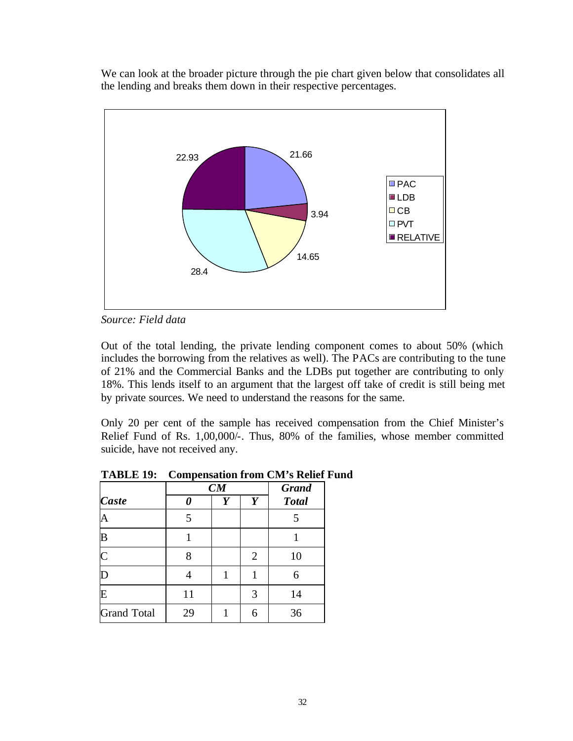We can look at the broader picture through the pie chart given below that consolidates all the lending and breaks them down in their respective percentages.

*Source: Field data*

Out of the total lending, the private lending component comes to about 50% (which includes the borrowing from the relatives as well). The PACs are contributing to the tune of 21% and the Commercial Banks and the LDBs put together are contributing to only 18%. This lends itself to an argument that the largest off take of credit is still being met by private sources. We need to understand the reasons for the same.

Only 20 per cent of the sample has received compensation from the Chief Minister's Relief Fund of Rs. 1,00,000/-. Thus, 80% of the families, whose member committed suicide, have not received any.

**TABLE 19: Compensation from CM's Relief Fund**

| | ***CM*** | | | ***Grand*** |
|---|---|---|---|---|
| ***Caste*** | ***0*** | ***Y*** | ***Y*** | ***Total*** |
| A | 5 | | | 5 |
| B | 1 | | | 1 |
| C | 8 | | 2 | 10 |
| D | 4 | 1 | 1 | 6 |
| E | 11 | | 3 | 14 |
| Grand Total | 29 | 1 | 6 | 36 |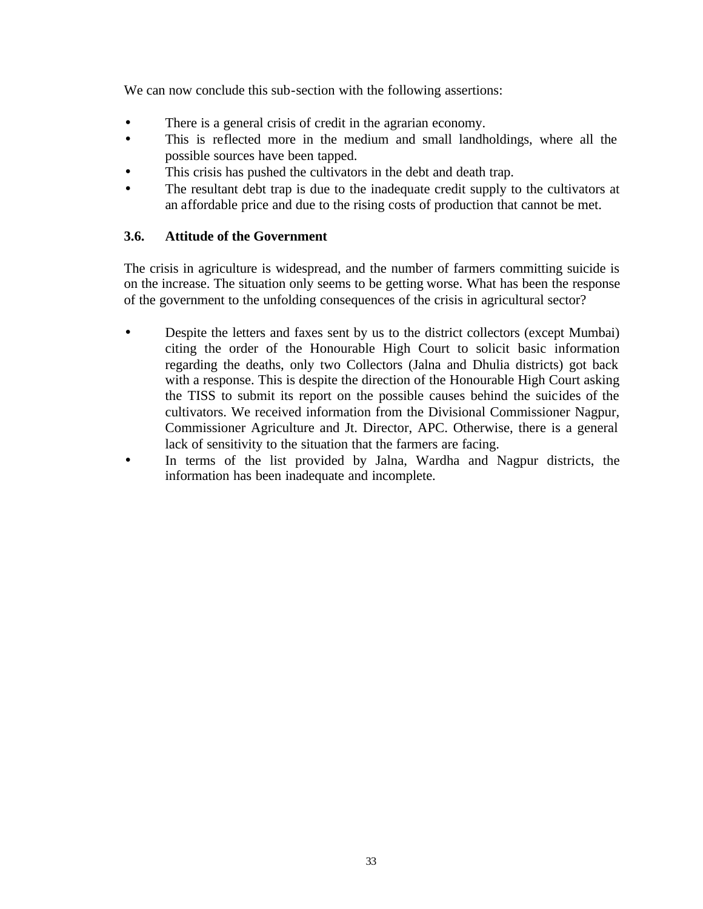We can now conclude this sub-section with the following assertions:

- There is a general crisis of credit in the agrarian economy.
- This is reflected more in the medium and small landholdings, where all the possible sources have been tapped.
- This crisis has pushed the cultivators in the debt and death trap.
- The resultant debt trap is due to the inadequate credit supply to the cultivators at an affordable price and due to the rising costs of production that cannot be met.

### 3.6. Attitude of the Government

The crisis in agriculture is widespread, and the number of farmers committing suicide is on the increase. The situation only seems to be getting worse. What has been the response of the government to the unfolding consequences of the crisis in agricultural sector?

- Despite the letters and faxes sent by us to the district collectors (except Mumbai) citing the order of the Honourable High Court to solicit basic information regarding the deaths, only two Collectors (Jalna and Dhulia districts) got back with a response. This is despite the direction of the Honourable High Court asking the TISS to submit its report on the possible causes behind the suicides of the cultivators. We received information from the Divisional Commissioner Nagpur, Commissioner Agriculture and Jt. Director, APC. Otherwise, there is a general lack of sensitivity to the situation that the farmers are facing.
- In terms of the list provided by Jalna, Wardha and Nagpur districts, the information has been inadequate and incomplete.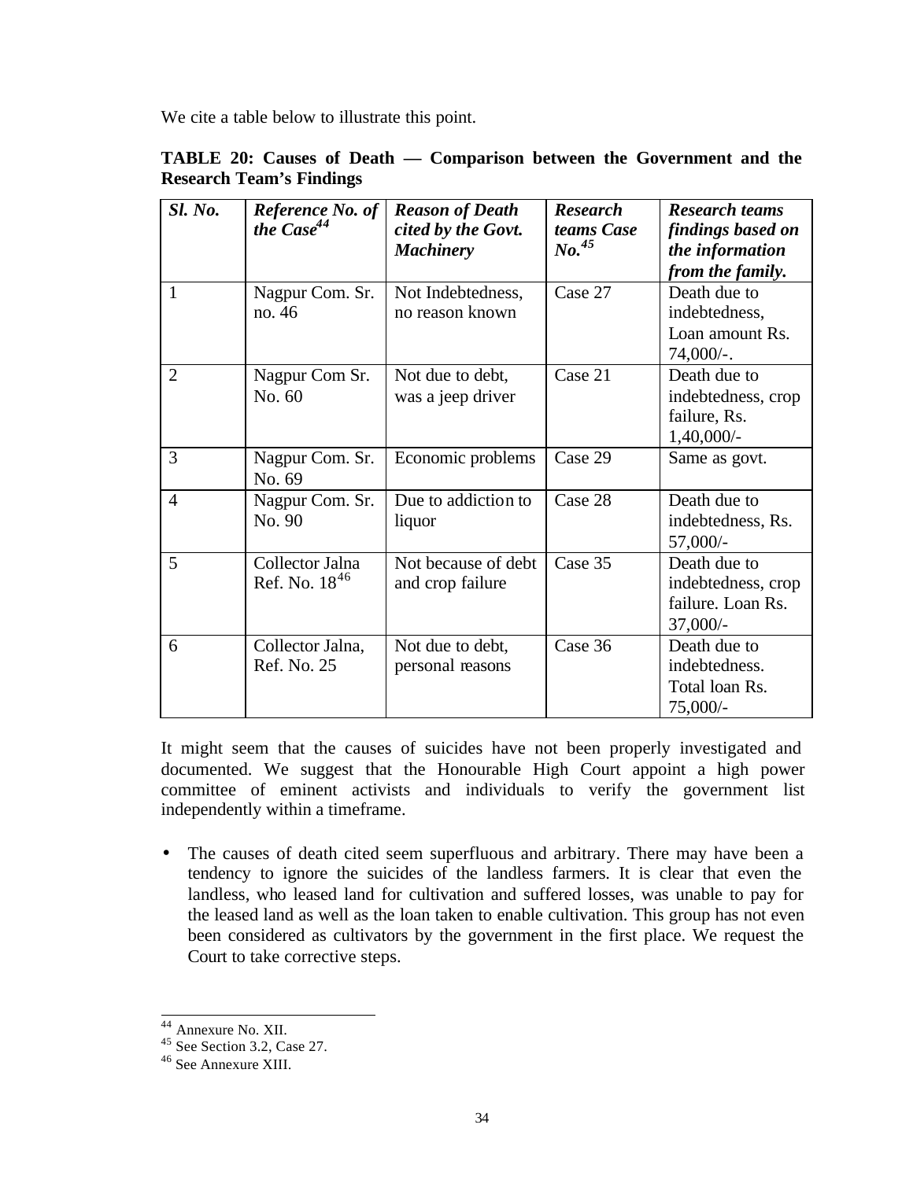We cite a table below to illustrate this point.

**TABLE 20: Causes of Death — Comparison between the Government and the Research Team's Findings**

| *Sl. No.* | *Reference No. of the Case*[44] | *Reason of Death cited by the Govt. Machinery* | *Research teams Case No.*[45] | *Research teams findings based on the information from the family.* |
|---|---|---|---|---|
| 1 | Nagpur Com. Sr. no. 46 | Not Indebtedness, no reason known | Case 27 | Death due to indebtedness, Loan amount Rs. 74,000/-. |
| 2 | Nagpur Com Sr. No. 60 | Not due to debt, was a jeep driver | Case 21 | Death due to indebtedness, crop failure, Rs. 1,40,000/- |
| 3 | Nagpur Com. Sr. No. 69 | Economic problems | Case 29 | Same as govt. |
| 4 | Nagpur Com. Sr. No. 90 | Due to addiction to liquor | Case 28 | Death due to indebtedness, Rs. 57,000/- |
| 5 | Collector Jalna Ref. No. 18[46] | Not because of debt and crop failure | Case 35 | Death due to indebtedness, crop failure. Loan Rs. 37,000/- |
| 6 | Collector Jalna, Ref. No. 25 | Not due to debt, personal reasons | Case 36 | Death due to indebtedness. Total loan Rs. 75,000/- |

It might seem that the causes of suicides have not been properly investigated and documented. We suggest that the Honourable High Court appoint a high power committee of eminent activists and individuals to verify the government list independently within a timeframe.

- The causes of death cited seem superfluous and arbitrary. There may have been a tendency to ignore the suicides of the landless farmers. It is clear that even the landless, who leased land for cultivation and suffered losses, was unable to pay for the leased land as well as the loan taken to enable cultivation. This group has not even been considered as cultivators by the government in the first place. We request the Court to take corrective steps.

---

[44] Annexure No. XII.

[45] See Section 3.2, Case 27.

[46] See Annexure XIII.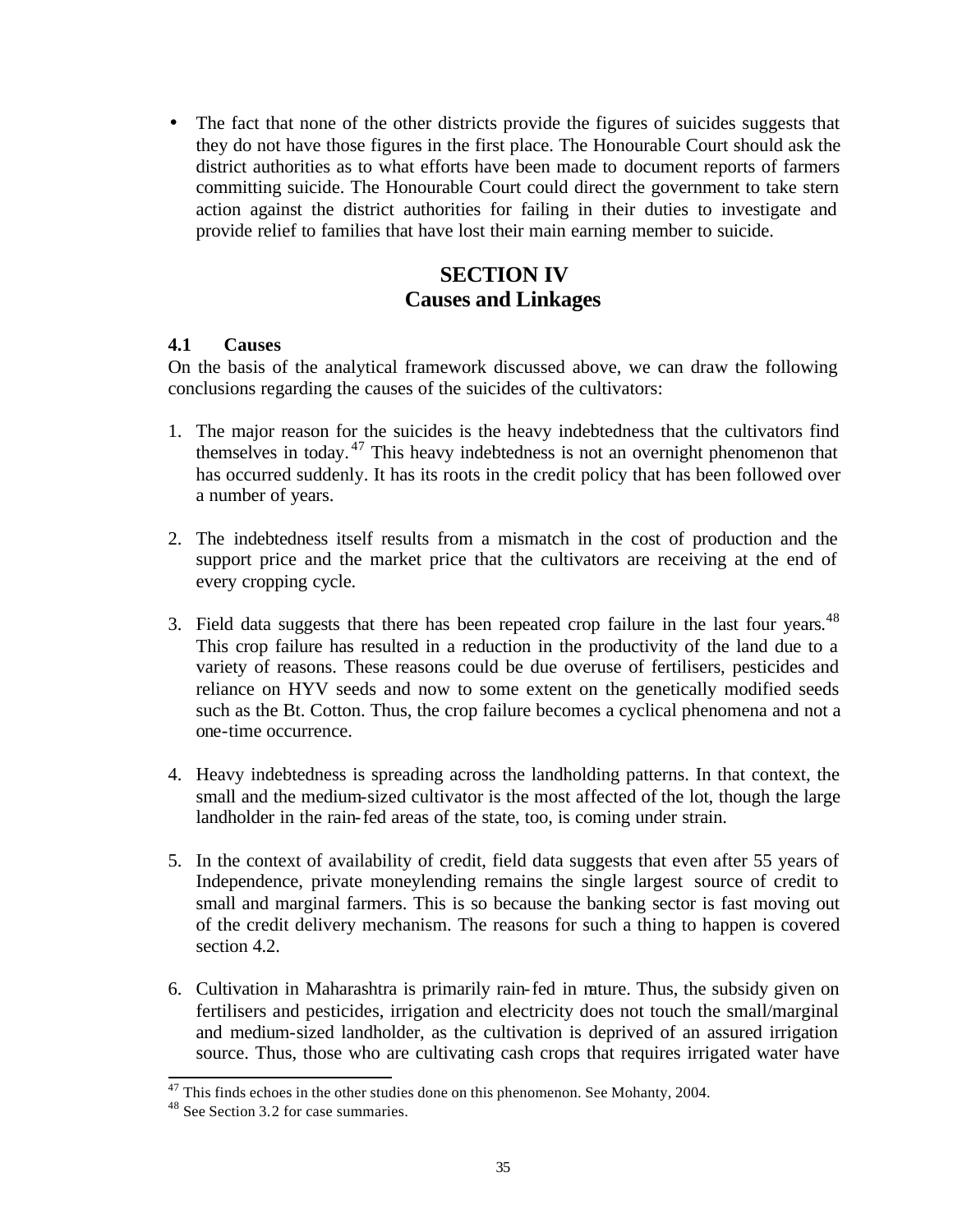- The fact that none of the other districts provide the figures of suicides suggests that they do not have those figures in the first place. The Honourable Court should ask the district authorities as to what efforts have been made to document reports of farmers committing suicide. The Honourable Court could direct the government to take stern action against the district authorities for failing in their duties to investigate and provide relief to families that have lost their main earning member to suicide.

# SECTION IV
# Causes and Linkages

### 4.1 Causes

On the basis of the analytical framework discussed above, we can draw the following conclusions regarding the causes of the suicides of the cultivators:

1. The major reason for the suicides is the heavy indebtedness that the cultivators find themselves in today.[47] This heavy indebtedness is not an overnight phenomenon that has occurred suddenly. It has its roots in the credit policy that has been followed over a number of years.

2. The indebtedness itself results from a mismatch in the cost of production and the support price and the market price that the cultivators are receiving at the end of every cropping cycle.

3. Field data suggests that there has been repeated crop failure in the last four years.[48] This crop failure has resulted in a reduction in the productivity of the land due to a variety of reasons. These reasons could be due overuse of fertilisers, pesticides and reliance on HYV seeds and now to some extent on the genetically modified seeds such as the Bt. Cotton. Thus, the crop failure becomes a cyclical phenomena and not a one-time occurrence.

4. Heavy indebtedness is spreading across the landholding patterns. In that context, the small and the medium-sized cultivator is the most affected of the lot, though the large landholder in the rain-fed areas of the state, too, is coming under strain.

5. In the context of availability of credit, field data suggests that even after 55 years of Independence, private moneylending remains the single largest source of credit to small and marginal farmers. This is so because the banking sector is fast moving out of the credit delivery mechanism. The reasons for such a thing to happen is covered section 4.2.

6. Cultivation in Maharashtra is primarily rain-fed in nature. Thus, the subsidy given on fertilisers and pesticides, irrigation and electricity does not touch the small/marginal and medium-sized landholder, as the cultivation is deprived of an assured irrigation source. Thus, those who are cultivating cash crops that requires irrigated water have

[47] This finds echoes in the other studies done on this phenomenon. See Mohanty, 2004.

[48] See Section 3.2 for case summaries.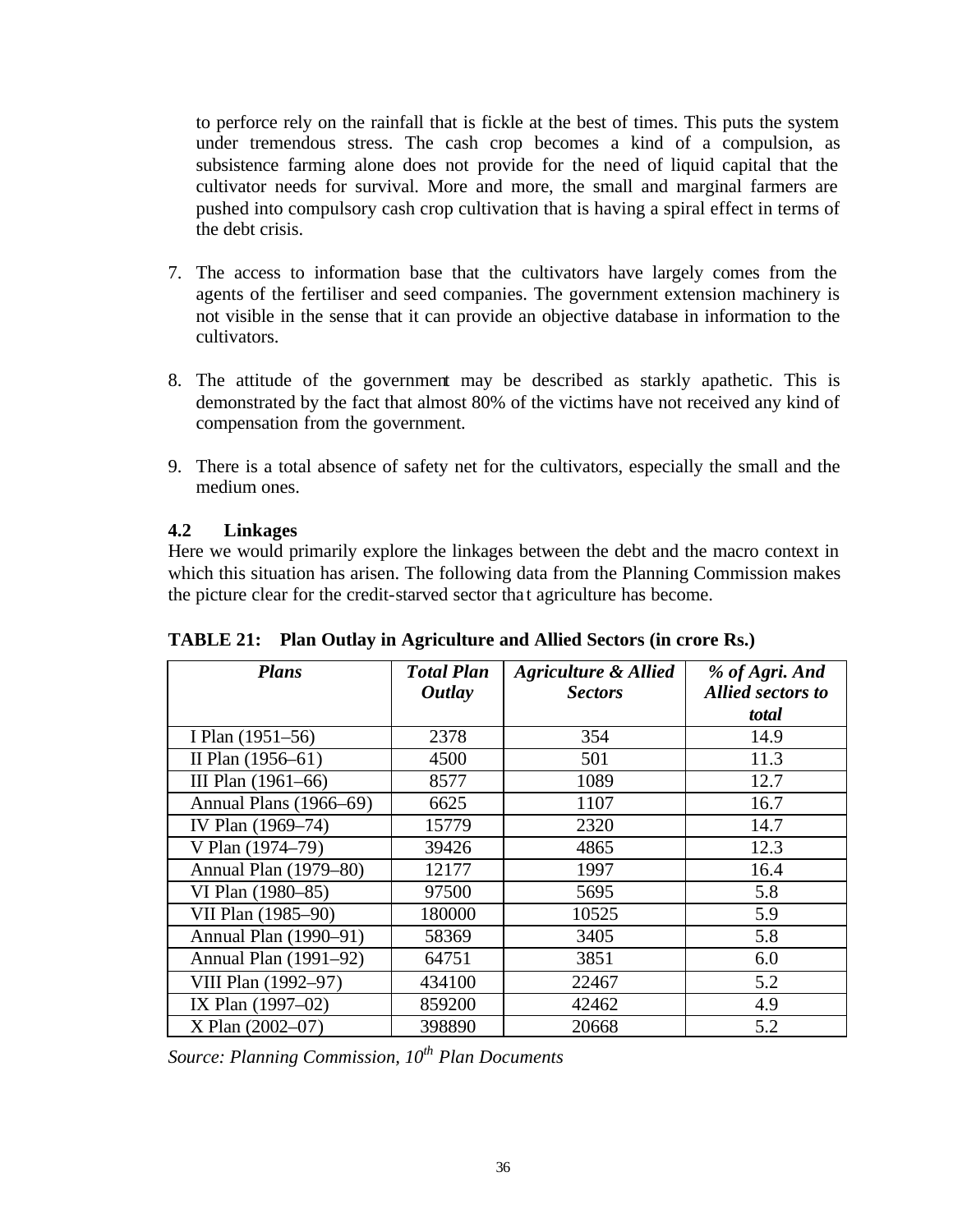to perforce rely on the rainfall that is fickle at the best of times. This puts the system under tremendous stress. The cash crop becomes a kind of a compulsion, as subsistence farming alone does not provide for the need of liquid capital that the cultivator needs for survival. More and more, the small and marginal farmers are pushed into compulsory cash crop cultivation that is having a spiral effect in terms of the debt crisis.

7. The access to information base that the cultivators have largely comes from the agents of the fertiliser and seed companies. The government extension machinery is not visible in the sense that it can provide an objective database in information to the cultivators.

8. The attitude of the government may be described as starkly apathetic. This is demonstrated by the fact that almost 80% of the victims have not received any kind of compensation from the government.

9. There is a total absence of safety net for the cultivators, especially the small and the medium ones.

### 4.2 Linkages

Here we would primarily explore the linkages between the debt and the macro context in which this situation has arisen. The following data from the Planning Commission makes the picture clear for the credit-starved sector that agriculture has become.

**TABLE 21: Plan Outlay in Agriculture and Allied Sectors (in crore Rs.)**

| *Plans* | *Total Plan Outlay* | *Agriculture & Allied Sectors* | *% of Agri. And Allied sectors to total* |
|---|---|---|---|
| I Plan (1951–56) | 2378 | 354 | 14.9 |
| II Plan (1956–61) | 4500 | 501 | 11.3 |
| III Plan (1961–66) | 8577 | 1089 | 12.7 |
| Annual Plans (1966–69) | 6625 | 1107 | 16.7 |
| IV Plan (1969–74) | 15779 | 2320 | 14.7 |
| V Plan (1974–79) | 39426 | 4865 | 12.3 |
| Annual Plan (1979–80) | 12177 | 1997 | 16.4 |
| VI Plan (1980–85) | 97500 | 5695 | 5.8 |
| VII Plan (1985–90) | 180000 | 10525 | 5.9 |
| Annual Plan (1990–91) | 58369 | 3405 | 5.8 |
| Annual Plan (1991–92) | 64751 | 3851 | 6.0 |
| VIII Plan (1992–97) | 434100 | 22467 | 5.2 |
| IX Plan (1997–02) | 859200 | 42462 | 4.9 |
| X Plan (2002–07) | 398890 | 20668 | 5.2 |

*Source: Planning Commission, 10th Plan Documents*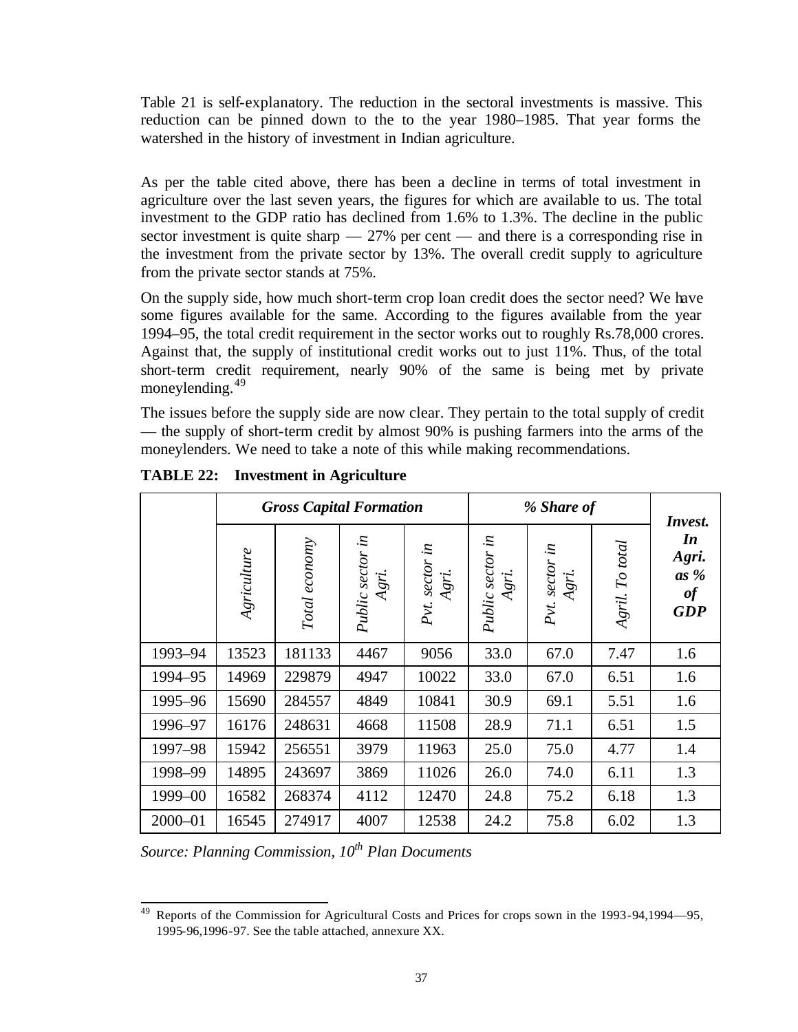Table 21 is self-explanatory. The reduction in the sectoral investments is massive. This reduction can be pinned down to the to the year 1980–1985. That year forms the watershed in the history of investment in Indian agriculture.

As per the table cited above, there has been a decline in terms of total investment in agriculture over the last seven years, the figures for which are available to us. The total investment to the GDP ratio has declined from 1.6% to 1.3%. The decline in the public sector investment is quite sharp — 27% per cent — and there is a corresponding rise in the investment from the private sector by 13%. The overall credit supply to agriculture from the private sector stands at 75%.

On the supply side, how much short-term crop loan credit does the sector need? We have some figures available for the same. According to the figures available from the year 1994–95, the total credit requirement in the sector works out to roughly Rs.78,000 crores. Against that, the supply of institutional credit works out to just 11%. Thus, of the total short-term credit requirement, nearly 90% of the same is being met by private moneylending.[49]

The issues before the supply side are now clear. They pertain to the total supply of credit — the supply of short-term credit by almost 90% is pushing farmers into the arms of the moneylenders. We need to take a note of this while making recommendations.

**TABLE 22: Investment in Agriculture**

| | ***Gross Capital Formation*** | | | | ***% Share of*** | | | ***Invest. In Agri. as % of GDP*** |
|---|---|---|---|---|---|---|---|---|
| | *Agriculture* | *Total economy* | *Public sector in Agri.* | *Pvt. sector in Agri.* | *Public sector in Agri.* | *Pvt. sector in Agri.* | *Agril. To total* | |
| 1993–94 | 13523 | 181133 | 4467 | 9056 | 33.0 | 67.0 | 7.47 | 1.6 |
| 1994–95 | 14969 | 229879 | 4947 | 10022 | 33.0 | 67.0 | 6.51 | 1.6 |
| 1995–96 | 15690 | 284557 | 4849 | 10841 | 30.9 | 69.1 | 5.51 | 1.6 |
| 1996–97 | 16176 | 248631 | 4668 | 11508 | 28.9 | 71.1 | 6.51 | 1.5 |
| 1997–98 | 15942 | 256551 | 3979 | 11963 | 25.0 | 75.0 | 4.77 | 1.4 |
| 1998–99 | 14895 | 243697 | 3869 | 11026 | 26.0 | 74.0 | 6.11 | 1.3 |
| 1999–00 | 16582 | 268374 | 4112 | 12470 | 24.8 | 75.2 | 6.18 | 1.3 |
| 2000–01 | 16545 | 274917 | 4007 | 12538 | 24.2 | 75.8 | 6.02 | 1.3 |

*Source: Planning Commission, 10th Plan Documents*

[49] Reports of the Commission for Agricultural Costs and Prices for crops sown in the 1993-94,1994—95, 1995-96,1996-97. See the table attached, annexure XX.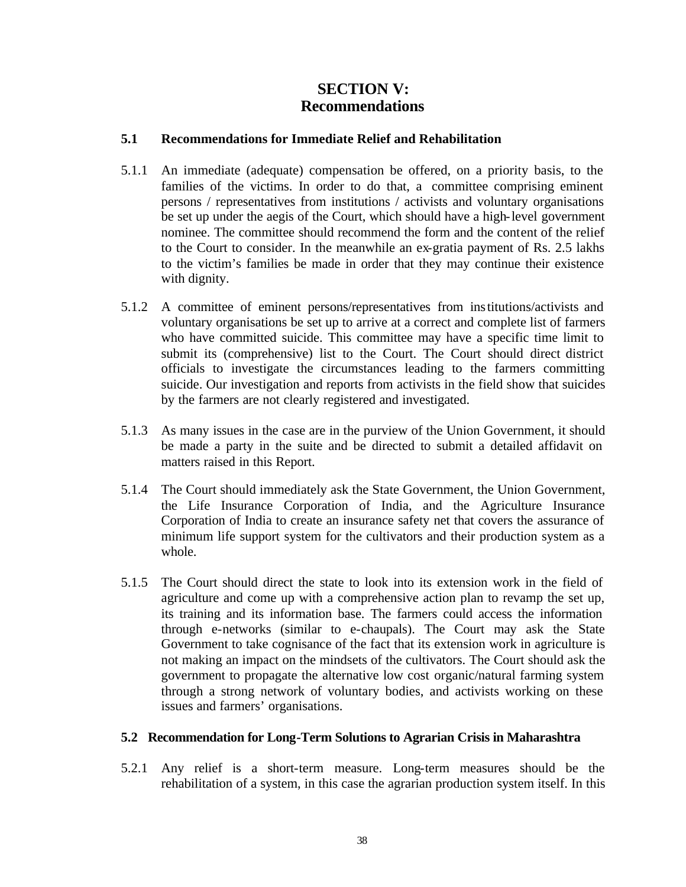# SECTION V:
# Recommendations

### 5.1 Recommendations for Immediate Relief and Rehabilitation

5.1.1 An immediate (adequate) compensation be offered, on a priority basis, to the families of the victims. In order to do that, a committee comprising eminent persons / representatives from institutions / activists and voluntary organisations be set up under the aegis of the Court, which should have a high-level government nominee. The committee should recommend the form and the content of the relief to the Court to consider. In the meanwhile an ex-gratia payment of Rs. 2.5 lakhs to the victim's families be made in order that they may continue their existence with dignity.

5.1.2 A committee of eminent persons/representatives from institutions/activists and voluntary organisations be set up to arrive at a correct and complete list of farmers who have committed suicide. This committee may have a specific time limit to submit its (comprehensive) list to the Court. The Court should direct district officials to investigate the circumstances leading to the farmers committing suicide. Our investigation and reports from activists in the field show that suicides by the farmers are not clearly registered and investigated.

5.1.3 As many issues in the case are in the purview of the Union Government, it should be made a party in the suite and be directed to submit a detailed affidavit on matters raised in this Report.

5.1.4 The Court should immediately ask the State Government, the Union Government, the Life Insurance Corporation of India, and the Agriculture Insurance Corporation of India to create an insurance safety net that covers the assurance of minimum life support system for the cultivators and their production system as a whole.

5.1.5 The Court should direct the state to look into its extension work in the field of agriculture and come up with a comprehensive action plan to revamp the set up, its training and its information base. The farmers could access the information through e-networks (similar to e-chaupals). The Court may ask the State Government to take cognisance of the fact that its extension work in agriculture is not making an impact on the mindsets of the cultivators. The Court should ask the government to propagate the alternative low cost organic/natural farming system through a strong network of voluntary bodies, and activists working on these issues and farmers' organisations.

### 5.2 Recommendation for Long-Term Solutions to Agrarian Crisis in Maharashtra

5.2.1 Any relief is a short-term measure. Long-term measures should be the rehabilitation of a system, in this case the agrarian production system itself. In this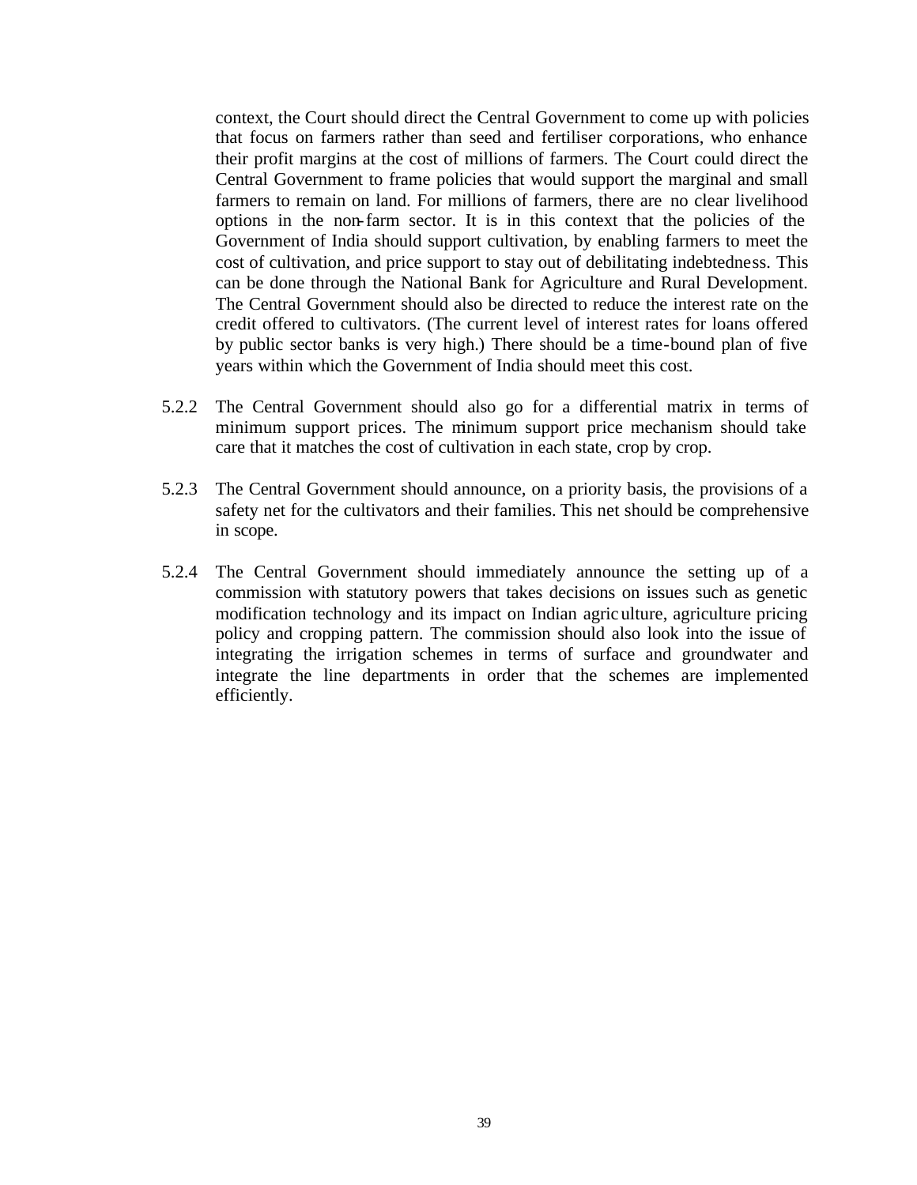context, the Court should direct the Central Government to come up with policies that focus on farmers rather than seed and fertiliser corporations, who enhance their profit margins at the cost of millions of farmers. The Court could direct the Central Government to frame policies that would support the marginal and small farmers to remain on land. For millions of farmers, there are no clear livelihood options in the non-farm sector. It is in this context that the policies of the Government of India should support cultivation, by enabling farmers to meet the cost of cultivation, and price support to stay out of debilitating indebtedness. This can be done through the National Bank for Agriculture and Rural Development. The Central Government should also be directed to reduce the interest rate on the credit offered to cultivators. (The current level of interest rates for loans offered by public sector banks is very high.) There should be a time-bound plan of five years within which the Government of India should meet this cost.

5.2.2 The Central Government should also go for a differential matrix in terms of minimum support prices. The minimum support price mechanism should take care that it matches the cost of cultivation in each state, crop by crop.

5.2.3 The Central Government should announce, on a priority basis, the provisions of a safety net for the cultivators and their families. This net should be comprehensive in scope.

5.2.4 The Central Government should immediately announce the setting up of a commission with statutory powers that takes decisions on issues such as genetic modification technology and its impact on Indian agriculture, agriculture pricing policy and cropping pattern. The commission should also look into the issue of integrating the irrigation schemes in terms of surface and groundwater and integrate the line departments in order that the schemes are implemented efficiently.